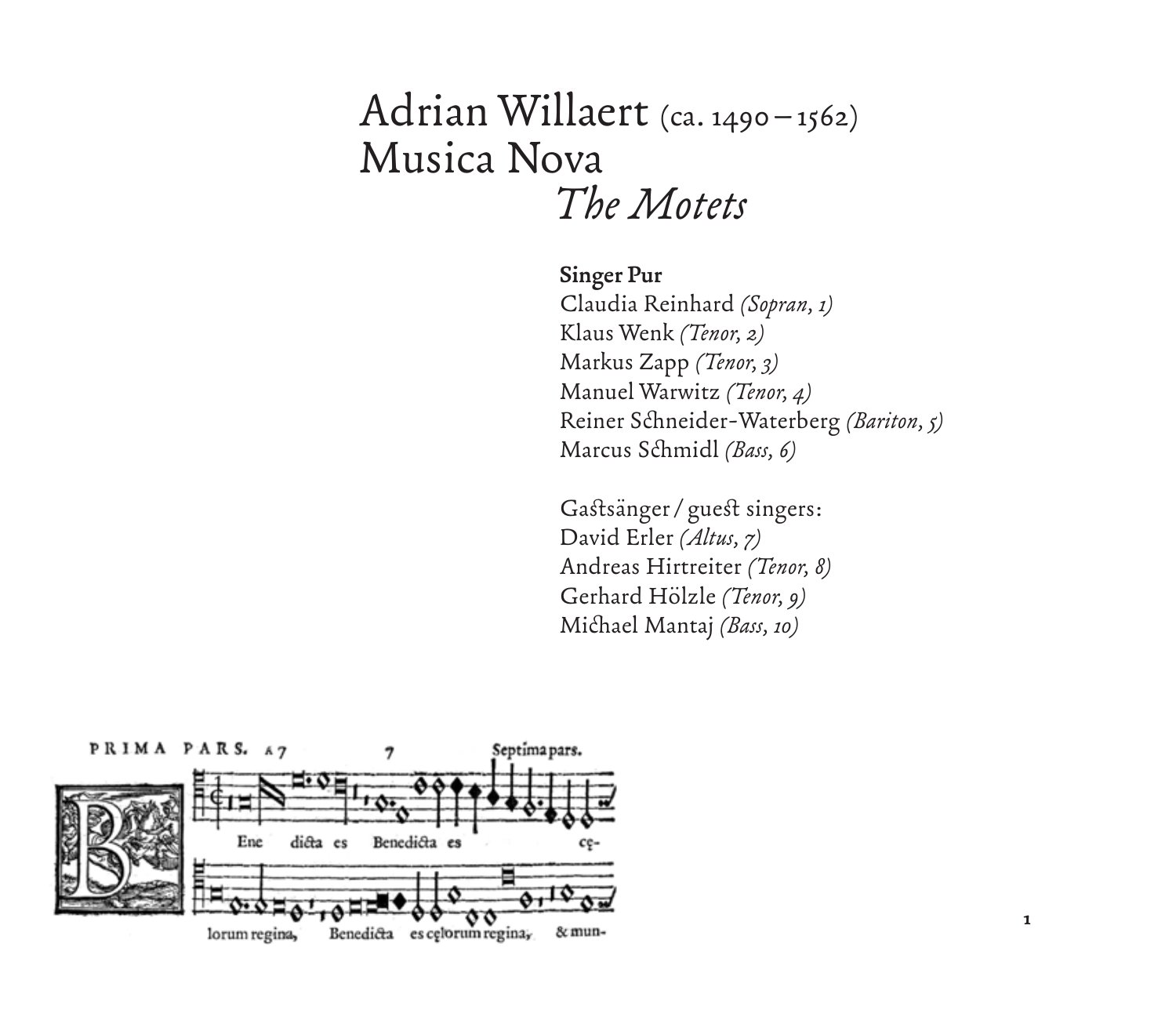# Adrian Willaert (ca. 1490 – 1562)
# Musica Nova
## *The Motets*

**Singer Pur**
Claudia Reinhard *(Sopran, 1)*
Klaus Wenk *(Tenor, 2)*
Markus Zapp *(Tenor, 3)*
Manuel Warwitz *(Tenor, 4)*
Reiner Schneider-Waterberg *(Bariton, 5)*
Marcus Schmidl *(Bass, 6)*

Gastsänger / guest singers:
David Erler *(Altus, 7)*
Andreas Hirtreiter *(Tenor, 8)*
Gerhard Hölzle *(Tenor, 9)*
Michael Mantaj *(Bass, 10)*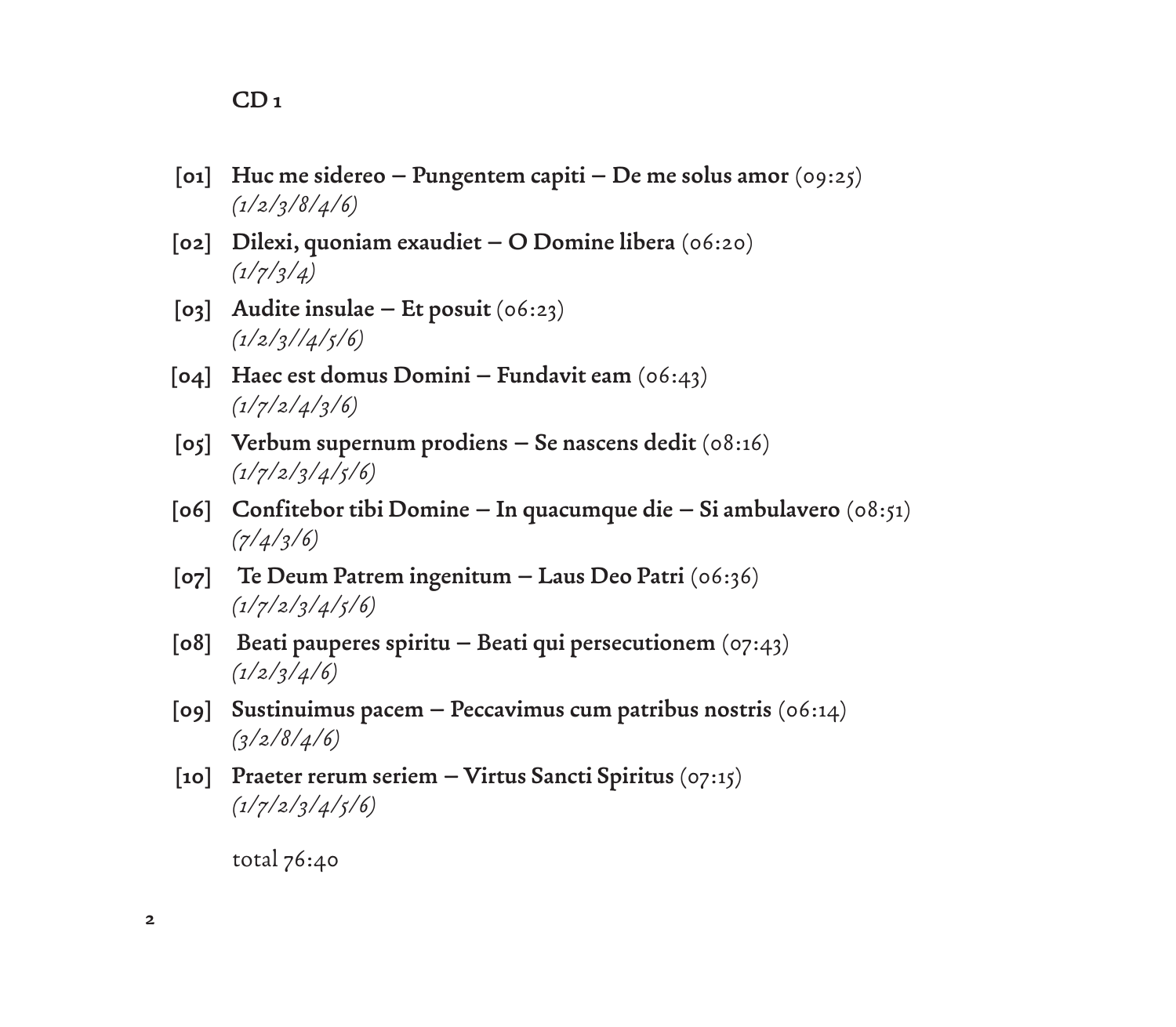## CD 1

[01] **Huc me sidereo – Pungentem capiti – De me solus amor** (09:25)
*(1/2/3/8/4/6)*

[02] **Dilexi, quoniam exaudiet – O Domine libera** (06:20)
*(1/7/3/4)*

[03] **Audite insulae – Et posuit** (06:23)
*(1/2/3//4/5/6)*

[04] **Haec est domus Domini – Fundavit eam** (06:43)
*(1/7/2/4/3/6)*

[05] **Verbum supernum prodiens – Se nascens dedit** (08:16)
*(1/7/2/3/4/5/6)*

[06] **Confitebor tibi Domine – In quacumque die – Si ambulavero** (08:51)
*(7/4/3/6)*

[07] **Te Deum Patrem ingenitum – Laus Deo Patri** (06:36)
*(1/7/2/3/4/5/6)*

[08] **Beati pauperes spiritu – Beati qui persecutionem** (07:43)
*(1/2/3/4/6)*

[09] **Sustinuimus pacem – Peccavimus cum patribus nostris** (06:14)
*(3/2/8/4/6)*

[10] **Praeter rerum seriem – Virtus Sancti Spiritus** (07:15)
*(1/7/2/3/4/5/6)*

total 76:40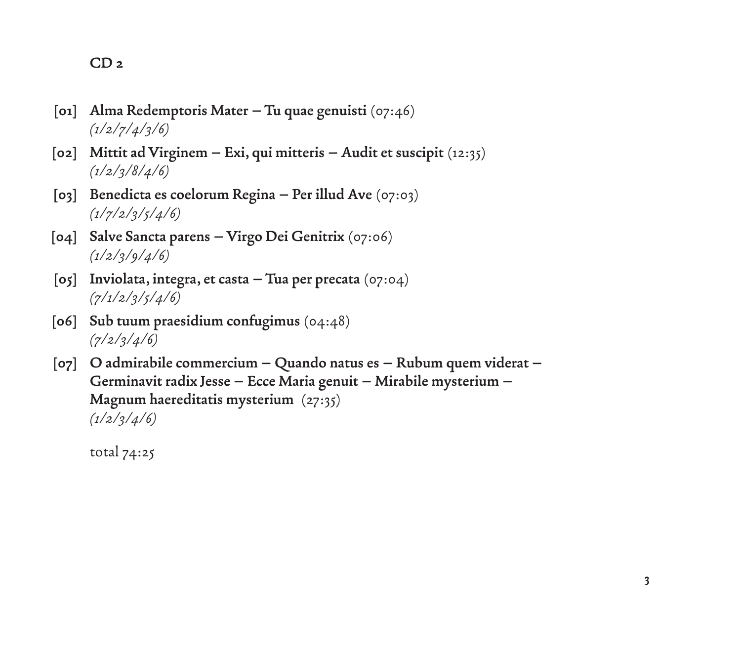## CD 2

[01] **Alma Redemptoris Mater – Tu quae genuisti** (07:46)
*(1/2/7/4/3/6)*

[02] **Mittit ad Virginem – Exi, qui mitteris – Audit et suscipit** (12:35)
*(1/2/3/8/4/6)*

[03] **Benedicta es coelorum Regina – Per illud Ave** (07:03)
*(1/7/2/3/5/4/6)*

[04] **Salve Sancta parens – Virgo Dei Genitrix** (07:06)
*(1/2/3/9/4/6)*

[05] **Inviolata, integra, et casta – Tua per precata** (07:04)
*(7/1/2/3/5/4/6)*

[06] **Sub tuum praesidium confugimus** (04:48)
*(7/2/3/4/6)*

[07] **O admirabile commercium – Quando natus es – Rubum quem viderat – Germinavit radix Jesse – Ecce Maria genuit – Mirabile mysterium – Magnum haereditatis mysterium** (27:35)
*(1/2/3/4/6)*

total 74:25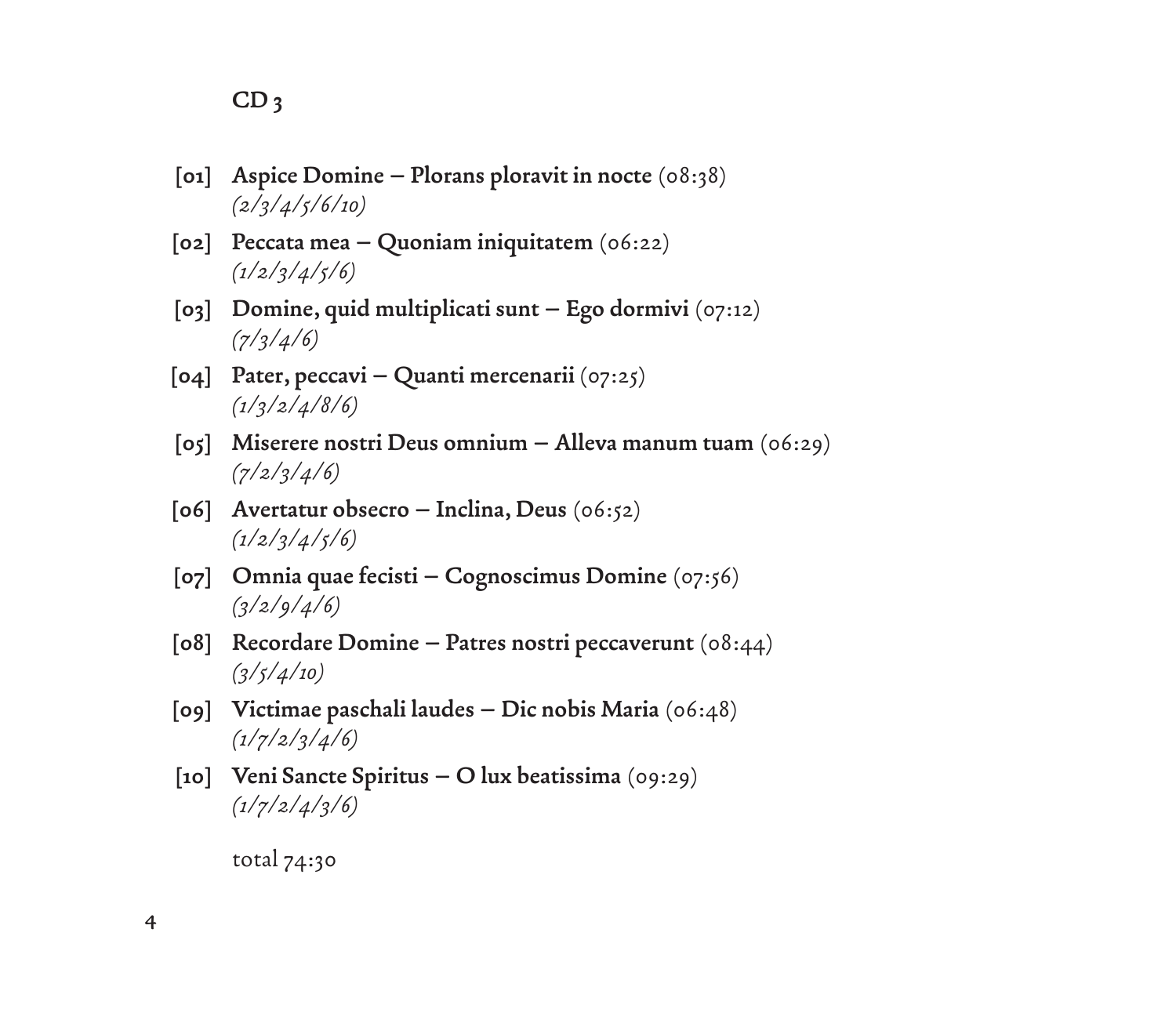## CD 3

[01] **Aspice Domine – Plorans ploravit in nocte** (08:38)
*(2/3/4/5/6/10)*

[02] **Peccata mea – Quoniam iniquitatem** (06:22)
*(1/2/3/4/5/6)*

[03] **Domine, quid multiplicati sunt – Ego dormivi** (07:12)
*(7/3/4/6)*

[04] **Pater, peccavi – Quanti mercenarii** (07:25)
*(1/3/2/4/8/6)*

[05] **Miserere nostri Deus omnium – Alleva manum tuam** (06:29)
*(7/2/3/4/6)*

[06] **Avertatur obsecro – Inclina, Deus** (06:52)
*(1/2/3/4/5/6)*

[07] **Omnia quae fecisti – Cognoscimus Domine** (07:56)
*(3/2/9/4/6)*

[08] **Recordare Domine – Patres nostri peccaverunt** (08:44)
*(3/5/4/10)*

[09] **Victimae paschali laudes – Dic nobis Maria** (06:48)
*(1/7/2/3/4/6)*

[10] **Veni Sancte Spiritus – O lux beatissima** (09:29)
*(1/7/2/4/3/6)*

total 74:30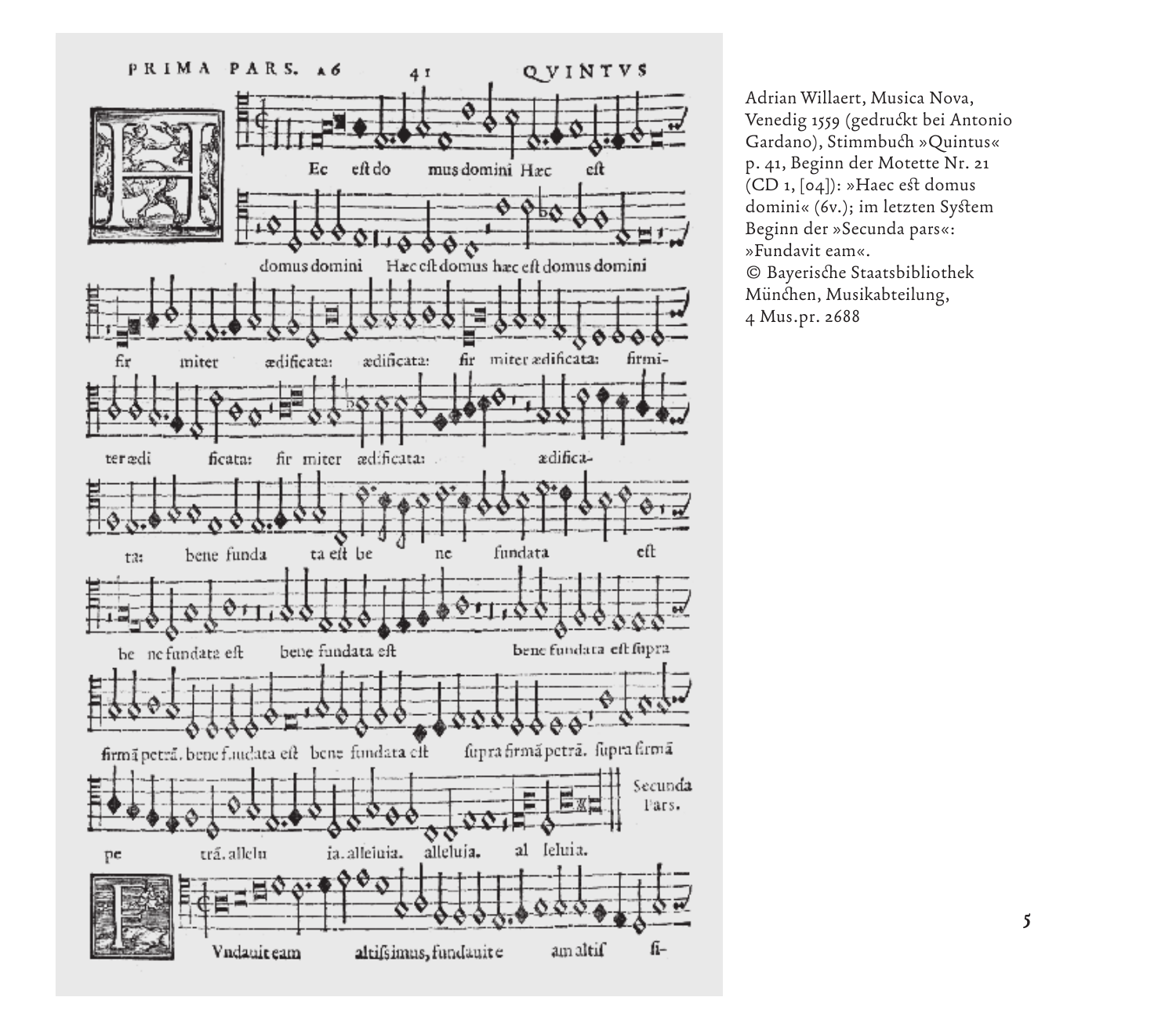Adrian Willaert, Musica Nova, Venedig 1559 (gedruckt bei Antonio Gardano), Stimmbuch »Quintus« p. 41, Beginn der Motette Nr. 21 (CD 1, [04]): »Haec est domus domini« (6v.); im letzten System Beginn der »Secunda pars«: »Fundavit eam«.
© Bayerische Staatsbibliothek München, Musikabteilung, 4 Mus.pr. 2688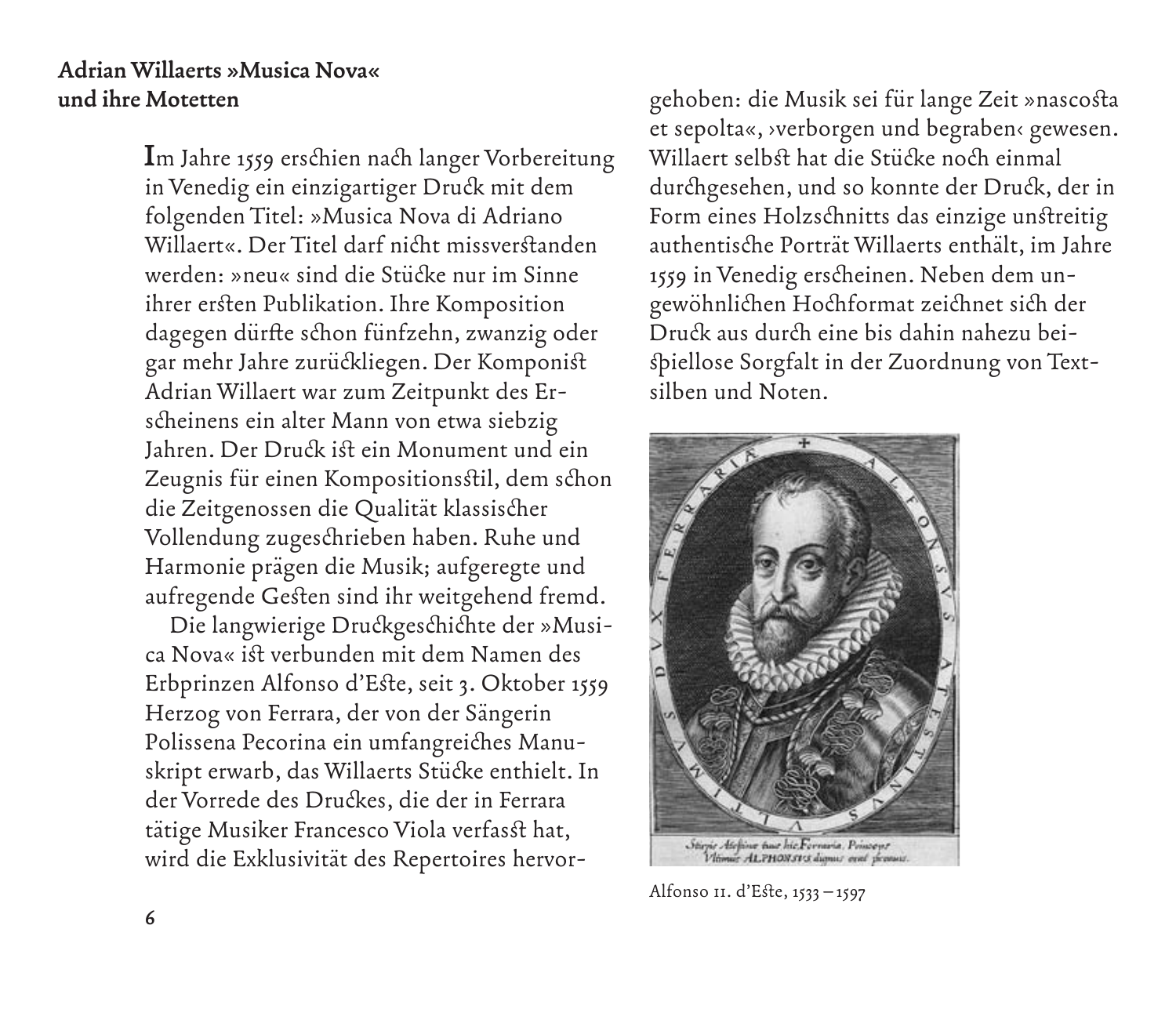## Adrian Willaerts »Musica Nova« und ihre Motetten

Im Jahre 1559 erschien nach langer Vorbereitung in Venedig ein einzigartiger Druck mit dem folgenden Titel: »Musica Nova di Adriano Willaert«. Der Titel darf nicht missverstanden werden: »neu« sind die Stücke nur im Sinne ihrer ersten Publikation. Ihre Komposition dagegen dürfte schon fünfzehn, zwanzig oder gar mehr Jahre zurückliegen. Der Komponist Adrian Willaert war zum Zeitpunkt des Erscheinens ein alter Mann von etwa siebzig Jahren. Der Druck ist ein Monument und ein Zeugnis für einen Kompositionsstil, dem schon die Zeitgenossen die Qualität klassischer Vollendung zugeschrieben haben. Ruhe und Harmonie prägen die Musik; aufgeregte und aufregende Gesten sind ihr weitgehend fremd.

Die langwierige Druckgeschichte der »Musica Nova« ist verbunden mit dem Namen des Erbprinzen Alfonso d'Este, seit 3. Oktober 1559 Herzog von Ferrara, der von der Sängerin Polissena Pecorina ein umfangreiches Manuskript erwarb, das Willaerts Stücke enthielt. In der Vorrede des Druckes, die der in Ferrara tätige Musiker Francesco Viola verfasst hat, wird die Exklusivität des Repertoires hervorgehoben: die Musik sei für lange Zeit »nascosta et sepolta«, ›verborgen und begraben‹ gewesen. Willaert selbst hat die Stücke noch einmal durchgesehen, und so konnte der Druck, der in Form eines Holzschnitts das einzige unstreitig authentische Porträt Willaerts enthält, im Jahre 1559 in Venedig erscheinen. Neben dem ungewöhnlichen Hochformat zeichnet sich der Druck aus durch eine bis dahin nahezu beispiellose Sorgfalt in der Zuordnung von Textsilben und Noten.

Alfonso II. d'Este, 1533 – 1597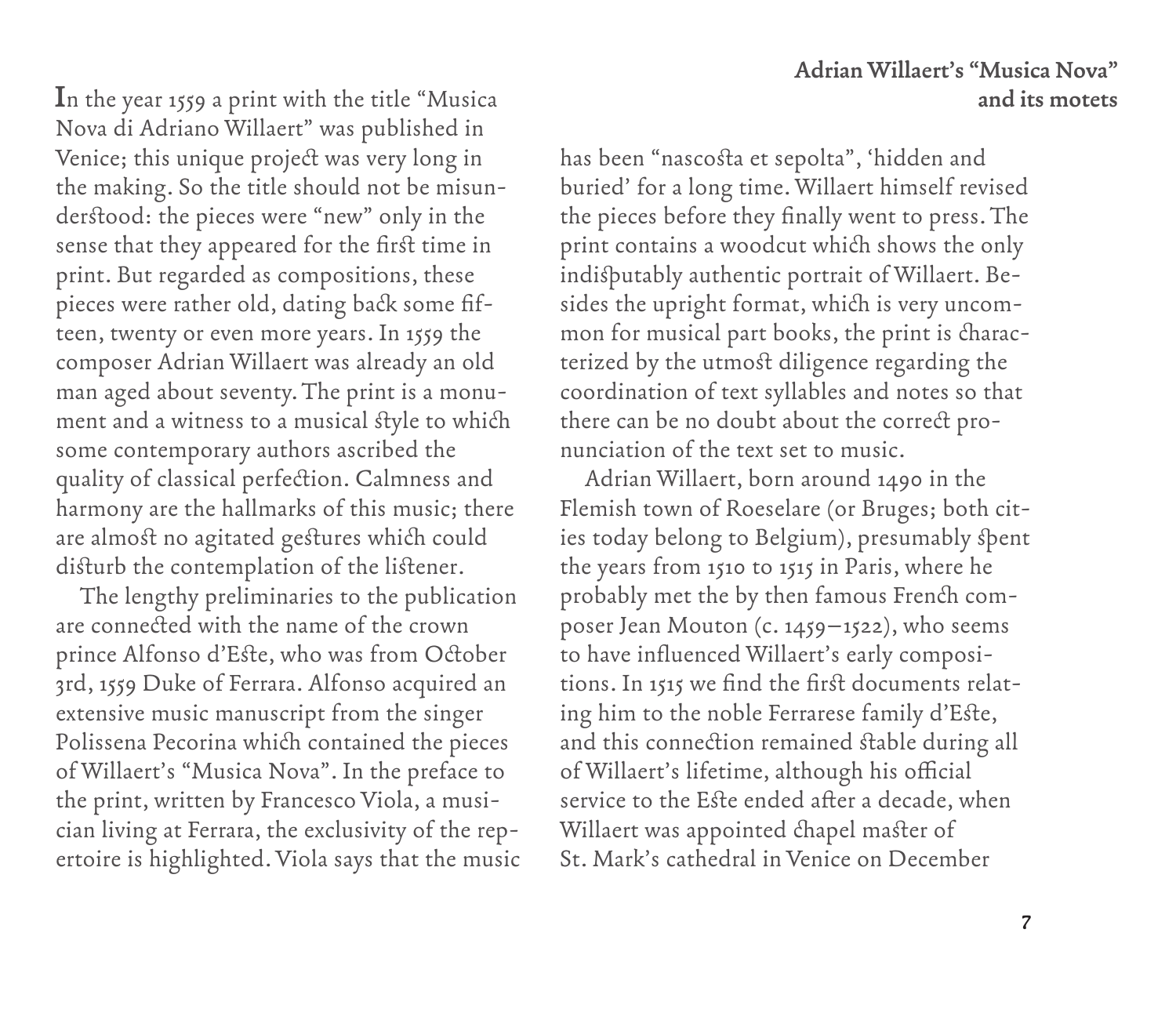## Adrian Willaert's "Musica Nova" and its motets

In the year 1559 a print with the title "Musica Nova di Adriano Willaert" was published in Venice; this unique project was very long in the making. So the title should not be misunderstood: the pieces were "new" only in the sense that they appeared for the first time in print. But regarded as compositions, these pieces were rather old, dating back some fifteen, twenty or even more years. In 1559 the composer Adrian Willaert was already an old man aged about seventy. The print is a monument and a witness to a musical style to which some contemporary authors ascribed the quality of classical perfection. Calmness and harmony are the hallmarks of this music; there are almost no agitated gestures which could disturb the contemplation of the listener.

The lengthy preliminaries to the publication are connected with the name of the crown prince Alfonso d'Este, who was from October 3rd, 1559 Duke of Ferrara. Alfonso acquired an extensive music manuscript from the singer Polissena Pecorina which contained the pieces of Willaert's "Musica Nova". In the preface to the print, written by Francesco Viola, a musician living at Ferrara, the exclusivity of the repertoire is highlighted. Viola says that the music has been "nascosta et sepolta", 'hidden and buried' for a long time. Willaert himself revised the pieces before they finally went to press. The print contains a woodcut which shows the only indisputably authentic portrait of Willaert. Besides the upright format, which is very uncommon for musical part books, the print is characterized by the utmost diligence regarding the coordination of text syllables and notes so that there can be no doubt about the correct pronunciation of the text set to music.

Adrian Willaert, born around 1490 in the Flemish town of Roeselare (or Bruges; both cities today belong to Belgium), presumably spent the years from 1510 to 1515 in Paris, where he probably met the by then famous French composer Jean Mouton (c. 1459–1522), who seems to have influenced Willaert's early compositions. In 1515 we find the first documents relating him to the noble Ferrarese family d'Este, and this connection remained stable during all of Willaert's lifetime, although his official service to the Este ended after a decade, when Willaert was appointed chapel master of St. Mark's cathedral in Venice on December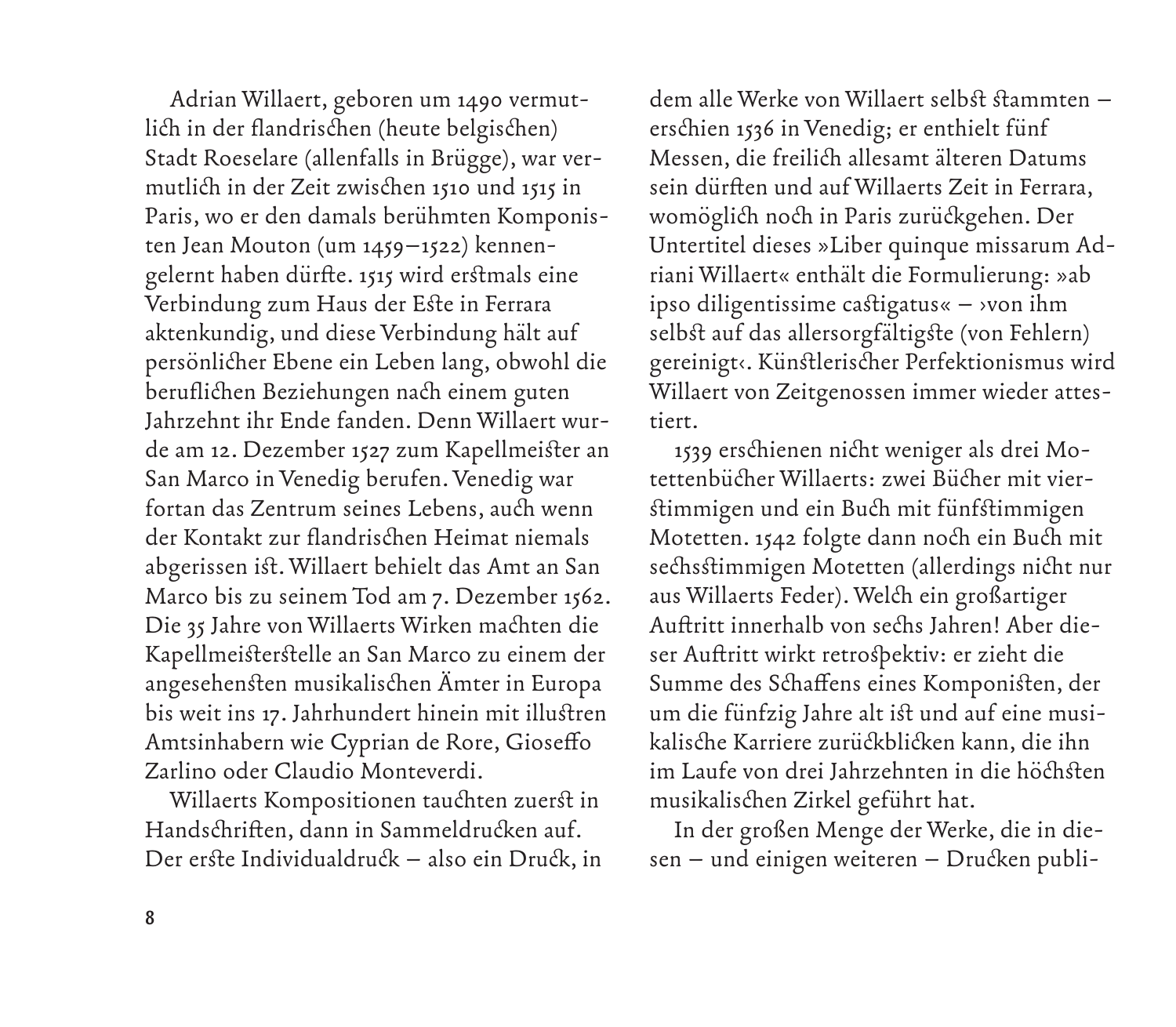Adrian Willaert, geboren um 1490 vermutlich in der flandrischen (heute belgischen) Stadt Roeselare (allenfalls in Brügge), war vermutlich in der Zeit zwischen 1510 und 1515 in Paris, wo er den damals berühmten Komponisten Jean Mouton (um 1459–1522) kennengelernt haben dürfte. 1515 wird erstmals eine Verbindung zum Haus der Este in Ferrara aktenkundig, und diese Verbindung hält auf persönlicher Ebene ein Leben lang, obwohl die beruflichen Beziehungen nach einem guten Jahrzehnt ihr Ende fanden. Denn Willaert wurde am 12. Dezember 1527 zum Kapellmeister an San Marco in Venedig berufen. Venedig war fortan das Zentrum seines Lebens, auch wenn der Kontakt zur flandrischen Heimat niemals abgerissen ist. Willaert behielt das Amt an San Marco bis zu seinem Tod am 7. Dezember 1562. Die 35 Jahre von Willaerts Wirken machten die Kapellmeisterstelle an San Marco zu einem der angesehensten musikalischen Ämter in Europa bis weit ins 17. Jahrhundert hinein mit illustren Amtsinhabern wie Cyprian de Rore, Gioseffo Zarlino oder Claudio Monteverdi.

Willaerts Kompositionen tauchten zuerst in Handschriften, dann in Sammeldrucken auf. Der erste Individualdruck – also ein Druck, in dem alle Werke von Willaert selbst stammten – erschien 1536 in Venedig; er enthielt fünf Messen, die freilich allesamt älteren Datums sein dürften und auf Willaerts Zeit in Ferrara, womöglich noch in Paris zurückgehen. Der Untertitel dieses »Liber quinque missarum Adriani Willaert« enthält die Formulierung: »ab ipso diligentissime castigatus« – ›von ihm selbst auf das allersorgfältigste (von Fehlern) gereinigt‹. Künstlerischer Perfektionismus wird Willaert von Zeitgenossen immer wieder attestiert.

1539 erschienen nicht weniger als drei Motettenbücher Willaerts: zwei Bücher mit vierstimmigen und ein Buch mit fünfstimmigen Motetten. 1542 folgte dann noch ein Buch mit sechsstimmigen Motetten (allerdings nicht nur aus Willaerts Feder). Welch ein großartiger Auftritt innerhalb von sechs Jahren! Aber dieser Auftritt wirkt retrospektiv: er zieht die Summe des Schaffens eines Komponisten, der um die fünfzig Jahre alt ist und auf eine musikalische Karriere zurückblicken kann, die ihn im Laufe von drei Jahrzehnten in die höchsten musikalischen Zirkel geführt hat.

In der großen Menge der Werke, die in diesen – und einigen weiteren – Drucken publi-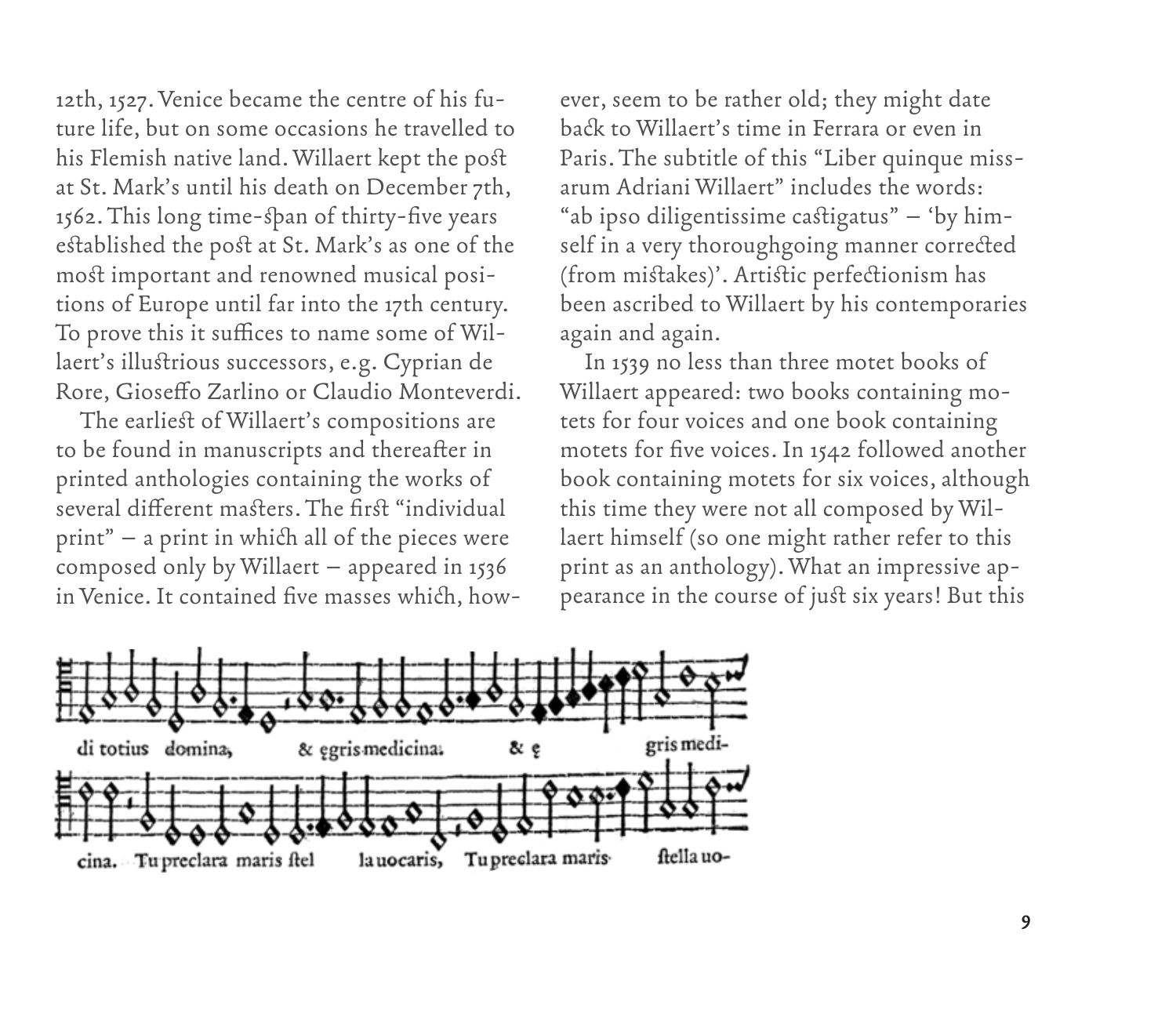12th, 1527. Venice became the centre of his future life, but on some occasions he travelled to his Flemish native land. Willaert kept the post at St. Mark's until his death on December 7th, 1562. This long time-span of thirty-five years established the post at St. Mark's as one of the most important and renowned musical positions of Europe until far into the 17th century. To prove this it suffices to name some of Willaert's illustrious successors, e.g. Cyprian de Rore, Gioseffo Zarlino or Claudio Monteverdi.

The earliest of Willaert's compositions are to be found in manuscripts and thereafter in printed anthologies containing the works of several different masters. The first "individual print" – a print in which all of the pieces were composed only by Willaert – appeared in 1536 in Venice. It contained five masses which, however, seem to be rather old; they might date back to Willaert's time in Ferrara or even in Paris. The subtitle of this "Liber quinque missarum Adriani Willaert" includes the words: "ab ipso diligentissime castigatus" – 'by himself in a very thoroughgoing manner corrected (from mistakes)'. Artistic perfectionism has been ascribed to Willaert by his contemporaries again and again.

In 1539 no less than three motet books of Willaert appeared: two books containing motets for four voices and one book containing motets for five voices. In 1542 followed another book containing motets for six voices, although this time they were not all composed by Willaert himself (so one might rather refer to this print as an anthology). What an impressive appearance in the course of just six years! But this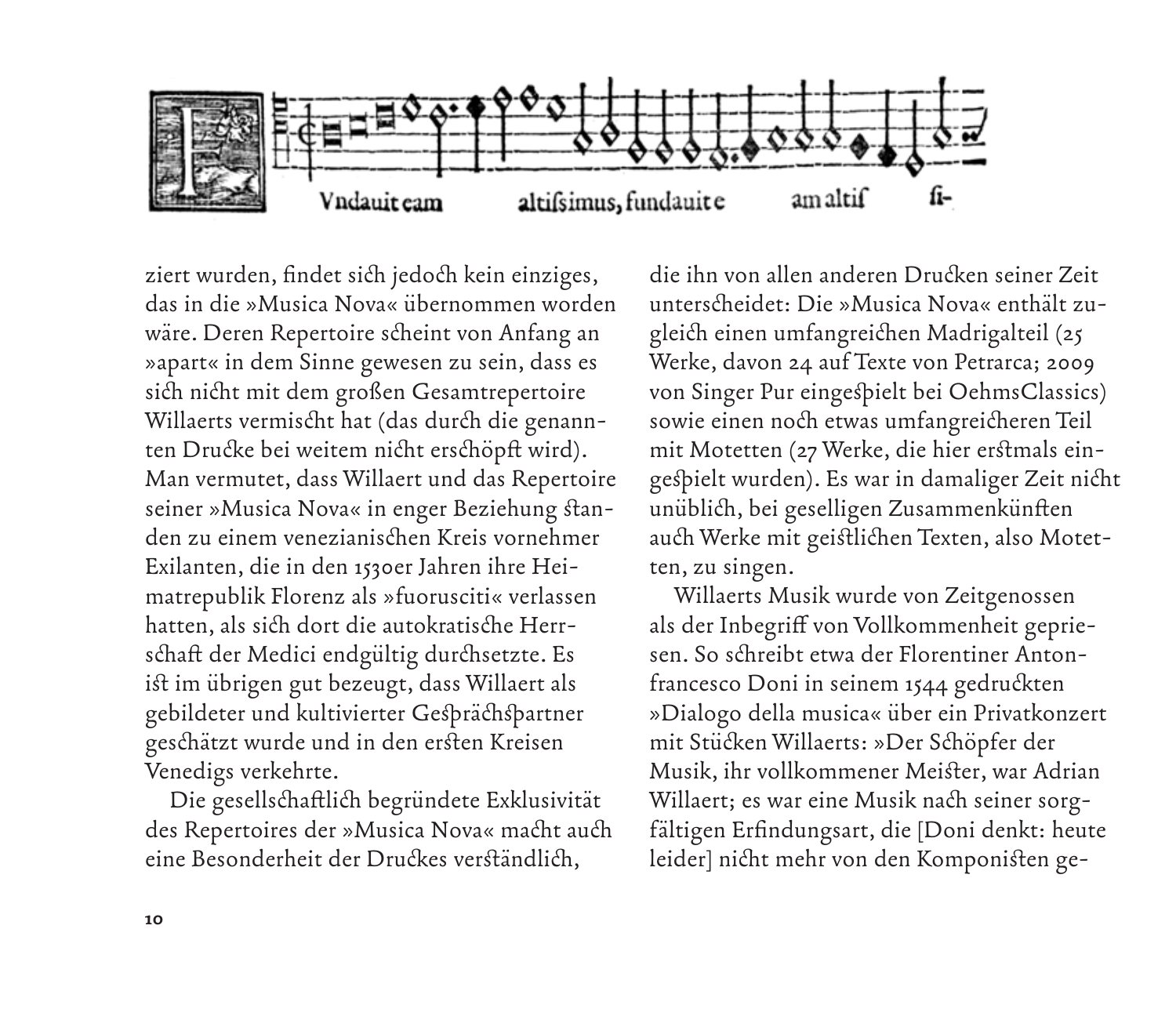ziert wurden, findet sich jedoch kein einziges, das in die »Musica Nova« übernommen worden wäre. Deren Repertoire scheint von Anfang an »apart« in dem Sinne gewesen zu sein, dass es sich nicht mit dem großen Gesamtrepertoire Willaerts vermischt hat (das durch die genannten Drucke bei weitem nicht erschöpft wird). Man vermutet, dass Willaert und das Repertoire seiner »Musica Nova« in enger Beziehung standen zu einem venezianischen Kreis vornehmer Exilanten, die in den 1530er Jahren ihre Heimatrepublik Florenz als »fuorusciti« verlassen hatten, als sich dort die autokratische Herrschaft der Medici endgültig durchsetzte. Es ist im übrigen gut bezeugt, dass Willaert als gebildeter und kultivierter Gesprächspartner geschätzt wurde und in den ersten Kreisen Venedigs verkehrte.

Die gesellschaftlich begründete Exklusivität des Repertoires der »Musica Nova« macht auch eine Besonderheit der Druckes verständlich, die ihn von allen anderen Drucken seiner Zeit unterscheidet: Die »Musica Nova« enthält zugleich einen umfangreichen Madrigalteil (25 Werke, davon 24 auf Texte von Petrarca; 2009 von Singer Pur eingespielt bei OehmsClassics) sowie einen noch etwas umfangreicheren Teil mit Motetten (27 Werke, die hier erstmals eingespielt wurden). Es war in damaliger Zeit nicht unüblich, bei geselligen Zusammenkünften auch Werke mit geistlichen Texten, also Motetten, zu singen.

Willaerts Musik wurde von Zeitgenossen als der Inbegriff von Vollkommenheit gepriesen. So schreibt etwa der Florentiner Antonfrancesco Doni in seinem 1544 gedruckten »Dialogo della musica« über ein Privatkonzert mit Stücken Willaerts: »Der Schöpfer der Musik, ihr vollkommener Meister, war Adrian Willaert; es war eine Musik nach seiner sorgfältigen Erfindungsart, die [Doni denkt: heute leider] nicht mehr von den Komponisten ge-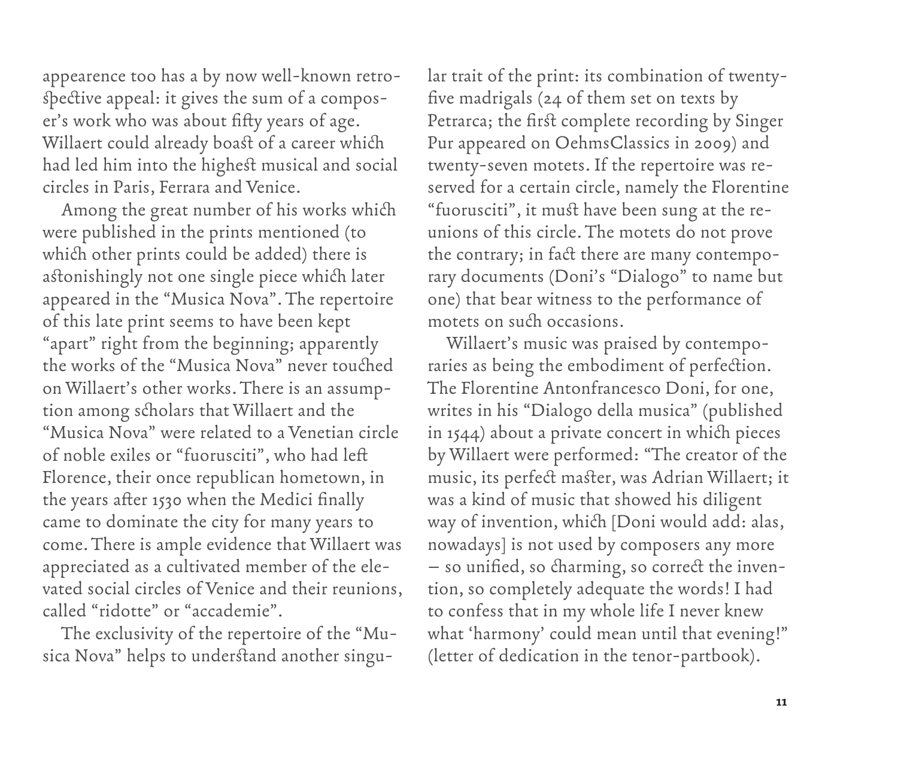appearence too has a by now well-known retrospective appeal: it gives the sum of a composer's work who was about fifty years of age. Willaert could already boast of a career which had led him into the highest musical and social circles in Paris, Ferrara and Venice.

Among the great number of his works which were published in the prints mentioned (to which other prints could be added) there is astonishingly not one single piece which later appeared in the "Musica Nova". The repertoire of this late print seems to have been kept "apart" right from the beginning; apparently the works of the "Musica Nova" never touched on Willaert's other works. There is an assumption among scholars that Willaert and the "Musica Nova" were related to a Venetian circle of noble exiles or "fuorusciti", who had left Florence, their once republican hometown, in the years after 1530 when the Medici finally came to dominate the city for many years to come. There is ample evidence that Willaert was appreciated as a cultivated member of the elevated social circles of Venice and their reunions, called "ridotte" or "accademie".

The exclusivity of the repertoire of the "Musica Nova" helps to understand another singular trait of the print: its combination of twenty-five madrigals (24 of them set on texts by Petrarca; the first complete recording by Singer Pur appeared on OehmsClassics in 2009) and twenty-seven motets. If the repertoire was reserved for a certain circle, namely the Florentine "fuorusciti", it must have been sung at the reunions of this circle. The motets do not prove the contrary; in fact there are many contemporary documents (Doni's "Dialogo" to name but one) that bear witness to the performance of motets on such occasions.

Willaert's music was praised by contemporaries as being the embodiment of perfection. The Florentine Antonfrancesco Doni, for one, writes in his "Dialogo della musica" (published in 1544) about a private concert in which pieces by Willaert were performed: "The creator of the music, its perfect master, was Adrian Willaert; it was a kind of music that showed his diligent way of invention, which [Doni would add: alas, nowadays] is not used by composers any more – so unified, so charming, so correct the invention, so completely adequate the words! I had to confess that in my whole life I never knew what 'harmony' could mean until that evening!" (letter of dedication in the tenor-partbook).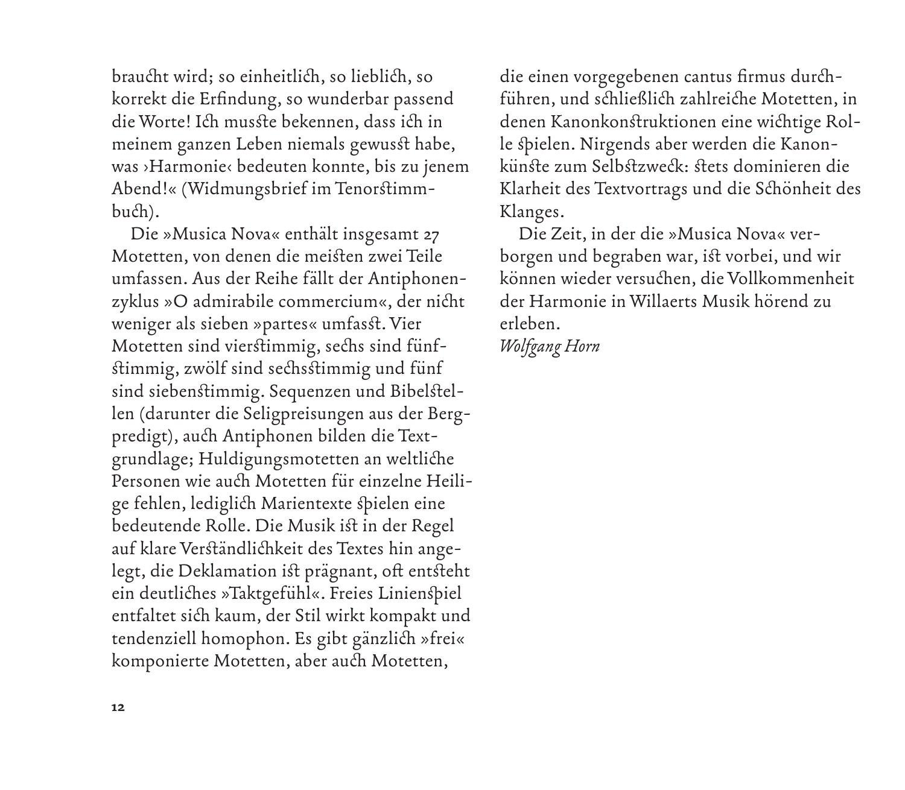braucht wird; so einheitlich, so lieblich, so korrekt die Erfindung, so wunderbar passend die Worte! Ich musste bekennen, dass ich in meinem ganzen Leben niemals gewusst habe, was ›Harmonie‹ bedeuten konnte, bis zu jenem Abend!« (Widmungsbrief im Tenorstimmbuch).

Die »Musica Nova« enthält insgesamt 27 Motetten, von denen die meisten zwei Teile umfassen. Aus der Reihe fällt der Antiphonenzyklus »O admirabile commercium«, der nicht weniger als sieben »partes« umfasst. Vier Motetten sind vierstimmig, sechs sind fünfstimmig, zwölf sind sechsstimmig und fünf sind siebenstimmig. Sequenzen und Bibelstellen (darunter die Seligpreisungen aus der Bergpredigt), auch Antiphonen bilden die Textgrundlage; Huldigungsmotetten an weltliche Personen wie auch Motetten für einzelne Heilige fehlen, lediglich Marientexte spielen eine bedeutende Rolle. Die Musik ist in der Regel auf klare Verständlichkeit des Textes hin angelegt, die Deklamation ist prägnant, oft entsteht ein deutliches »Taktgefühl«. Freies Linienspiel entfaltet sich kaum, der Stil wirkt kompakt und tendenziell homophon. Es gibt gänzlich »frei« komponierte Motetten, aber auch Motetten, die einen vorgegebenen cantus firmus durchführen, und schließlich zahlreiche Motetten, in denen Kanonkonstruktionen eine wichtige Rolle spielen. Nirgends aber werden die Kanonkünste zum Selbstzweck: stets dominieren die Klarheit des Textvortrags und die Schönheit des Klanges.

Die Zeit, in der die »Musica Nova« verborgen und begraben war, ist vorbei, und wir können wieder versuchen, die Vollkommenheit der Harmonie in Willaerts Musik hörend zu erleben.

*Wolfgang Horn*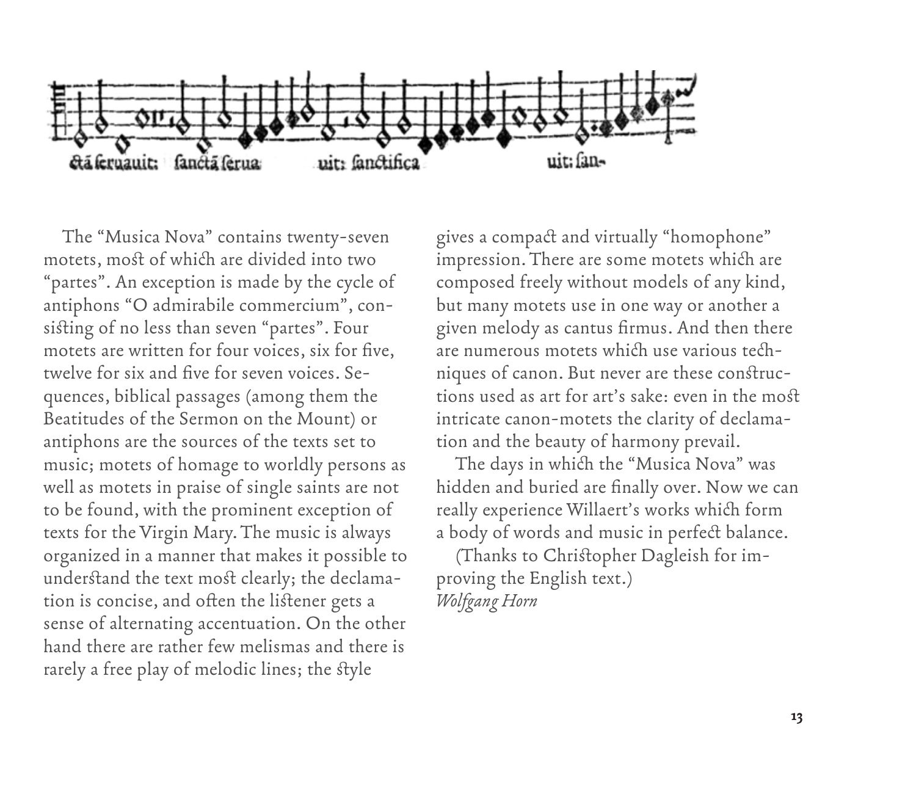The "Musica Nova" contains twenty-seven motets, most of which are divided into two "partes". An exception is made by the cycle of antiphons "O admirabile commercium", consisting of no less than seven "partes". Four motets are written for four voices, six for five, twelve for six and five for seven voices. Sequences, biblical passages (among them the Beatitudes of the Sermon on the Mount) or antiphons are the sources of the texts set to music; motets of homage to worldly persons as well as motets in praise of single saints are not to be found, with the prominent exception of texts for the Virgin Mary. The music is always organized in a manner that makes it possible to understand the text most clearly; the declamation is concise, and often the listener gets a sense of alternating accentuation. On the other hand there are rather few melismas and there is rarely a free play of melodic lines; the style gives a compact and virtually "homophone" impression. There are some motets which are composed freely without models of any kind, but many motets use in one way or another a given melody as cantus firmus. And then there are numerous motets which use various techniques of canon. But never are these constructions used as art for art's sake: even in the most intricate canon-motets the clarity of declamation and the beauty of harmony prevail.

The days in which the "Musica Nova" was hidden and buried are finally over. Now we can really experience Willaert's works which form a body of words and music in perfect balance.

(Thanks to Christopher Dagleish for improving the English text.)

*Wolfgang Horn*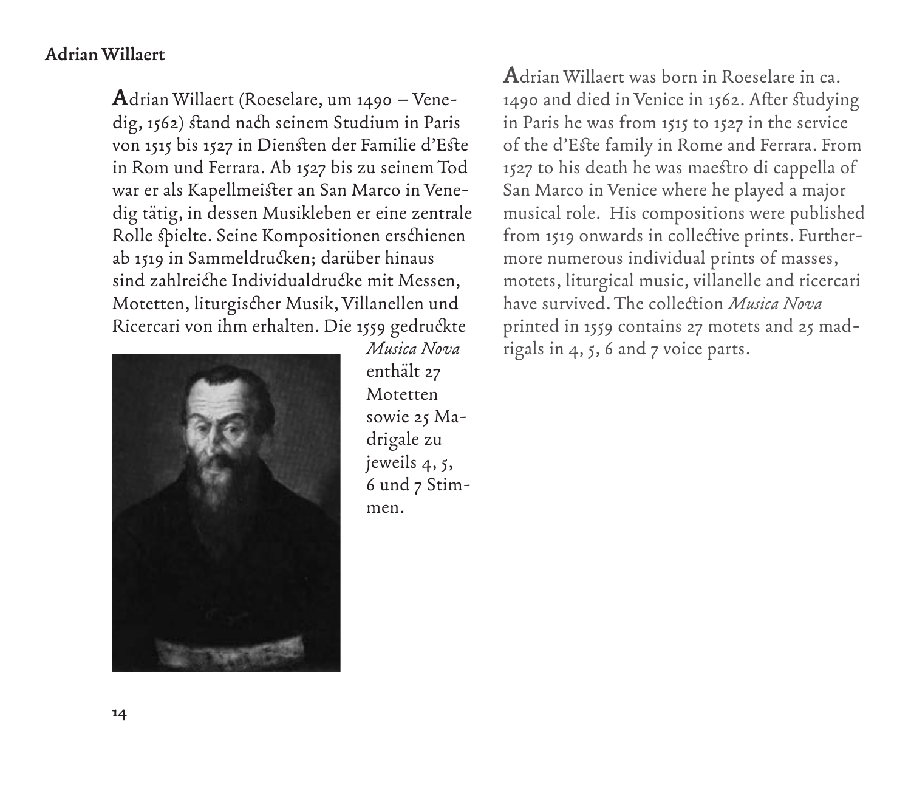## Adrian Willaert

Adrian Willaert (Roeselare, um 1490 – Venedig, 1562) stand nach seinem Studium in Paris von 1515 bis 1527 in Diensten der Familie d'Este in Rom und Ferrara. Ab 1527 bis zu seinem Tod war er als Kapellmeister an San Marco in Venedig tätig, in dessen Musikleben er eine zentrale Rolle spielte. Seine Kompositionen erschienen ab 1519 in Sammeldrucken; darüber hinaus sind zahlreiche Individualdrucke mit Messen, Motetten, liturgischer Musik, Villanellen und Ricercari von ihm erhalten. Die 1559 gedruckte *Musica Nova* enthält 27 Motetten sowie 25 Madrigale zu jeweils 4, 5, 6 und 7 Stimmen.

Adrian Willaert was born in Roeselare in ca. 1490 and died in Venice in 1562. After studying in Paris he was from 1515 to 1527 in the service of the d'Este family in Rome and Ferrara. From 1527 to his death he was maestro di cappella of San Marco in Venice where he played a major musical role. His compositions were published from 1519 onwards in collective prints. Furthermore numerous individual prints of masses, motets, liturgical music, villanelle and ricercari have survived. The collection *Musica Nova* printed in 1559 contains 27 motets and 25 madrigals in 4, 5, 6 and 7 voice parts.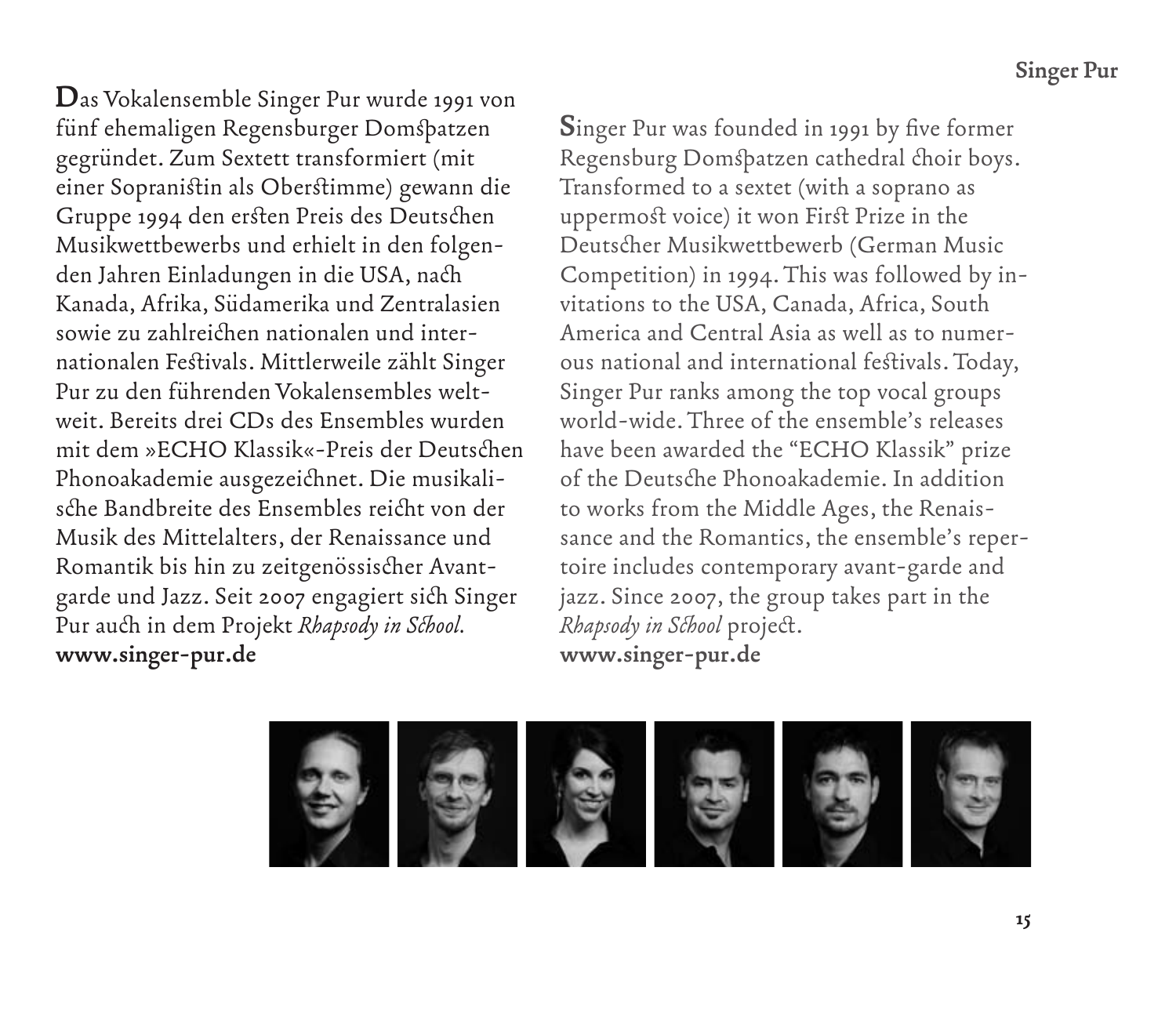Das Vokalensemble Singer Pur wurde 1991 von fünf ehemaligen Regensburger Domspatzen gegründet. Zum Sextett transformiert (mit einer Sopranistin als Oberstimme) gewann die Gruppe 1994 den ersten Preis des Deutschen Musikwettbewerbs und erhielt in den folgenden Jahren Einladungen in die USA, nach Kanada, Afrika, Südamerika und Zentralasien sowie zu zahlreichen nationalen und internationalen Festivals. Mittlerweile zählt Singer Pur zu den führenden Vokalensembles weltweit. Bereits drei CDs des Ensembles wurden mit dem »ECHO Klassik«-Preis der Deutschen Phonoakademie ausgezeichnet. Die musikalische Bandbreite des Ensembles reicht von der Musik des Mittelalters, der Renaissance und Romantik bis hin zu zeitgenössischer Avantgarde und Jazz. Seit 2007 engagiert sich Singer Pur auch in dem Projekt *Rhapsody in School*.
**www.singer-pur.de**

Singer Pur was founded in 1991 by five former Regensburg Domspatzen cathedral choir boys. Transformed to a sextet (with a soprano as uppermost voice) it won First Prize in the Deutscher Musikwettbewerb (German Music Competition) in 1994. This was followed by invitations to the USA, Canada, Africa, South America and Central Asia as well as to numerous national and international festivals. Today, Singer Pur ranks among the top vocal groups world-wide. Three of the ensemble's releases have been awarded the "ECHO Klassik" prize of the Deutsche Phonoakademie. In addition to works from the Middle Ages, the Renaissance and the Romantics, the ensemble's repertoire includes contemporary avant-garde and jazz. Since 2007, the group takes part in the *Rhapsody in School* project.
**www.singer-pur.de**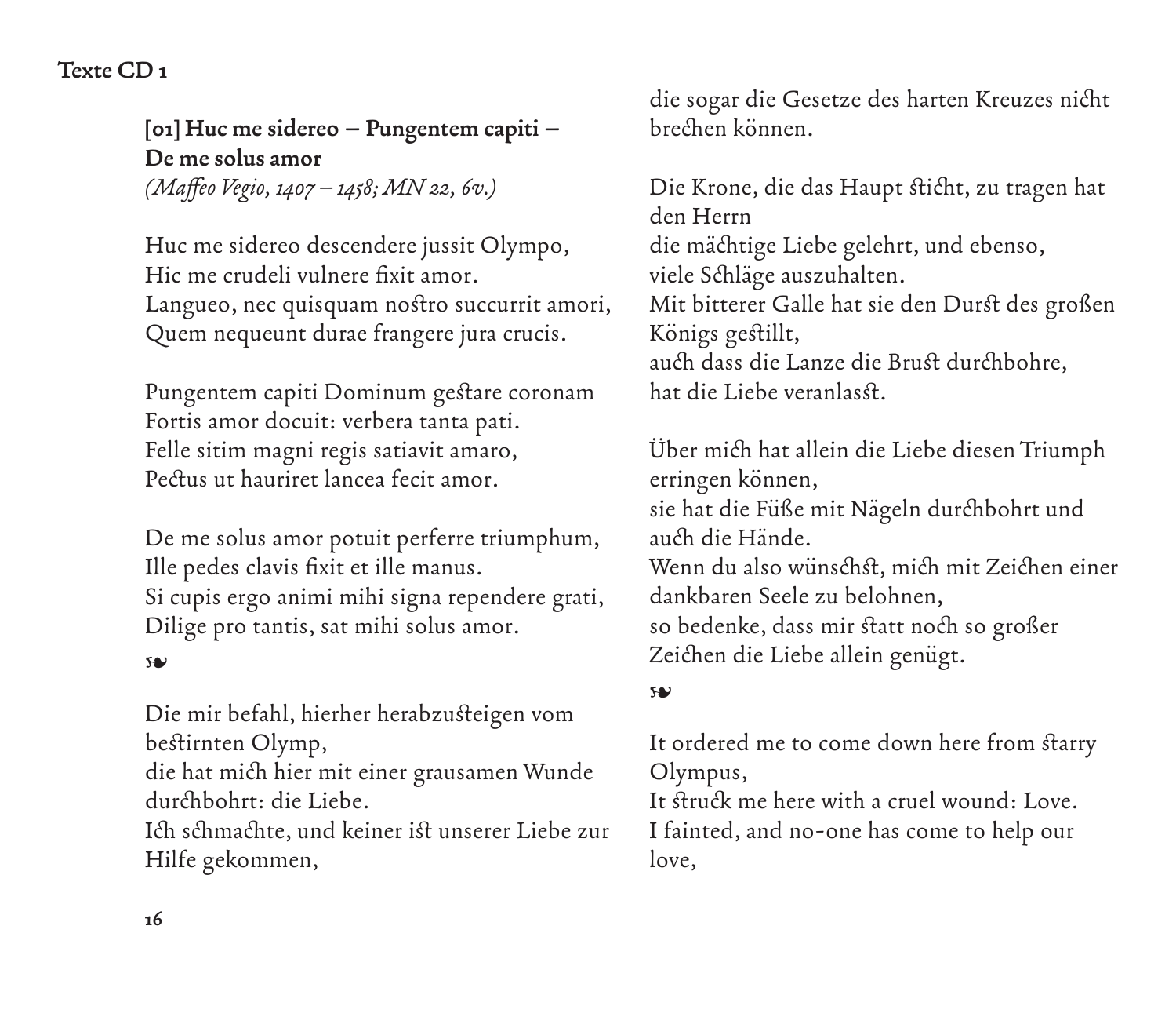**Texte CD 1**

**[01] Huc me sidereo – Pungentem capiti – De me solus amor**
*(Maffeo Vegio, 1407 – 1458; MN 22, 6v.)*

Huc me sidereo descendere jussit Olympo,
Hic me crudeli vulnere fixit amor.
Langueo, nec quisquam nostro succurrit amori,
Quem nequeunt durae frangere jura crucis.

Pungentem capiti Dominum gestare coronam
Fortis amor docuit: verbera tanta pati.
Felle sitim magni regis satiavit amaro,
Pectus ut hauriret lancea fecit amor.

De me solus amor potuit perferre triumphum,
Ille pedes clavis fixit et ille manus.
Si cupis ergo animi mihi signa rependere grati,
Dilige pro tantis, sat mihi solus amor.

❧

Die mir befahl, hierher herabzusteigen vom bestirnten Olymp,
die hat mich hier mit einer grausamen Wunde durchbohrt: die Liebe.
Ich schmachte, und keiner ist unserer Liebe zur Hilfe gekommen,
die sogar die Gesetze des harten Kreuzes nicht brechen können.

Die Krone, die das Haupt sticht, zu tragen hat den Herrn
die mächtige Liebe gelehrt, und ebenso, viele Schläge auszuhalten.
Mit bitterer Galle hat sie den Durst des großen Königs gestillt,
auch dass die Lanze die Brust durchbohre, hat die Liebe veranlasst.

Über mich hat allein die Liebe diesen Triumph erringen können,
sie hat die Füße mit Nägeln durchbohrt und auch die Hände.
Wenn du also wünschst, mich mit Zeichen einer dankbaren Seele zu belohnen,
so bedenke, dass mir statt noch so großer Zeichen die Liebe allein genügt.

❧

It ordered me to come down here from starry Olympus,
It struck me here with a cruel wound: Love.
I fainted, and no-one has come to help our love,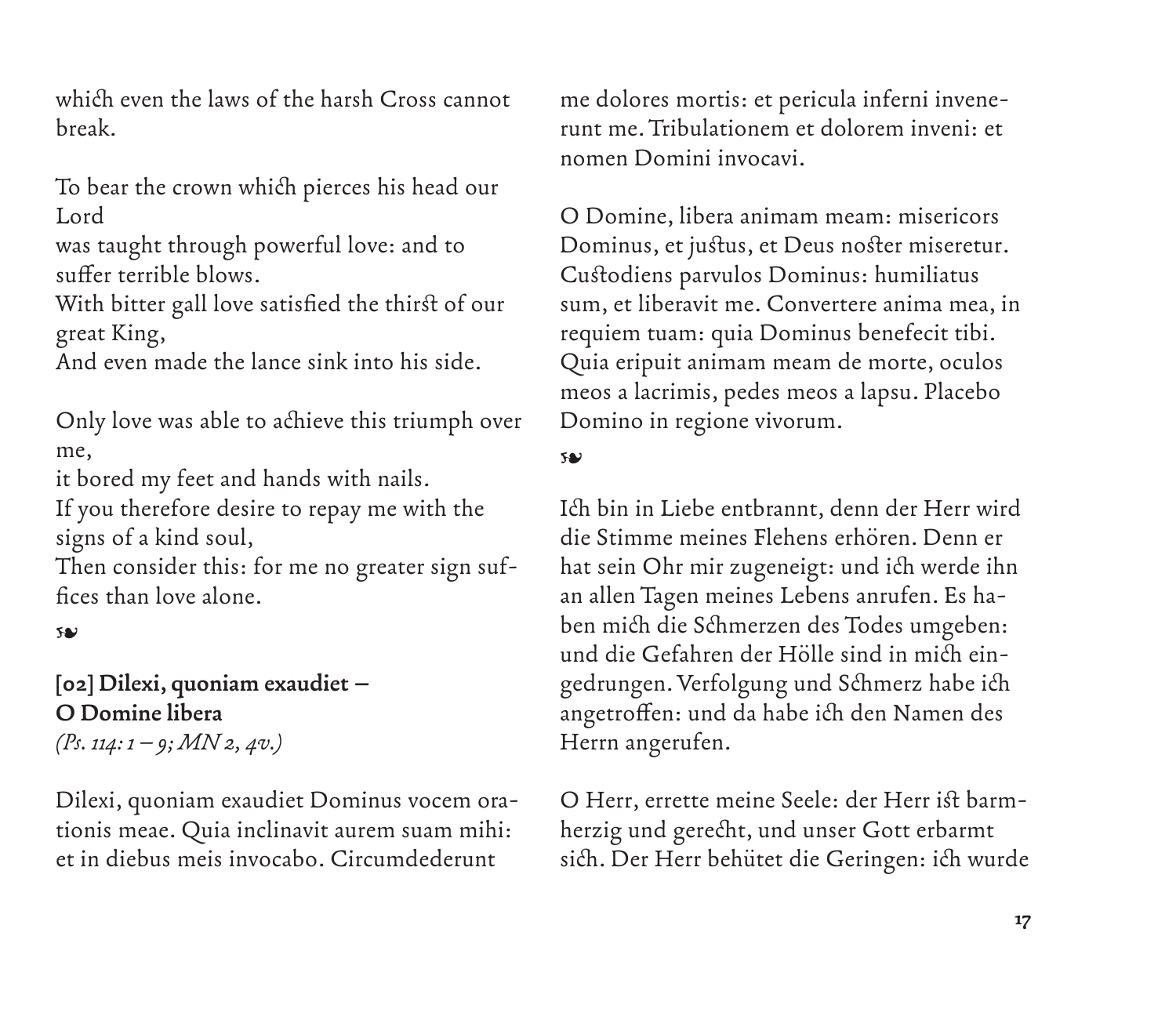which even the laws of the harsh Cross cannot break.

To bear the crown which pierces his head our Lord
was taught through powerful love: and to suffer terrible blows.
With bitter gall love satisfied the thirst of our great King,
And even made the lance sink into his side.

Only love was able to achieve this triumph over me,
it bored my feet and hands with nails.
If you therefore desire to repay me with the signs of a kind soul,
Then consider this: for me no greater sign suffices than love alone.

❧

**[02] Dilexi, quoniam exaudiet – O Domine libera**
*(Ps. 114: 1 – 9; MN 2, 4v.)*

Dilexi, quoniam exaudiet Dominus vocem orationis meae. Quia inclinavit aurem suam mihi: et in diebus meis invocabo. Circumdederunt me dolores mortis: et pericula inferni invenerunt me. Tribulationem et dolorem inveni: et nomen Domini invocavi.

O Domine, libera animam meam: misericors Dominus, et justus, et Deus noster miseretur. Custodiens parvulos Dominus: humiliatus sum, et liberavit me. Convertere anima mea, in requiem tuam: quia Dominus benefecit tibi. Quia eripuit animam meam de morte, oculos meos a lacrimis, pedes meos a lapsu. Placebo Domino in regione vivorum.

❧

Ich bin in Liebe entbrannt, denn der Herr wird die Stimme meines Flehens erhören. Denn er hat sein Ohr mir zugeneigt: und ich werde ihn an allen Tagen meines Lebens anrufen. Es haben mich die Schmerzen des Todes umgeben: und die Gefahren der Hölle sind in mich eingedrungen. Verfolgung und Schmerz habe ich angetroffen: und da habe ich den Namen des Herrn angerufen.

O Herr, errette meine Seele: der Herr ist barmherzig und gerecht, und unser Gott erbarmt sich. Der Herr behütet die Geringen: ich wurde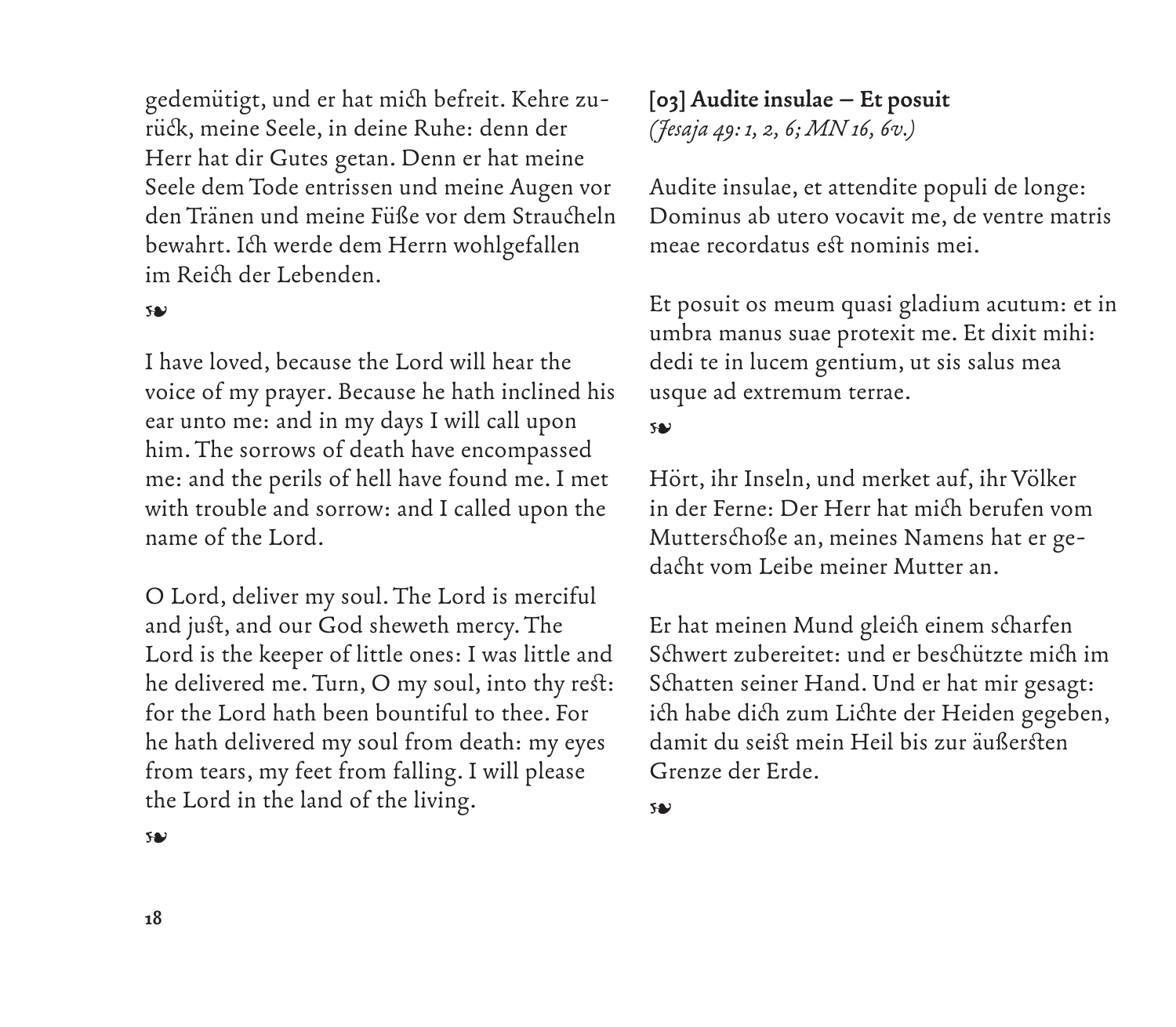gedemütigt, und er hat mich befreit. Kehre zurück, meine Seele, in deine Ruhe: denn der Herr hat dir Gutes getan. Denn er hat meine Seele dem Tode entrissen und meine Augen vor den Tränen und meine Füße vor dem Straucheln bewahrt. Ich werde dem Herrn wohlgefallen im Reich der Lebenden.

❧

I have loved, because the Lord will hear the voice of my prayer. Because he hath inclined his ear unto me: and in my days I will call upon him. The sorrows of death have encompassed me: and the perils of hell have found me. I met with trouble and sorrow: and I called upon the name of the Lord.

O Lord, deliver my soul. The Lord is merciful and just, and our God sheweth mercy. The Lord is the keeper of little ones: I was little and he delivered me. Turn, O my soul, into thy rest: for the Lord hath been bountiful to thee. For he hath delivered my soul from death: my eyes from tears, my feet from falling. I will please the Lord in the land of the living.

❧

**[03] Audite insulae – Et posuit**
*(Jesaja 49: 1, 2, 6; MN 16, 6v.)*

Audite insulae, et attendite populi de longe: Dominus ab utero vocavit me, de ventre matris meae recordatus est nominis mei.

Et posuit os meum quasi gladium acutum: et in umbra manus suae protexit me. Et dixit mihi: dedi te in lucem gentium, ut sis salus mea usque ad extremum terrae.

❧

Hört, ihr Inseln, und merket auf, ihr Völker in der Ferne: Der Herr hat mich berufen vom Mutterschoße an, meines Namens hat er gedacht vom Leibe meiner Mutter an.

Er hat meinen Mund gleich einem scharfen Schwert zubereitet: und er beschützte mich im Schatten seiner Hand. Und er hat mir gesagt: ich habe dich zum Lichte der Heiden gegeben, damit du seist mein Heil bis zur äußersten Grenze der Erde.

❧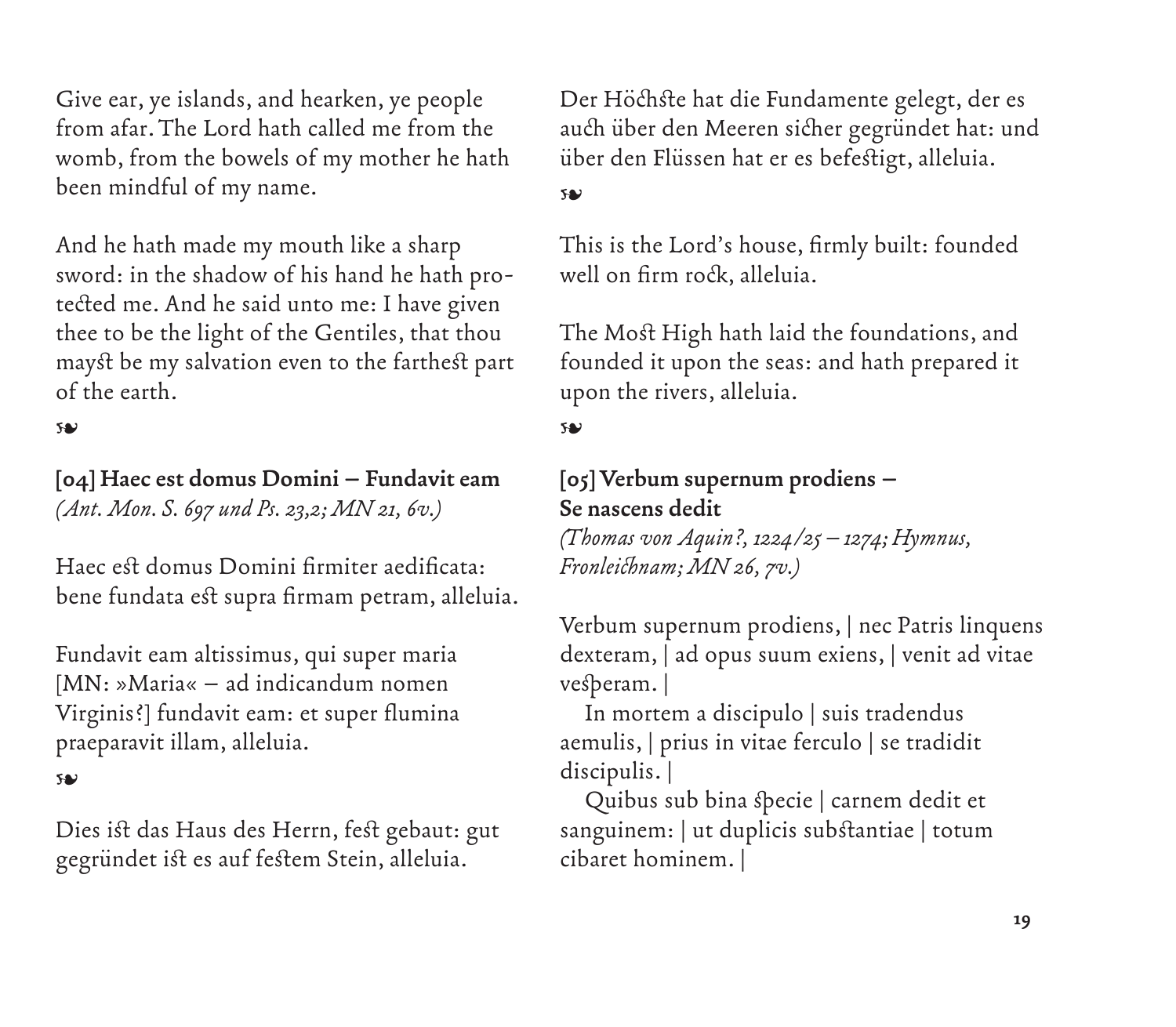Give ear, ye islands, and hearken, ye people from afar. The Lord hath called me from the womb, from the bowels of my mother he hath been mindful of my name.

And he hath made my mouth like a sharp sword: in the shadow of his hand he hath protected me. And he said unto me: I have given thee to be the light of the Gentiles, that thou mayst be my salvation even to the farthest part of the earth.

❧

**[04] Haec est domus Domini – Fundavit eam**
*(Ant. Mon. S. 697 und Ps. 23,2; MN 21, 6v.)*

Haec est domus Domini firmiter aedificata: bene fundata est supra firmam petram, alleluia.

Fundavit eam altissimus, qui super maria [MN: »Maria« – ad indicandum nomen Virginis?] fundavit eam: et super flumina praeparavit illam, alleluia.

❧

Dies ist das Haus des Herrn, fest gebaut: gut gegründet ist es auf festem Stein, alleluia.

Der Höchste hat die Fundamente gelegt, der es auch über den Meeren sicher gegründet hat: und über den Flüssen hat er es befestigt, alleluia.

❧

This is the Lord's house, firmly built: founded well on firm rock, alleluia.

The Most High hath laid the foundations, and founded it upon the seas: and hath prepared it upon the rivers, alleluia.

❧

**[05] Verbum supernum prodiens – Se nascens dedit**
*(Thomas von Aquin?, 1224/25 – 1274; Hymnus, Fronleichnam; MN 26, 7v.)*

Verbum supernum prodiens, | nec Patris linquens dexteram, | ad opus suum exiens, | venit ad vitae vesperam. |

In mortem a discipulo | suis tradendus aemulis, | prius in vitae ferculo | se tradidit discipulis. |

Quibus sub bina specie | carnem dedit et sanguinem: | ut duplicis substantiae | totum cibaret hominem. |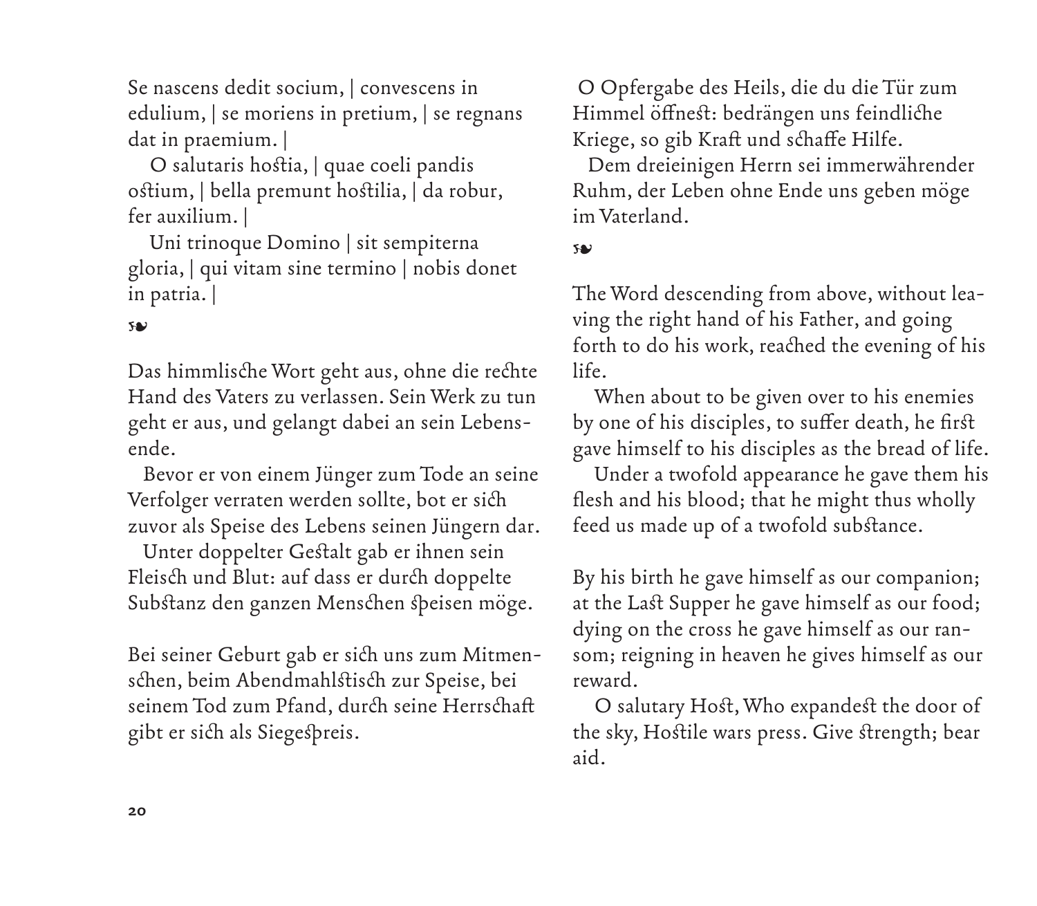Se nascens dedit socium, | convescens in edulium, | se moriens in pretium, | se regnans dat in praemium. |

O salutaris hostia, | quae coeli pandis ostium, | bella premunt hostilia, | da robur, fer auxilium. |

Uni trinoque Domino | sit sempiterna gloria, | qui vitam sine termino | nobis donet in patria. |

❧

Das himmlische Wort geht aus, ohne die rechte Hand des Vaters zu verlassen. Sein Werk zu tun geht er aus, und gelangt dabei an sein Lebensende.

Bevor er von einem Jünger zum Tode an seine Verfolger verraten werden sollte, bot er sich zuvor als Speise des Lebens seinen Jüngern dar.

Unter doppelter Gestalt gab er ihnen sein Fleisch und Blut: auf dass er durch doppelte Substanz den ganzen Menschen speisen möge.

Bei seiner Geburt gab er sich uns zum Mitmenschen, beim Abendmahlstisch zur Speise, bei seinem Tod zum Pfand, durch seine Herrschaft gibt er sich als Siegespreis.

O Opfergabe des Heils, die du die Tür zum Himmel öffnest: bedrängen uns feindliche Kriege, so gib Kraft und schaffe Hilfe.

Dem dreieinigen Herrn sei immerwährender Ruhm, der Leben ohne Ende uns geben möge im Vaterland.

❧

The Word descending from above, without leaving the right hand of his Father, and going forth to do his work, reached the evening of his life.

When about to be given over to his enemies by one of his disciples, to suffer death, he first gave himself to his disciples as the bread of life.

Under a twofold appearance he gave them his flesh and his blood; that he might thus wholly feed us made up of a twofold substance.

By his birth he gave himself as our companion; at the Last Supper he gave himself as our food; dying on the cross he gave himself as our ransom; reigning in heaven he gives himself as our reward.

O salutary Host, Who expandest the door of the sky, Hostile wars press. Give strength; bear aid.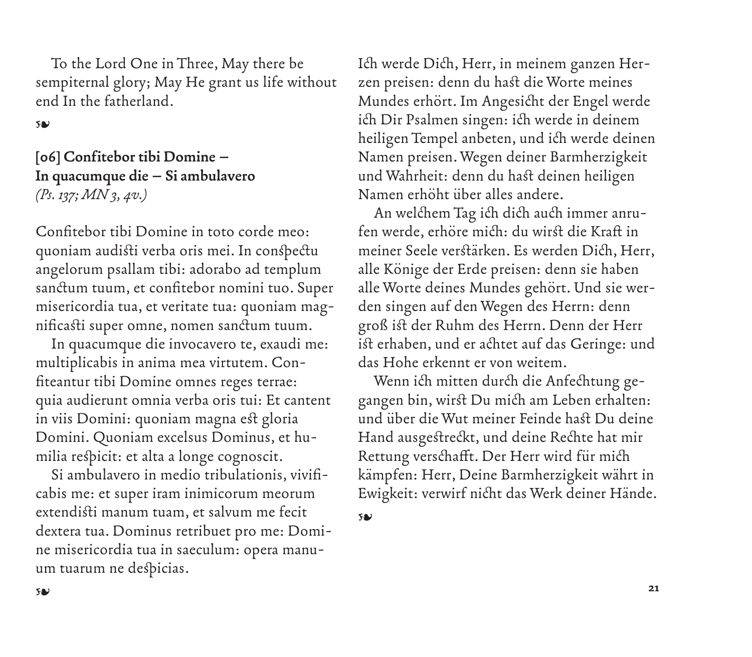To the Lord One in Three, May there be sempiternal glory; May He grant us life without end In the fatherland.

❧

**[06] Confitebor tibi Domine – In quacumque die – Si ambulavero**
*(Ps. 137; MN 3, 4v.)*

Confitebor tibi Domine in toto corde meo: quoniam audisti verba oris mei. In conspectu angelorum psallam tibi: adorabo ad templum sanctum tuum, et confitebor nomini tuo. Super misericordia tua, et veritate tua: quoniam magnificasti super omne, nomen sanctum tuum.

In quacumque die invocavero te, exaudi me: multiplicabis in anima mea virtutem. Confiteantur tibi Domine omnes reges terrae: quia audierunt omnia verba oris tui: Et cantent in viis Domini: quoniam magna est gloria Domini. Quoniam excelsus Dominus, et humilia respicit: et alta a longe cognoscit.

Si ambulavero in medio tribulationis, vivificabis me: et super iram inimicorum meorum extendisti manum tuam, et salvum me fecit dextera tua. Dominus retribuet pro me: Domine misericordia tua in saeculum: opera manuum tuarum ne despicias.

❧

Ich werde Dich, Herr, in meinem ganzen Herzen preisen: denn du hast die Worte meines Mundes erhört. Im Angesicht der Engel werde ich Dir Psalmen singen: ich werde in deinem heiligen Tempel anbeten, und ich werde deinen Namen preisen. Wegen deiner Barmherzigkeit und Wahrheit: denn du hast deinen heiligen Namen erhöht über alles andere.

An welchem Tag ich dich auch immer anrufen werde, erhöre mich: du wirst die Kraft in meiner Seele verstärken. Es werden Dich, Herr, alle Könige der Erde preisen: denn sie haben alle Worte deines Mundes gehört. Und sie werden singen auf den Wegen des Herrn: denn groß ist der Ruhm des Herrn. Denn der Herr ist erhaben, und er achtet auf das Geringe: und das Hohe erkennt er von weitem.

Wenn ich mitten durch die Anfechtung gegangen bin, wirst Du mich am Leben erhalten: und über die Wut meiner Feinde hast Du deine Hand ausgestreckt, und deine Rechte hat mir Rettung verschafft. Der Herr wird für mich kämpfen: Herr, Deine Barmherzigkeit währt in Ewigkeit: verwirf nicht das Werk deiner Hände.

❧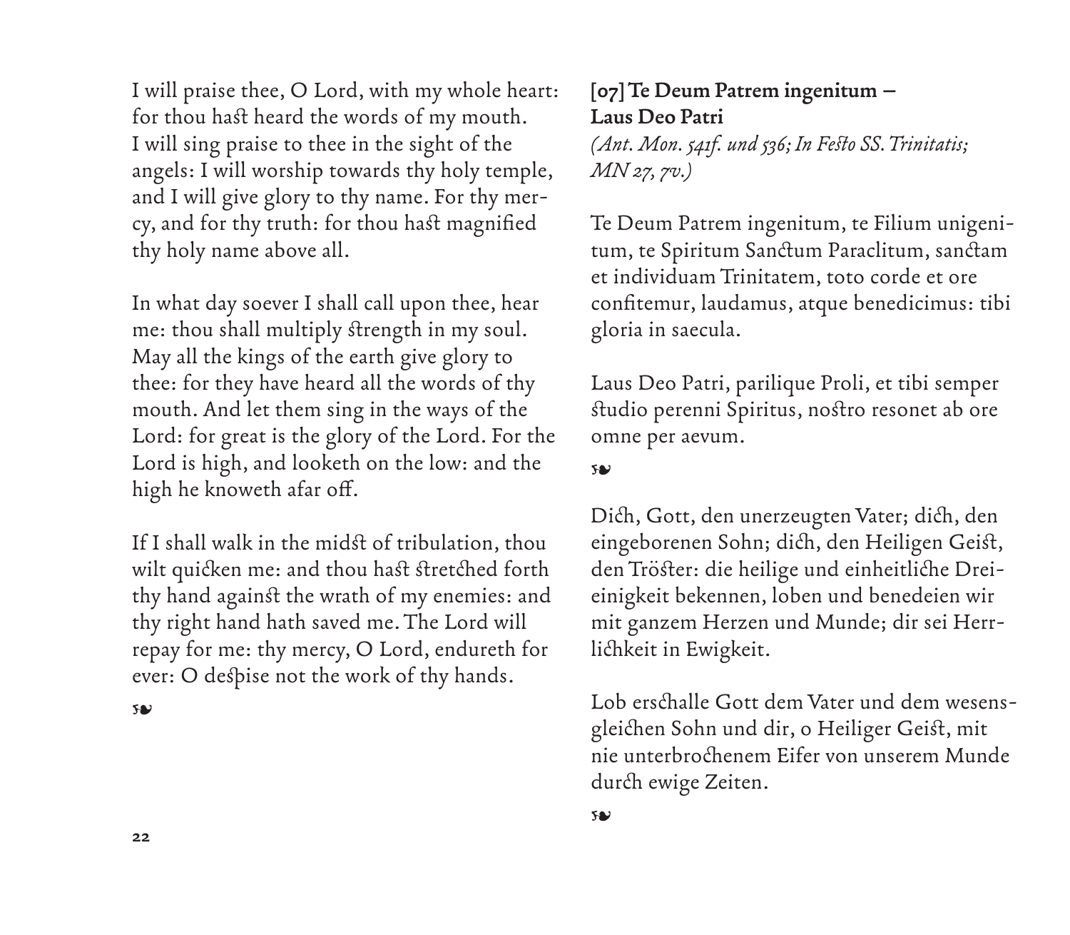I will praise thee, O Lord, with my whole heart: for thou hast heard the words of my mouth. I will sing praise to thee in the sight of the angels: I will worship towards thy holy temple, and I will give glory to thy name. For thy mercy, and for thy truth: for thou hast magnified thy holy name above all.

In what day soever I shall call upon thee, hear me: thou shall multiply strength in my soul. May all the kings of the earth give glory to thee: for they have heard all the words of thy mouth. And let them sing in the ways of the Lord: for great is the glory of the Lord. For the Lord is high, and looketh on the low: and the high he knoweth afar off.

If I shall walk in the midst of tribulation, thou wilt quicken me: and thou hast stretched forth thy hand against the wrath of my enemies: and thy right hand hath saved me. The Lord will repay for me: thy mercy, O Lord, endureth for ever: O despise not the work of thy hands.

❧

## [07] Te Deum Patrem ingenitum – Laus Deo Patri

*(Ant. Mon. 541f. und 536; In Festo SS. Trinitatis; MN 27, 7v.)*

Te Deum Patrem ingenitum, te Filium unigenitum, te Spiritum Sanctum Paraclitum, sanctam et individuam Trinitatem, toto corde et ore confitemur, laudamus, atque benedicimus: tibi gloria in saecula.

Laus Deo Patri, parilique Proli, et tibi semper studio perenni Spiritus, nostro resonet ab ore omne per aevum.

❧

Dich, Gott, den unerzeugten Vater; dich, den eingeborenen Sohn; dich, den Heiligen Geist, den Tröster: die heilige und einheitliche Dreieinigkeit bekennen, loben und benedeien wir mit ganzem Herzen und Munde; dir sei Herrlichkeit in Ewigkeit.

Lob erschalle Gott dem Vater und dem wesensgleichen Sohn und dir, o Heiliger Geist, mit nie unterbrochenem Eifer von unserem Munde durch ewige Zeiten.

❧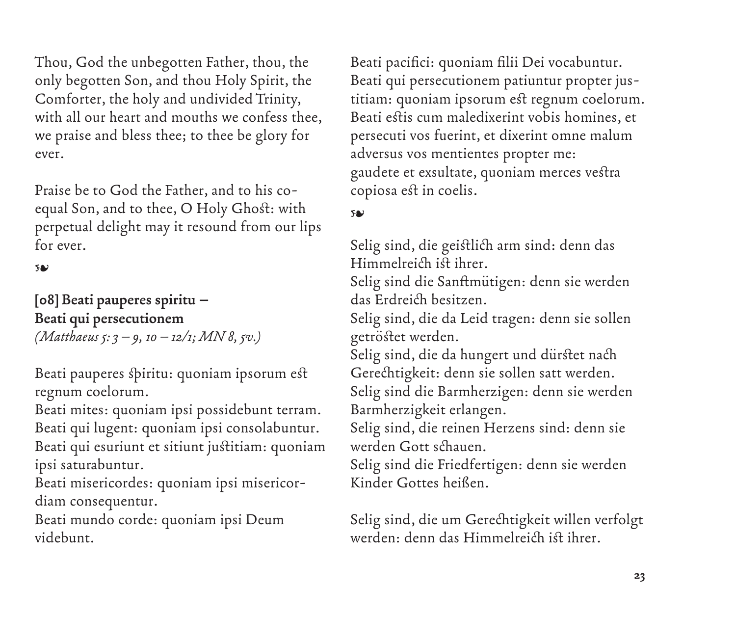Thou, God the unbegotten Father, thou, the only begotten Son, and thou Holy Spirit, the Comforter, the holy and undivided Trinity, with all our heart and mouths we confess thee, we praise and bless thee; to thee be glory for ever.

Praise be to God the Father, and to his co-equal Son, and to thee, O Holy Ghost: with perpetual delight may it resound from our lips for ever.

❧

**[08] Beati pauperes spiritu –**
**Beati qui persecutionem**
*(Matthaeus 5: 3 – 9, 10 – 12/1; MN 8, 5v.)*

Beati pauperes spiritu: quoniam ipsorum est regnum coelorum.
Beati mites: quoniam ipsi possidebunt terram.
Beati qui lugent: quoniam ipsi consolabuntur.
Beati qui esuriunt et sitiunt justitiam: quoniam ipsi saturabuntur.
Beati misericordes: quoniam ipsi misericordiam consequentur.
Beati mundo corde: quoniam ipsi Deum videbunt.
Beati pacifici: quoniam filii Dei vocabuntur.
Beati qui persecutionem patiuntur propter justitiam: quoniam ipsorum est regnum coelorum.
Beati estis cum maledixerint vobis homines, et persecuti vos fuerint, et dixerint omne malum adversus vos mentientes propter me:
gaudete et exsultate, quoniam merces vestra copiosa est in coelis.

❧

Selig sind, die geistlich arm sind: denn das Himmelreich ist ihrer.
Selig sind die Sanftmütigen: denn sie werden das Erdreich besitzen.
Selig sind, die da Leid tragen: denn sie sollen getröstet werden.
Selig sind, die da hungert und dürstet nach Gerechtigkeit: denn sie sollen satt werden.
Selig sind die Barmherzigen: denn sie werden Barmherzigkeit erlangen.
Selig sind, die reinen Herzens sind: denn sie werden Gott schauen.
Selig sind die Friedfertigen: denn sie werden Kinder Gottes heißen.

Selig sind, die um Gerechtigkeit willen verfolgt werden: denn das Himmelreich ist ihrer.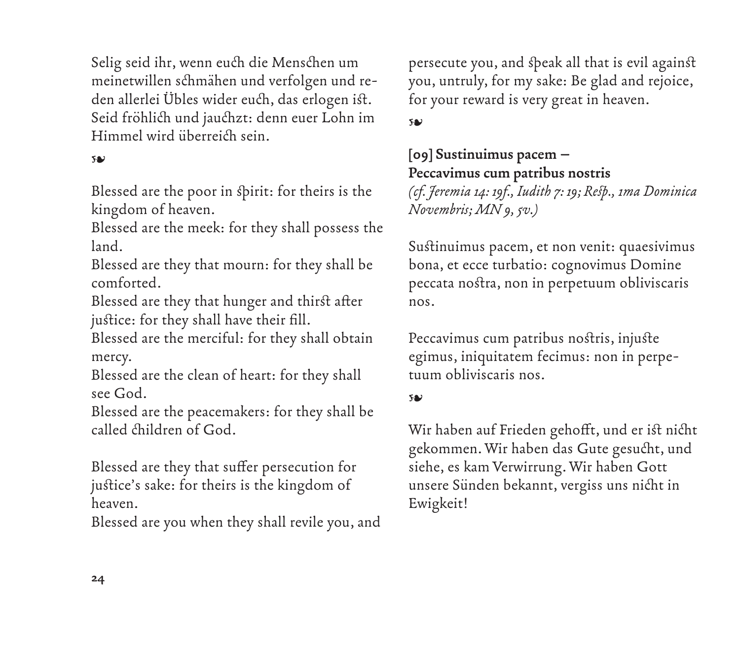Selig seid ihr, wenn euch die Menschen um meinetwillen schmähen und verfolgen und reden allerlei Übles wider euch, das erlogen ist. Seid fröhlich und jauchzt: denn euer Lohn im Himmel wird überreich sein.

❧

Blessed are the poor in spirit: for theirs is the kingdom of heaven.
Blessed are the meek: for they shall possess the land.
Blessed are they that mourn: for they shall be comforted.
Blessed are they that hunger and thirst after justice: for they shall have their fill.
Blessed are the merciful: for they shall obtain mercy.
Blessed are the clean of heart: for they shall see God.
Blessed are the peacemakers: for they shall be called children of God.

Blessed are they that suffer persecution for justice's sake: for theirs is the kingdom of heaven.
Blessed are you when they shall revile you, and persecute you, and speak all that is evil against you, untruly, for my sake: Be glad and rejoice, for your reward is very great in heaven.

❧

**[09] Sustinuimus pacem – Peccavimus cum patribus nostris**
*(cf. Jeremia 14: 19f., Iudith 7: 19; Resp., 1ma Dominica Novembris; MN 9, 5v.)*

Sustinuimus pacem, et non venit: quaesivimus bona, et ecce turbatio: cognovimus Domine peccata nostra, non in perpetuum obliviscaris nos.

Peccavimus cum patribus nostris, injuste egimus, iniquitatem fecimus: non in perpetuum obliviscaris nos.

❧

Wir haben auf Frieden gehofft, und er ist nicht gekommen. Wir haben das Gute gesucht, und siehe, es kam Verwirrung. Wir haben Gott unsere Sünden bekannt, vergiss uns nicht in Ewigkeit!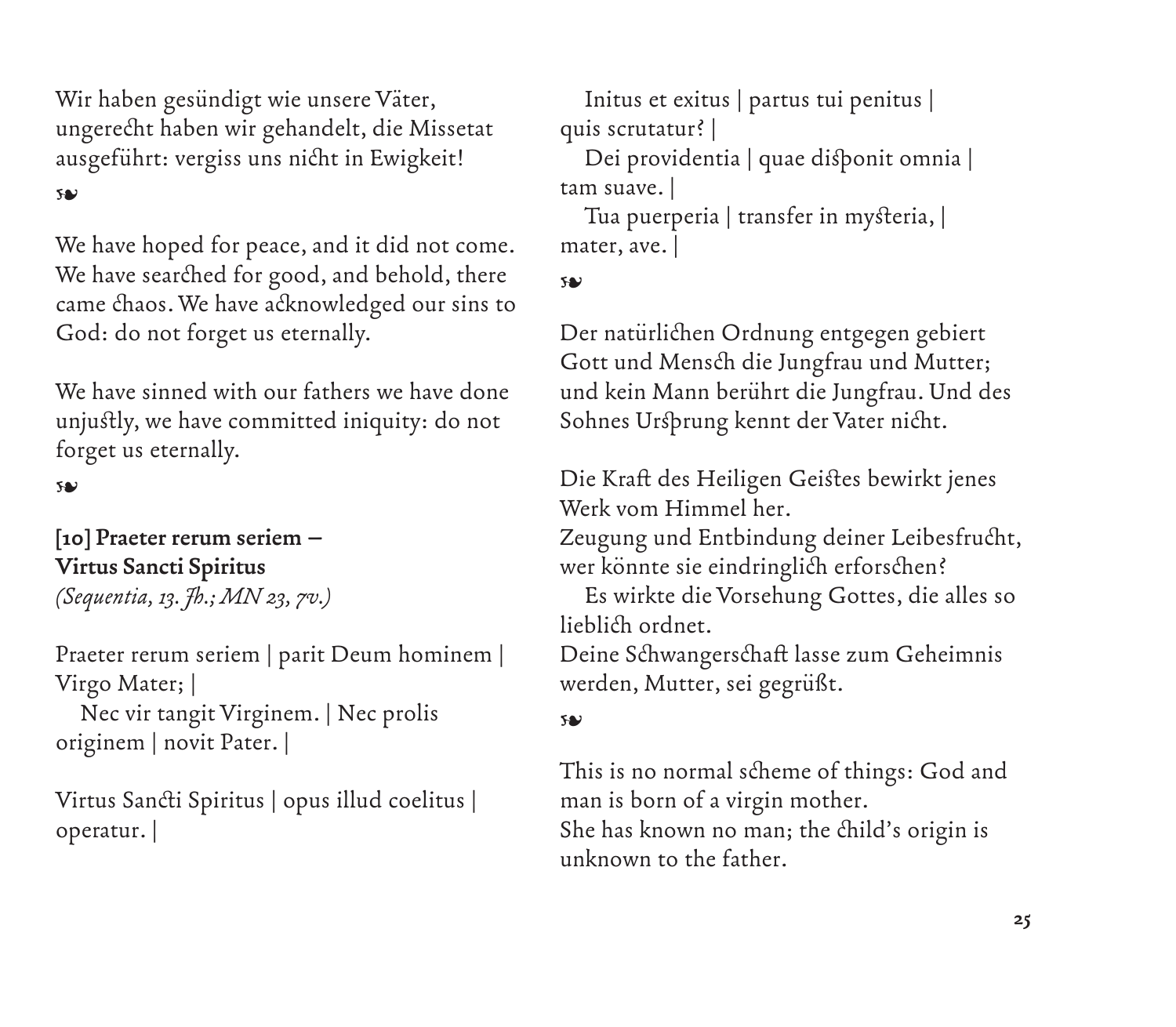Wir haben gesündigt wie unsere Väter, ungerecht haben wir gehandelt, die Missetat ausgeführt: vergiss uns nicht in Ewigkeit!

❧

We have hoped for peace, and it did not come. We have searched for good, and behold, there came chaos. We have acknowledged our sins to God: do not forget us eternally.

We have sinned with our fathers we have done unjustly, we have committed iniquity: do not forget us eternally.

❧

**[10] Praeter rerum seriem – Virtus Sancti Spiritus**
*(Sequentia, 13. Jh.; MN 23, 7v.)*

Praeter rerum seriem | parit Deum hominem | Virgo Mater; |
   Nec vir tangit Virginem. | Nec prolis originem | novit Pater. |

Virtus Sancti Spiritus | opus illud coelitus | operatur. |
   Initus et exitus | partus tui penitus | quis scrutatur? |
   Dei providentia | quae disponit omnia | tam suave. |
   Tua puerperia | transfer in mysteria, | mater, ave. |

❧

Der natürlichen Ordnung entgegen gebiert Gott und Mensch die Jungfrau und Mutter; und kein Mann berührt die Jungfrau. Und des Sohnes Ursprung kennt der Vater nicht.

Die Kraft des Heiligen Geistes bewirkt jenes Werk vom Himmel her.
Zeugung und Entbindung deiner Leibesfrucht, wer könnte sie eindringlich erforschen?
   Es wirkte die Vorsehung Gottes, die alles so lieblich ordnet.
Deine Schwangerschaft lasse zum Geheimnis werden, Mutter, sei gegrüßt.

❧

This is no normal scheme of things: God and man is born of a virgin mother.
She has known no man; the child's origin is unknown to the father.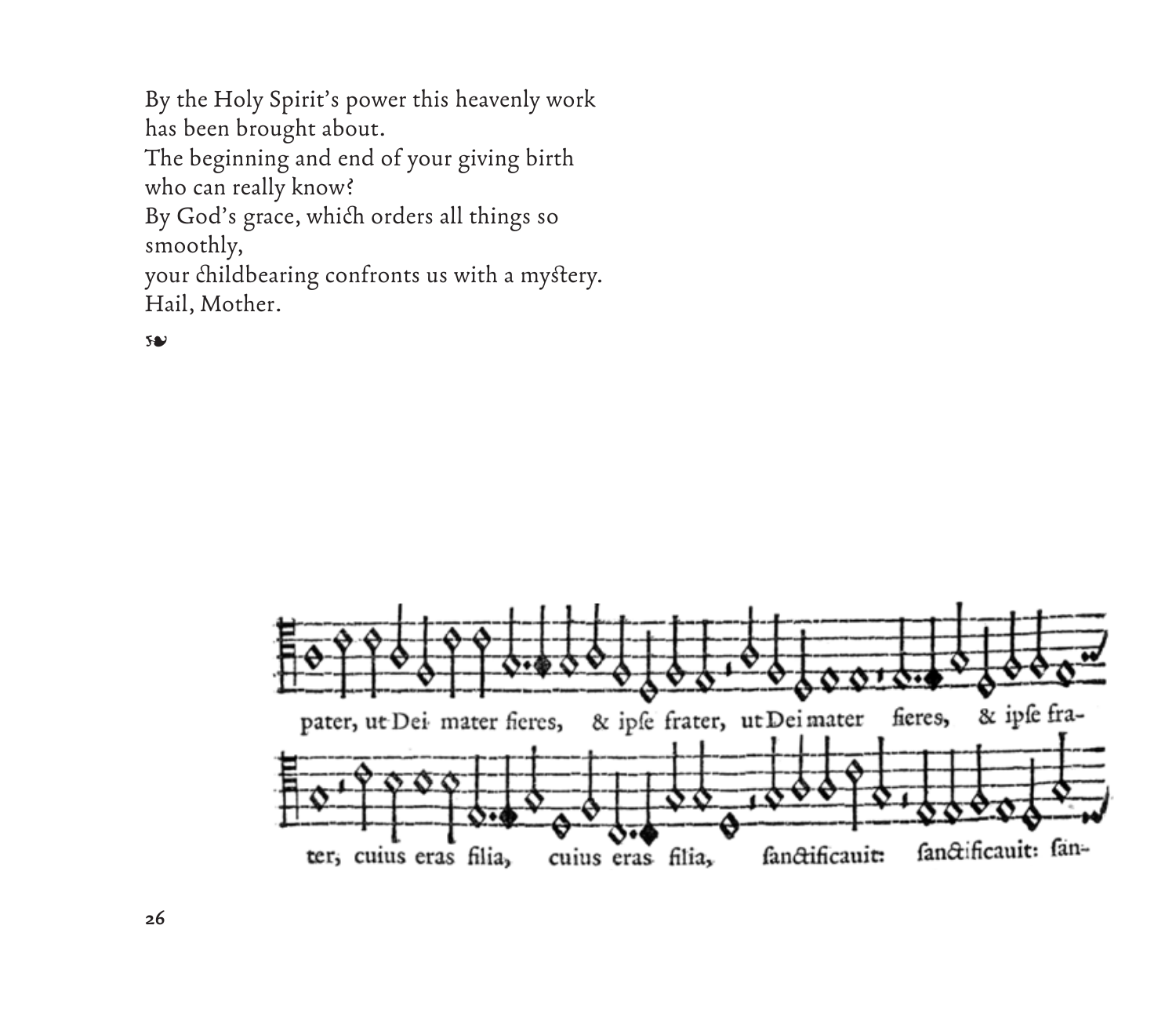By the Holy Spirit's power this heavenly work
has been brought about.
The beginning and end of your giving birth
who can really know?
By God's grace, which orders all things so
smoothly,
your childbearing confronts us with a mystery.
Hail, Mother.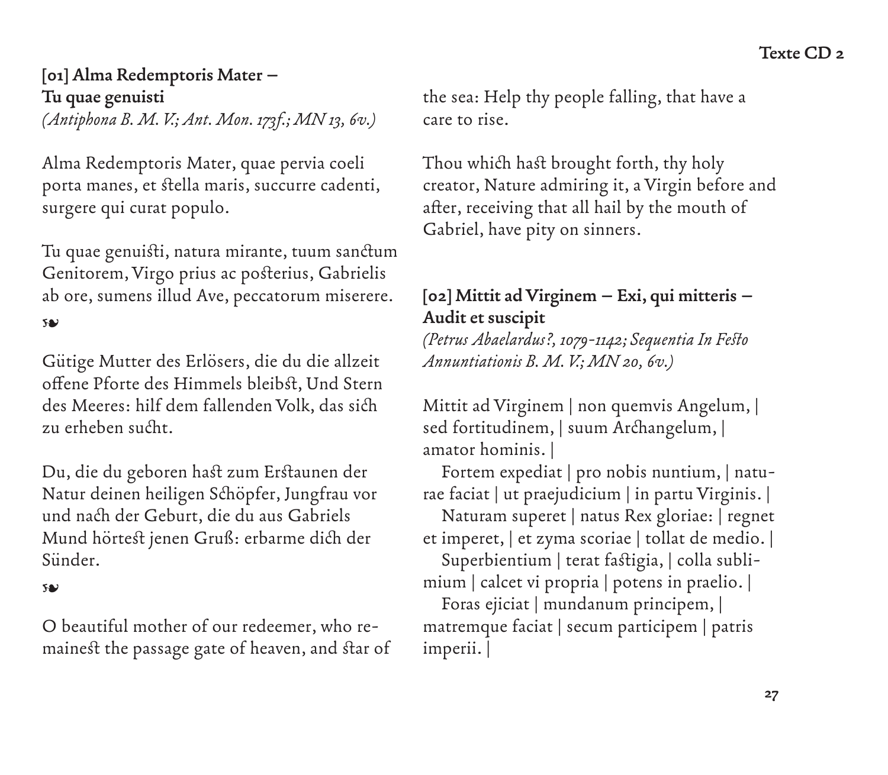### [01] Alma Redemptoris Mater – Tu quae genuisti

*(Antiphona B. M. V.; Ant. Mon. 173f.; MN 13, 6v.)*

Alma Redemptoris Mater, quae pervia coeli porta manes, et stella maris, succurre cadenti, surgere qui curat populo.

Tu quae genuisti, natura mirante, tuum sanctum Genitorem, Virgo prius ac posterius, Gabrielis ab ore, sumens illud Ave, peccatorum miserere.

❧

Gütige Mutter des Erlösers, die du die allzeit offene Pforte des Himmels bleibst, Und Stern des Meeres: hilf dem fallenden Volk, das sich zu erheben sucht.

Du, die du geboren hast zum Erstaunen der Natur deinen heiligen Schöpfer, Jungfrau vor und nach der Geburt, die du aus Gabriels Mund hörtest jenen Gruß: erbarme dich der Sünder.

❧

O beautiful mother of our redeemer, who remainest the passage gate of heaven, and star of the sea: Help thy people falling, that have a care to rise.

Thou which hast brought forth, thy holy creator, Nature admiring it, a Virgin before and after, receiving that all hail by the mouth of Gabriel, have pity on sinners.

### [02] Mittit ad Virginem – Exi, qui mitteris – Audit et suscipit

*(Petrus Abaelardus?, 1079-1142; Sequentia In Festo Annuntiationis B. M. V.; MN 20, 6v.)*

Mittit ad Virginem | non quemvis Angelum, | sed fortitudinem, | suum Archangelum, | amator hominis. |

Fortem expediat | pro nobis nuntium, | naturae faciat | ut praejudicium | in partu Virginis. |

Naturam superet | natus Rex gloriae: | regnet et imperet, | et zyma scoriae | tollat de medio. |

Superbientium | terat fastigia, | colla sublimium | calcet vi propria | potens in praelio. |

Foras ejiciat | mundanum principem, | matremque faciat | secum participem | patris imperii. |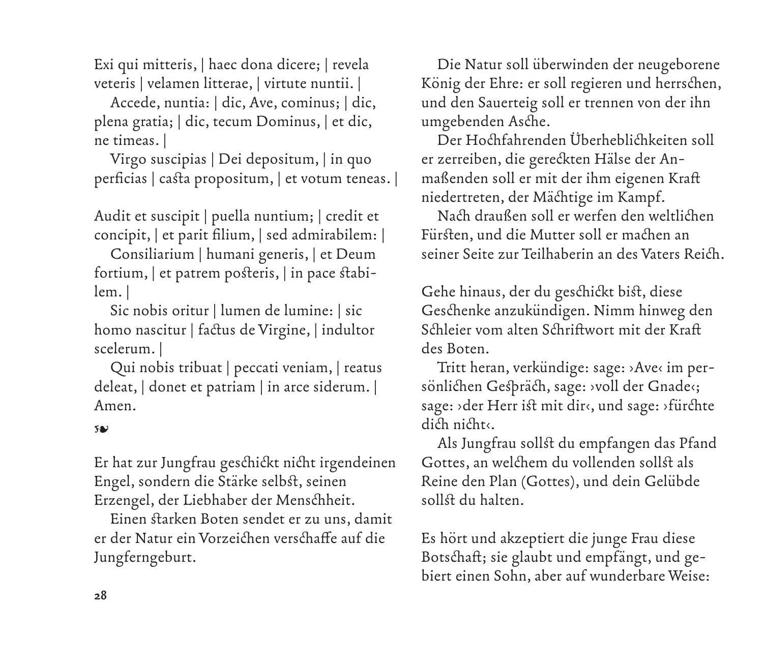Exi qui mitteris, | haec dona dicere; | revela veteris | velamen litterae, | virtute nuntii. |

Accede, nuntia: | dic, Ave, cominus; | dic, plena gratia; | dic, tecum Dominus, | et dic, ne timeas. |

Virgo suscipias | Dei depositum, | in quo perficias | casta propositum, | et votum teneas. |

Audit et suscipit | puella nuntium; | credit et concipit, | et parit filium, | sed admirabilem: |

Consiliarium | humani generis, | et Deum fortium, | et patrem posteris, | in pace stabilem. |

Sic nobis oritur | lumen de lumine: | sic homo nascitur | factus de Virgine, | indultor scelerum. |

Qui nobis tribuat | peccati veniam, | reatus deleat, | donet et patriam | in arce siderum. | Amen.

❧

Er hat zur Jungfrau geschickt nicht irgendeinen Engel, sondern die Stärke selbst, seinen Erzengel, der Liebhaber der Menschheit.

Einen starken Boten sendet er zu uns, damit er der Natur ein Vorzeichen verschaffe auf die Jungferngeburt.

Die Natur soll überwinden der neugeborene König der Ehre: er soll regieren und herrschen, und den Sauerteig soll er trennen von der ihn umgebenden Asche.

Der Hochfahrenden Überheblichkeiten soll er zerreiben, die gereckten Hälse der Anmaßenden soll er mit der ihm eigenen Kraft niedertreten, der Mächtige im Kampf.

Nach draußen soll er werfen den weltlichen Fürsten, und die Mutter soll er machen an seiner Seite zur Teilhaberin an des Vaters Reich.

Gehe hinaus, der du geschickt bist, diese Geschenke anzukündigen. Nimm hinweg den Schleier vom alten Schriftwort mit der Kraft des Boten.

Tritt heran, verkündige: sage: ›Ave‹ im persönlichen Gespräch, sage: ›voll der Gnade‹; sage: ›der Herr ist mit dir‹, und sage: ›fürchte dich nicht‹.

Als Jungfrau sollst du empfangen das Pfand Gottes, an welchem du vollenden sollst als Reine den Plan (Gottes), und dein Gelübde sollst du halten.

Es hört und akzeptiert die junge Frau diese Botschaft; sie glaubt und empfängt, und gebiert einen Sohn, aber auf wunderbare Weise: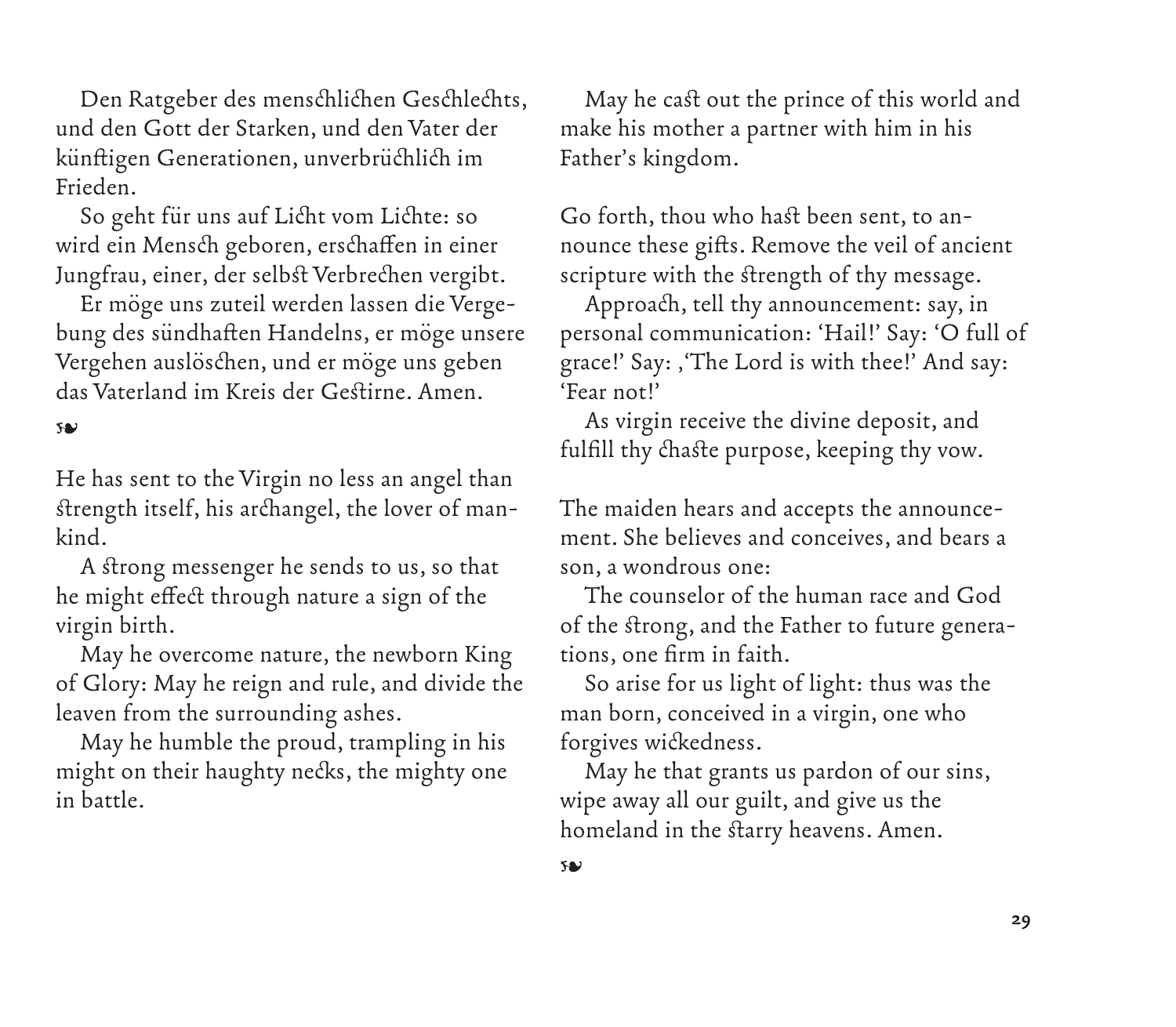Den Ratgeber des menschlichen Geschlechts, und den Gott der Starken, und den Vater der künftigen Generationen, unverbrüchlich im Frieden.

So geht für uns auf Licht vom Lichte: so wird ein Mensch geboren, erschaffen in einer Jungfrau, einer, der selbst Verbrechen vergibt.

Er möge uns zuteil werden lassen die Vergebung des sündhaften Handelns, er möge unsere Vergehen auslöschen, und er möge uns geben das Vaterland im Kreis der Gestirne. Amen.

❧

He has sent to the Virgin no less an angel than strength itself, his archangel, the lover of mankind.

A strong messenger he sends to us, so that he might effect through nature a sign of the virgin birth.

May he overcome nature, the newborn King of Glory: May he reign and rule, and divide the leaven from the surrounding ashes.

May he humble the proud, trampling in his might on their haughty necks, the mighty one in battle.

May he cast out the prince of this world and make his mother a partner with him in his Father's kingdom.

Go forth, thou who hast been sent, to announce these gifts. Remove the veil of ancient scripture with the strength of thy message.

Approach, tell thy announcement: say, in personal communication: 'Hail!' Say: 'O full of grace!' Say: ,'The Lord is with thee!' And say: 'Fear not!'

As virgin receive the divine deposit, and fulfill thy chaste purpose, keeping thy vow.

The maiden hears and accepts the announcement. She believes and conceives, and bears a son, a wondrous one:

The counselor of the human race and God of the strong, and the Father to future generations, one firm in faith.

So arise for us light of light: thus was the man born, conceived in a virgin, one who forgives wickedness.

May he that grants us pardon of our sins, wipe away all our guilt, and give us the homeland in the starry heavens. Amen.

❧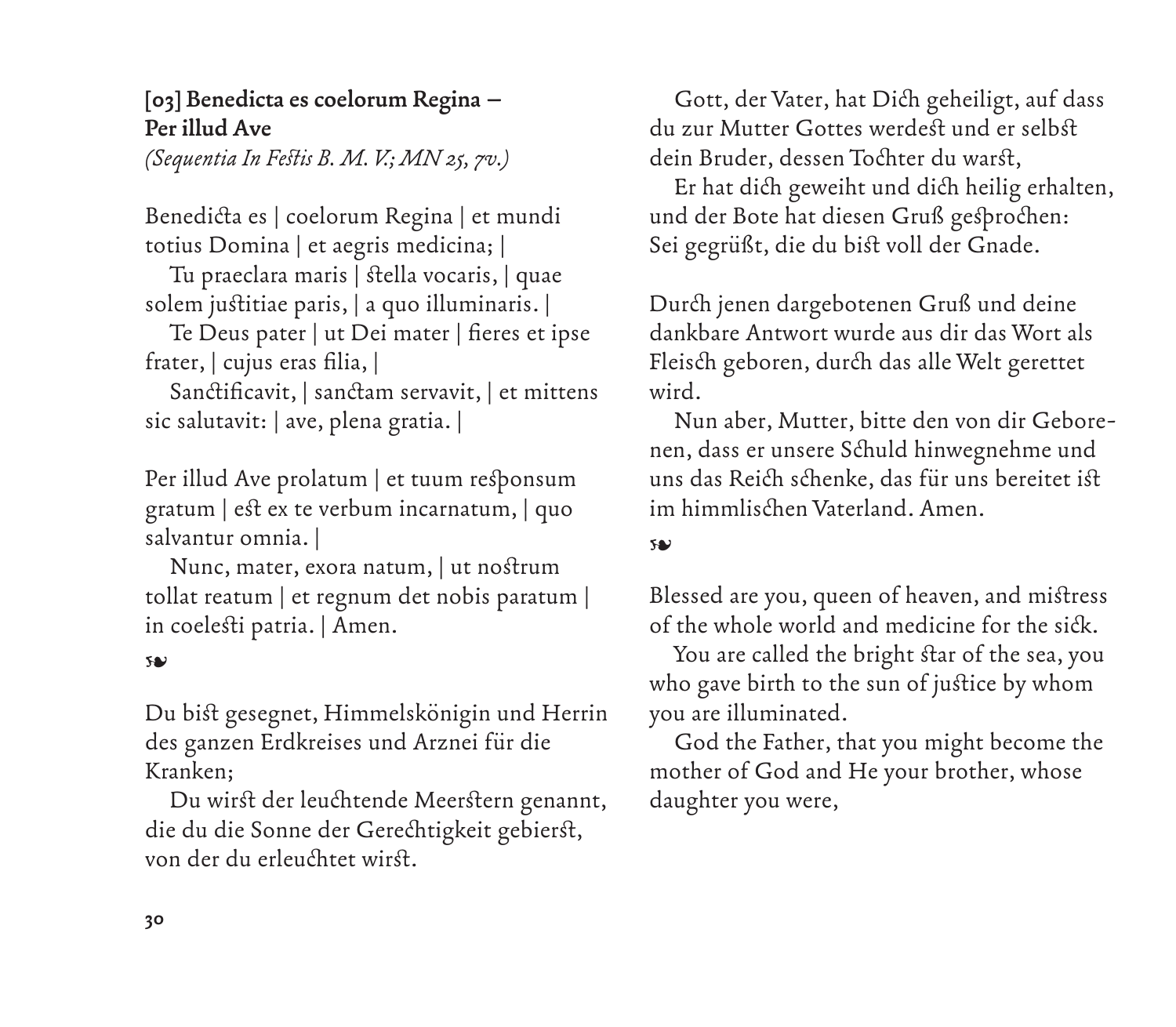**[03] Benedicta es coelorum Regina – Per illud Ave**
*(Sequentia In Festis B. M. V.; MN 25, 7v.)*

Benedicta es | coelorum Regina | et mundi totius Domina | et aegris medicina; |
Tu praeclara maris | stella vocaris, | quae solem justitiae paris, | a quo illuminaris. |
Te Deus pater | ut Dei mater | fieres et ipse frater, | cujus eras filia, |
Sanctificavit, | sanctam servavit, | et mittens sic salutavit: | ave, plena gratia. |

Per illud Ave prolatum | et tuum responsum gratum | est ex te verbum incarnatum, | quo salvantur omnia. |
Nunc, mater, exora natum, | ut nostrum tollat reatum | et regnum det nobis paratum | in coelesti patria. | Amen.

❧

Du bist gesegnet, Himmelskönigin und Herrin des ganzen Erdkreises und Arznei für die Kranken;
Du wirst der leuchtende Meerstern genannt, die du die Sonne der Gerechtigkeit gebierst, von der du erleuchtet wirst.
Gott, der Vater, hat Dich geheiligt, auf dass du zur Mutter Gottes werdest und er selbst dein Bruder, dessen Tochter du warst,
Er hat dich geweiht und dich heilig erhalten, und der Bote hat diesen Gruß gesprochen: Sei gegrüßt, die du bist voll der Gnade.

Durch jenen dargebotenen Gruß und deine dankbare Antwort wurde aus dir das Wort als Fleisch geboren, durch das alle Welt gerettet wird.
Nun aber, Mutter, bitte den von dir Geborenen, dass er unsere Schuld hinwegnehme und uns das Reich schenke, das für uns bereitet ist im himmlischen Vaterland. Amen.

❧

Blessed are you, queen of heaven, and mistress of the whole world and medicine for the sick.
You are called the bright star of the sea, you who gave birth to the sun of justice by whom you are illuminated.
God the Father, that you might become the mother of God and He your brother, whose daughter you were,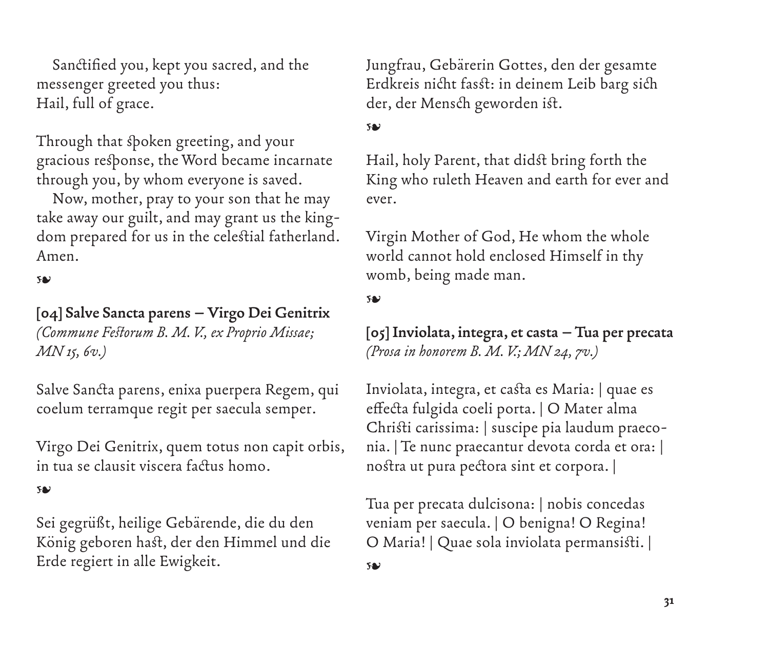Sanctified you, kept you sacred, and the messenger greeted you thus:
Hail, full of grace.

Through that spoken greeting, and your gracious response, the Word became incarnate through you, by whom everyone is saved.
Now, mother, pray to your son that he may take away our guilt, and may grant us the kingdom prepared for us in the celestial fatherland. Amen.

❧

**[04] Salve Sancta parens – Virgo Dei Genitrix**
*(Commune Festorum B. M. V., ex Proprio Missae; MN 15, 6v.)*

Salve Sancta parens, enixa puerpera Regem, qui coelum terramque regit per saecula semper.

Virgo Dei Genitrix, quem totus non capit orbis, in tua se clausit viscera factus homo.

❧

Sei gegrüßt, heilige Gebärende, die du den König geboren hast, der den Himmel und die Erde regiert in alle Ewigkeit.

Jungfrau, Gebärerin Gottes, den der gesamte Erdkreis nicht fasst: in deinem Leib barg sich der, der Mensch geworden ist.

❧

Hail, holy Parent, that didst bring forth the King who ruleth Heaven and earth for ever and ever.

Virgin Mother of God, He whom the whole world cannot hold enclosed Himself in thy womb, being made man.

❧

**[05] Inviolata, integra, et casta – Tua per precata**
*(Prosa in honorem B. M. V.; MN 24, 7v.)*

Inviolata, integra, et casta es Maria: | quae es effecta fulgida coeli porta. | O Mater alma Christi carissima: | suscipe pia laudum praeconia. | Te nunc praecantur devota corda et ora: | nostra ut pura pectora sint et corpora. |

Tua per precata dulcisona: | nobis concedas veniam per saecula. | O benigna! O Regina! O Maria! | Quae sola inviolata permansisti. |

❧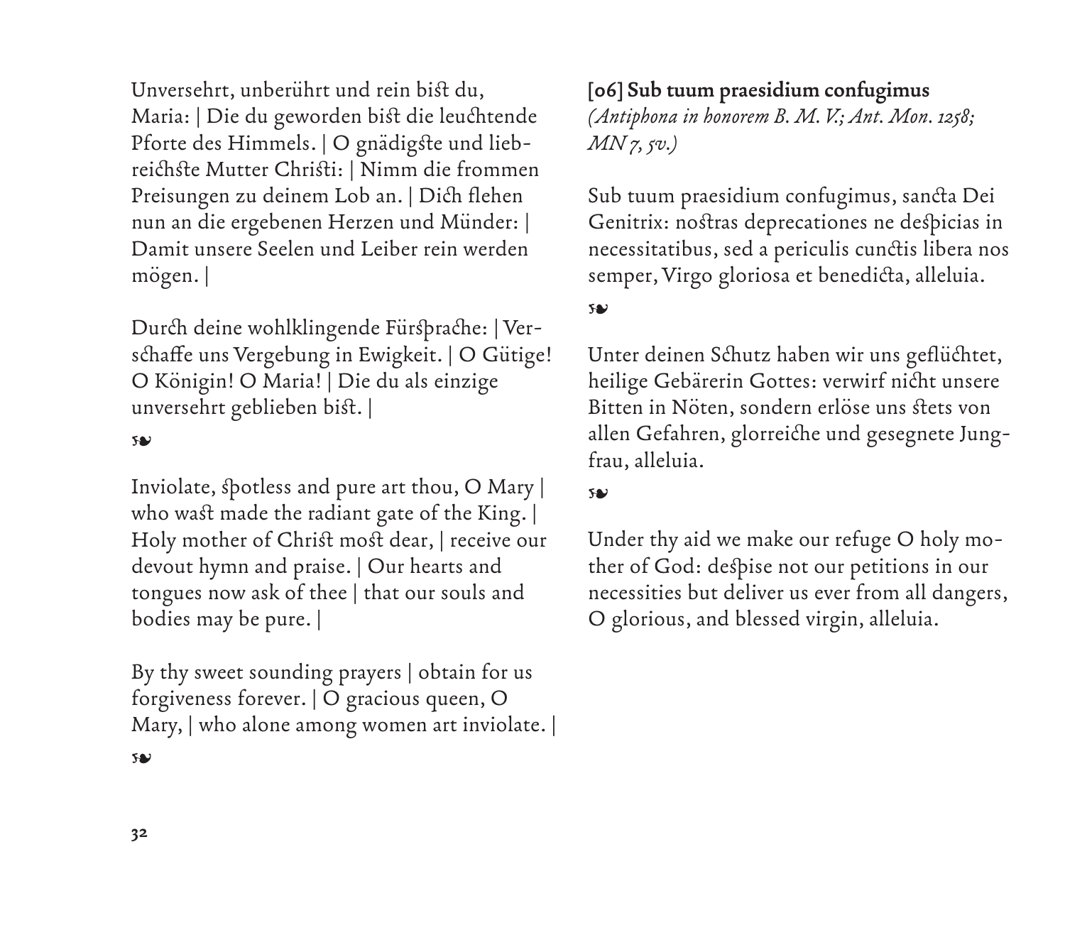Unversehrt, unberührt und rein bist du, Maria: | Die du geworden bist die leuchtende Pforte des Himmels. | O gnädigste und liebreichste Mutter Christi: | Nimm die frommen Preisungen zu deinem Lob an. | Dich flehen nun an die ergebenen Herzen und Münder: | Damit unsere Seelen und Leiber rein werden mögen. |

Durch deine wohlklingende Fürsprache: | Verschaffe uns Vergebung in Ewigkeit. | O Gütige! O Königin! O Maria! | Die du als einzige unversehrt geblieben bist. |

❧

Inviolate, spotless and pure art thou, O Mary | who wast made the radiant gate of the King. | Holy mother of Christ most dear, | receive our devout hymn and praise. | Our hearts and tongues now ask of thee | that our souls and bodies may be pure. |

By thy sweet sounding prayers | obtain for us forgiveness forever. | O gracious queen, O Mary, | who alone among women art inviolate. |

❧

**[06] Sub tuum praesidium confugimus**
*(Antiphona in honorem B. M. V.; Ant. Mon. 1258; MN 7, 5v.)*

Sub tuum praesidium confugimus, sancta Dei Genitrix: nostras deprecationes ne despicias in necessitatibus, sed a periculis cunctis libera nos semper, Virgo gloriosa et benedicta, alleluia.

❧

Unter deinen Schutz haben wir uns geflüchtet, heilige Gebärerin Gottes: verwirf nicht unsere Bitten in Nöten, sondern erlöse uns stets von allen Gefahren, glorreiche und gesegnete Jungfrau, alleluia.

❧

Under thy aid we make our refuge O holy mother of God: despise not our petitions in our necessities but deliver us ever from all dangers, O glorious, and blessed virgin, alleluia.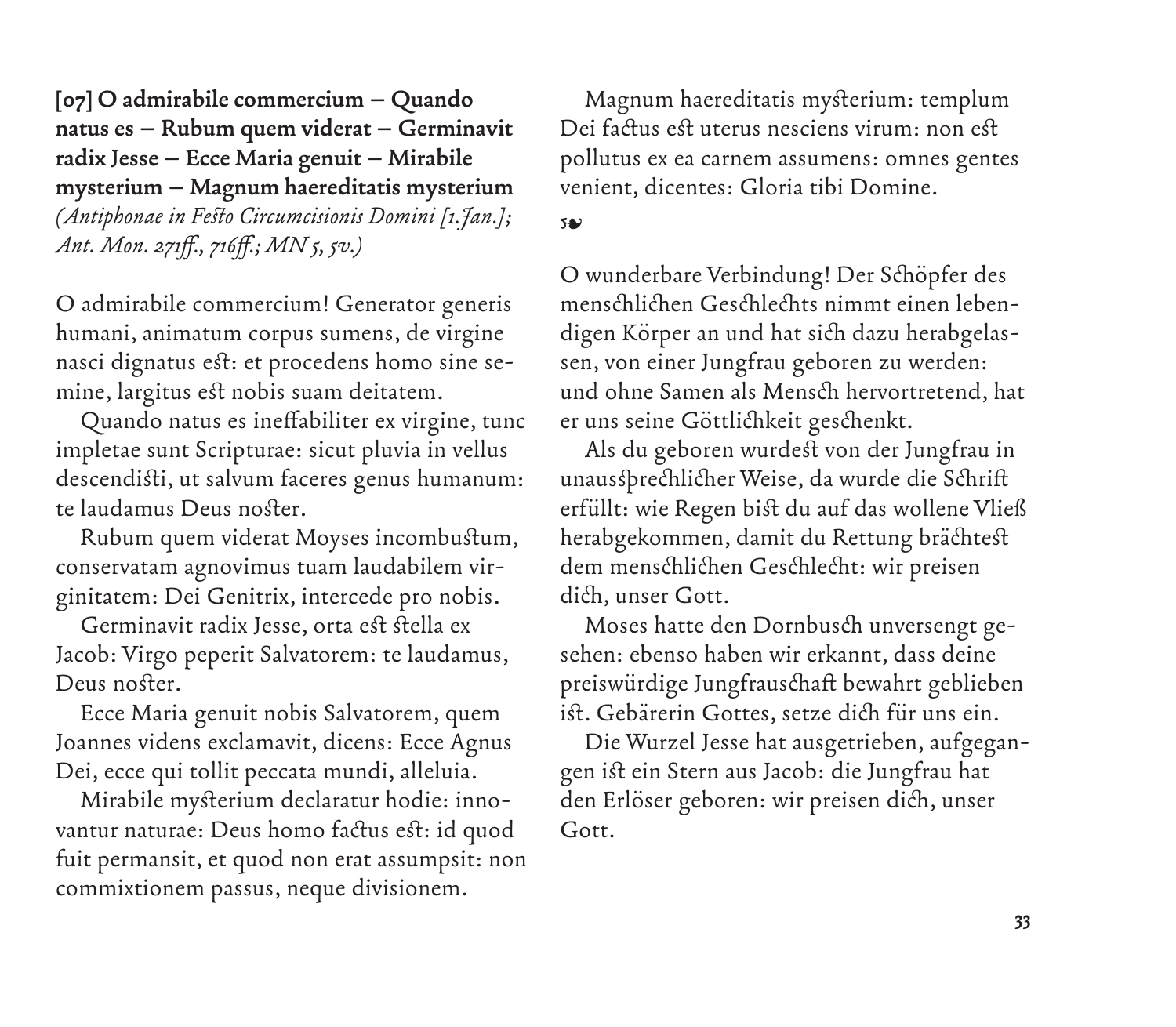**[07] O admirabile commercium – Quando natus es – Rubum quem viderat – Germinavit radix Jesse – Ecce Maria genuit – Mirabile mysterium – Magnum haereditatis mysterium**
*(Antiphonae in Festo Circumcisionis Domini [1.Jan.]; Ant. Mon. 271ff., 716ff.; MN 5, 5v.)*

O admirabile commercium! Generator generis humani, animatum corpus sumens, de virgine nasci dignatus est: et procedens homo sine semine, largitus est nobis suam deitatem.

Quando natus es ineffabiliter ex virgine, tunc impletae sunt Scripturae: sicut pluvia in vellus descendisti, ut salvum faceres genus humanum: te laudamus Deus noster.

Rubum quem viderat Moyses incombustum, conservatam agnovimus tuam laudabilem virginitatem: Dei Genitrix, intercede pro nobis.

Germinavit radix Jesse, orta est stella ex Jacob: Virgo peperit Salvatorem: te laudamus, Deus noster.

Ecce Maria genuit nobis Salvatorem, quem Joannes videns exclamavit, dicens: Ecce Agnus Dei, ecce qui tollit peccata mundi, alleluia.

Mirabile mysterium declaratur hodie: innovantur naturae: Deus homo factus est: id quod fuit permansit, et quod non erat assumpsit: non commixtionem passus, neque divisionem.

Magnum haereditatis mysterium: templum Dei factus est uterus nesciens virum: non est pollutus ex ea carnem assumens: omnes gentes venient, dicentes: Gloria tibi Domine.

❧

O wunderbare Verbindung! Der Schöpfer des menschlichen Geschlechts nimmt einen lebendigen Körper an und hat sich dazu herabgelassen, von einer Jungfrau geboren zu werden: und ohne Samen als Mensch hervortretend, hat er uns seine Göttlichkeit geschenkt.

Als du geboren wurdest von der Jungfrau in unaussprechlicher Weise, da wurde die Schrift erfüllt: wie Regen bist du auf das wollene Vließ herabgekommen, damit du Rettung brächtest dem menschlichen Geschlecht: wir preisen dich, unser Gott.

Moses hatte den Dornbusch unversengt gesehen: ebenso haben wir erkannt, dass deine preiswürdige Jungfrauschaft bewahrt geblieben ist. Gebärerin Gottes, setze dich für uns ein.

Die Wurzel Jesse hat ausgetrieben, aufgegangen ist ein Stern aus Jacob: die Jungfrau hat den Erlöser geboren: wir preisen dich, unser Gott.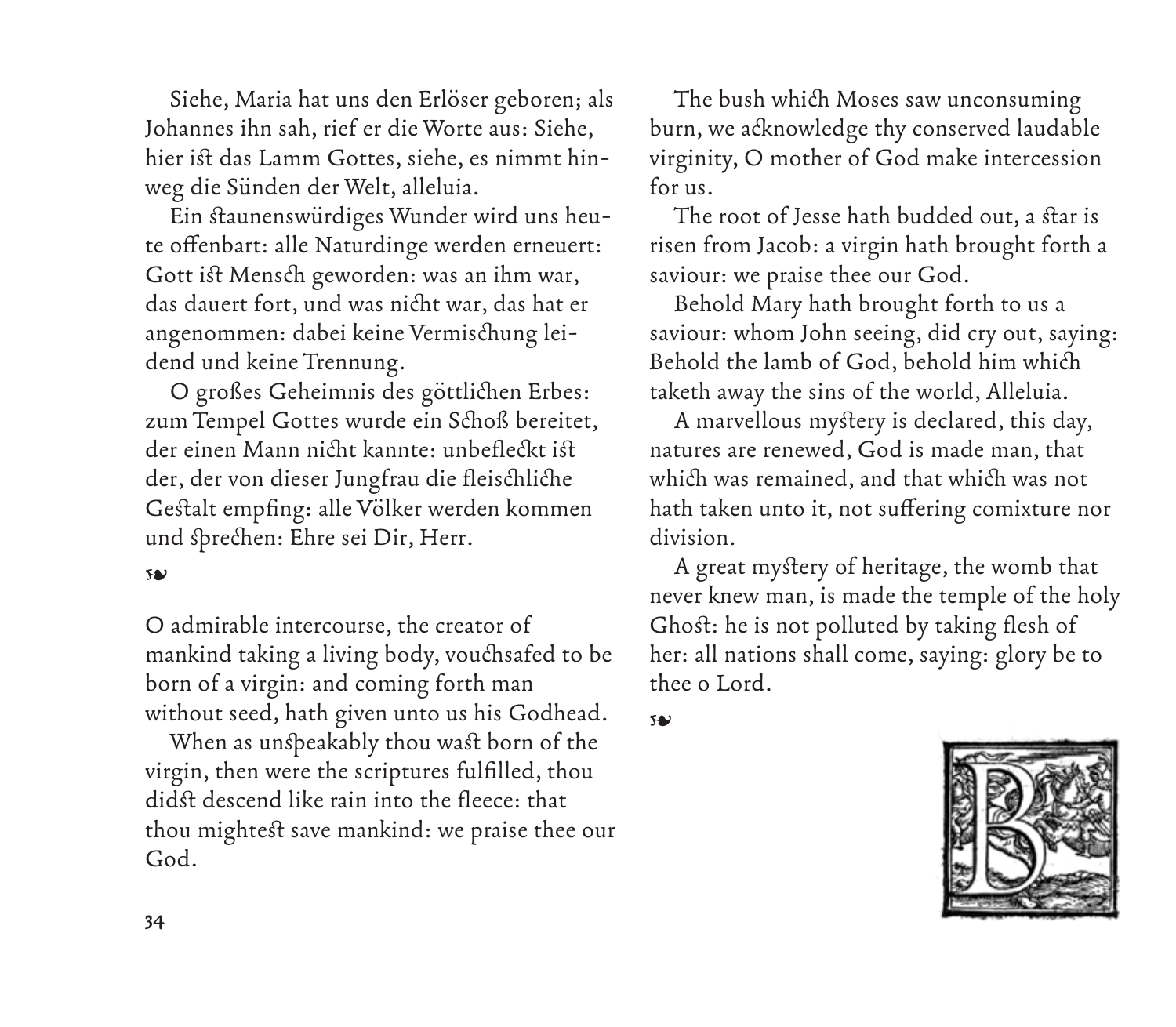Siehe, Maria hat uns den Erlöser geboren; als Johannes ihn sah, rief er die Worte aus: Siehe, hier ist das Lamm Gottes, siehe, es nimmt hinweg die Sünden der Welt, alleluia.

Ein staunenswürdiges Wunder wird uns heute offenbart: alle Naturdinge werden erneuert: Gott ist Mensch geworden: was an ihm war, das dauert fort, und was nicht war, das hat er angenommen: dabei keine Vermischung leidend und keine Trennung.

O großes Geheimnis des göttlichen Erbes: zum Tempel Gottes wurde ein Schoß bereitet, der einen Mann nicht kannte: unbefleckt ist der, der von dieser Jungfrau die fleischliche Gestalt empfing: alle Völker werden kommen und sprechen: Ehre sei Dir, Herr.

❧

O admirable intercourse, the creator of mankind taking a living body, vouchsafed to be born of a virgin: and coming forth man without seed, hath given unto us his Godhead.

When as unspeakably thou wast born of the virgin, then were the scriptures fulfilled, thou didst descend like rain into the fleece: that thou mightest save mankind: we praise thee our God.

The bush which Moses saw unconsuming burn, we acknowledge thy conserved laudable virginity, O mother of God make intercession for us.

The root of Jesse hath budded out, a star is risen from Jacob: a virgin hath brought forth a saviour: we praise thee our God.

Behold Mary hath brought forth to us a saviour: whom John seeing, did cry out, saying: Behold the lamb of God, behold him which taketh away the sins of the world, Alleluia.

A marvellous mystery is declared, this day, natures are renewed, God is made man, that which was remained, and that which was not hath taken unto it, not suffering comixture nor division.

A great mystery of heritage, the womb that never knew man, is made the temple of the holy Ghost: he is not polluted by taking flesh of her: all nations shall come, saying: glory be to thee o Lord.

❧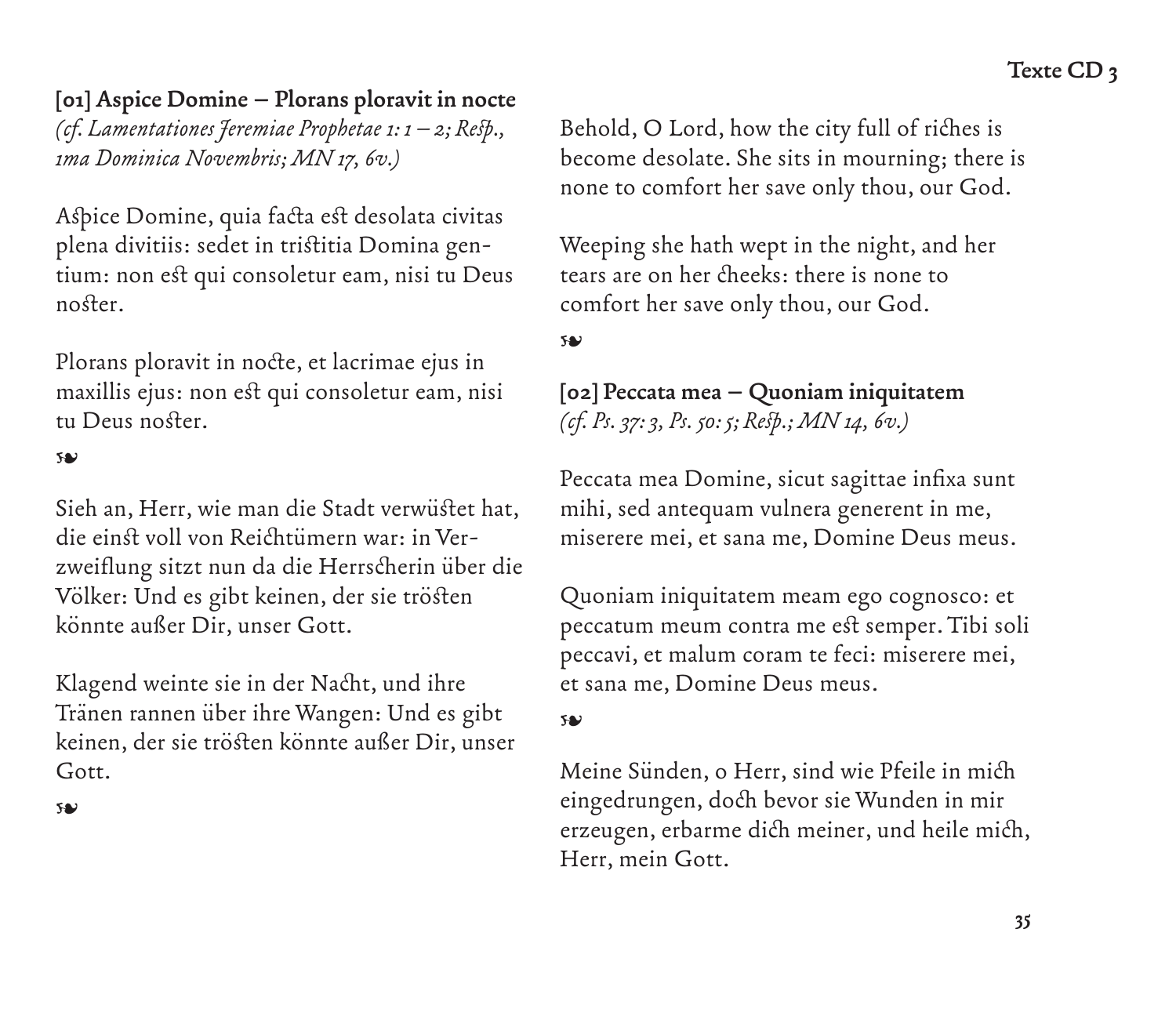**[01] Aspice Domine – Plorans ploravit in nocte**
*(cf. Lamentationes Jeremiae Prophetae 1: 1 – 2; Resp., 1ma Dominica Novembris; MN 17, 6v.)*

Aspice Domine, quia facta est desolata civitas plena divitiis: sedet in tristitia Domina gentium: non est qui consoletur eam, nisi tu Deus noster.

Plorans ploravit in nocte, et lacrimae ejus in maxillis ejus: non est qui consoletur eam, nisi tu Deus noster.

❧

Sieh an, Herr, wie man die Stadt verwüstet hat, die einst voll von Reichtümern war: in Verzweiflung sitzt nun da die Herrscherin über die Völker: Und es gibt keinen, der sie trösten könnte außer Dir, unser Gott.

Klagend weinte sie in der Nacht, und ihre Tränen rannen über ihre Wangen: Und es gibt keinen, der sie trösten könnte außer Dir, unser Gott.

❧

Behold, O Lord, how the city full of riches is become desolate. She sits in mourning; there is none to comfort her save only thou, our God.

Weeping she hath wept in the night, and her tears are on her cheeks: there is none to comfort her save only thou, our God.

❧

**[02] Peccata mea – Quoniam iniquitatem**
*(cf. Ps. 37: 3, Ps. 50: 5; Resp.; MN 14, 6v.)*

Peccata mea Domine, sicut sagittae infixa sunt mihi, sed antequam vulnera generent in me, miserere mei, et sana me, Domine Deus meus.

Quoniam iniquitatem meam ego cognosco: et peccatum meum contra me est semper. Tibi soli peccavi, et malum coram te feci: miserere mei, et sana me, Domine Deus meus.

❧

Meine Sünden, o Herr, sind wie Pfeile in mich eingedrungen, doch bevor sie Wunden in mir erzeugen, erbarme dich meiner, und heile mich, Herr, mein Gott.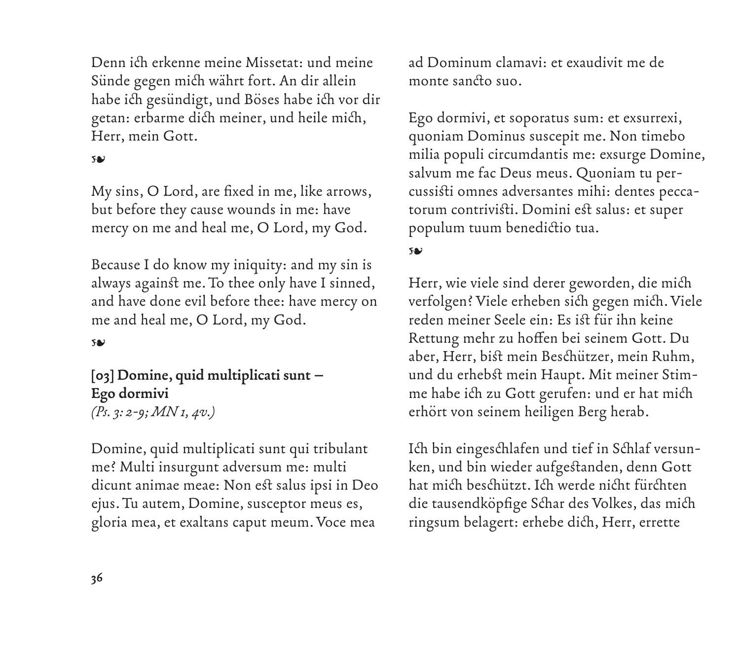Denn ich erkenne meine Missetat: und meine Sünde gegen mich währt fort. An dir allein habe ich gesündigt, und Böses habe ich vor dir getan: erbarme dich meiner, und heile mich, Herr, mein Gott.

❧

My sins, O Lord, are fixed in me, like arrows, but before they cause wounds in me: have mercy on me and heal me, O Lord, my God.

Because I do know my iniquity: and my sin is always against me. To thee only have I sinned, and have done evil before thee: have mercy on me and heal me, O Lord, my God.

❧

**[03] Domine, quid multiplicati sunt – Ego dormivi**
*(Ps. 3: 2-9; MN 1, 4v.)*

Domine, quid multiplicati sunt qui tribulant me? Multi insurgunt adversum me: multi dicunt animae meae: Non est salus ipsi in Deo ejus. Tu autem, Domine, susceptor meus es, gloria mea, et exaltans caput meum. Voce mea ad Dominum clamavi: et exaudivit me de monte sancto suo.

Ego dormivi, et soporatus sum: et exsurrexi, quoniam Dominus suscepit me. Non timebo milia populi circumdantis me: exsurge Domine, salvum me fac Deus meus. Quoniam tu percussisti omnes adversantes mihi: dentes peccatorum contrivisti. Domini est salus: et super populum tuum benedictio tua.

❧

Herr, wie viele sind derer geworden, die mich verfolgen? Viele erheben sich gegen mich. Viele reden meiner Seele ein: Es ist für ihn keine Rettung mehr zu hoffen bei seinem Gott. Du aber, Herr, bist mein Beschützer, mein Ruhm, und du erhebst mein Haupt. Mit meiner Stimme habe ich zu Gott gerufen: und er hat mich erhört von seinem heiligen Berg herab.

Ich bin eingeschlafen und tief in Schlaf versunken, und bin wieder aufgestanden, denn Gott hat mich beschützt. Ich werde nicht fürchten die tausendköpfige Schar des Volkes, das mich ringsum belagert: erhebe dich, Herr, errette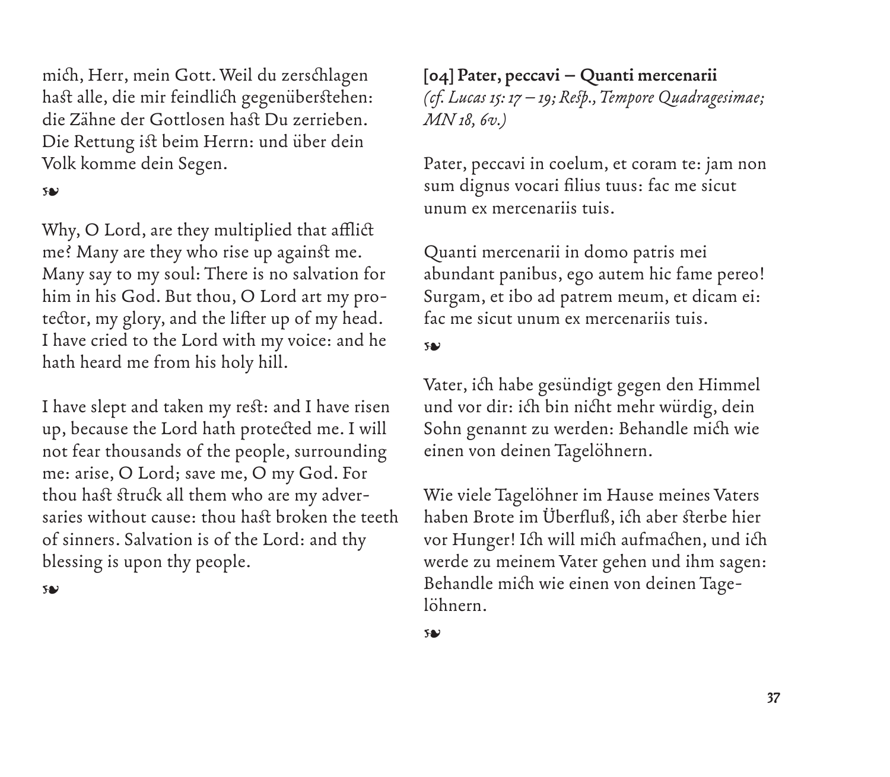mich, Herr, mein Gott. Weil du zerschlagen hast alle, die mir feindlich gegenüberstehen: die Zähne der Gottlosen hast Du zerrieben. Die Rettung ist beim Herrn: und über dein Volk komme dein Segen.

❧

Why, O Lord, are they multiplied that afflict me? Many are they who rise up against me. Many say to my soul: There is no salvation for him in his God. But thou, O Lord art my protector, my glory, and the lifter up of my head. I have cried to the Lord with my voice: and he hath heard me from his holy hill.

I have slept and taken my rest: and I have risen up, because the Lord hath protected me. I will not fear thousands of the people, surrounding me: arise, O Lord; save me, O my God. For thou hast struck all them who are my adversaries without cause: thou hast broken the teeth of sinners. Salvation is of the Lord: and thy blessing is upon thy people.

❧

**[04] Pater, peccavi – Quanti mercenarii**
*(cf. Lucas 15: 17 – 19; Resp., Tempore Quadragesimae; MN 18, 6v.)*

Pater, peccavi in coelum, et coram te: jam non sum dignus vocari filius tuus: fac me sicut unum ex mercenariis tuis.

Quanti mercenarii in domo patris mei abundant panibus, ego autem hic fame pereo! Surgam, et ibo ad patrem meum, et dicam ei: fac me sicut unum ex mercenariis tuis.

❧

Vater, ich habe gesündigt gegen den Himmel und vor dir: ich bin nicht mehr würdig, dein Sohn genannt zu werden: Behandle mich wie einen von deinen Tagelöhnern.

Wie viele Tagelöhner im Hause meines Vaters haben Brote im Überfluß, ich aber sterbe hier vor Hunger! Ich will mich aufmachen, und ich werde zu meinem Vater gehen und ihm sagen: Behandle mich wie einen von deinen Tagelöhnern.

❧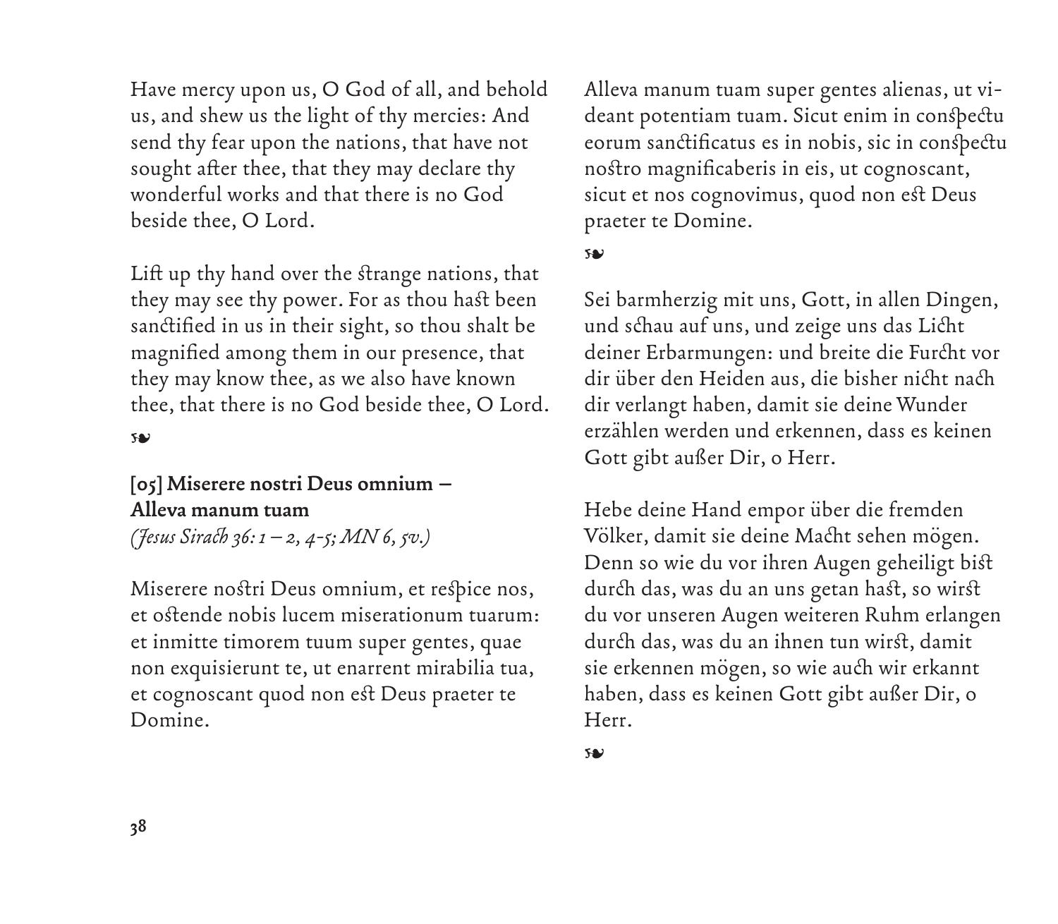Have mercy upon us, O God of all, and behold us, and shew us the light of thy mercies: And send thy fear upon the nations, that have not sought after thee, that they may declare thy wonderful works and that there is no God beside thee, O Lord.

Lift up thy hand over the strange nations, that they may see thy power. For as thou hast been sanctified in us in their sight, so thou shalt be magnified among them in our presence, that they may know thee, as we also have known thee, that there is no God beside thee, O Lord.

❧

**[05] Miserere nostri Deus omnium – Alleva manum tuam**

*(Jesus Sirach 36: 1 – 2, 4-5; MN 6, 5v.)*

Miserere nostri Deus omnium, et respice nos, et ostende nobis lucem miserationum tuarum: et inmitte timorem tuum super gentes, quae non exquisierunt te, ut enarrent mirabilia tua, et cognoscant quod non est Deus praeter te Domine.

Alleva manum tuam super gentes alienas, ut videant potentiam tuam. Sicut enim in conspectu eorum sanctificatus es in nobis, sic in conspectu nostro magnificaberis in eis, ut cognoscant, sicut et nos cognovimus, quod non est Deus praeter te Domine.

❧

Sei barmherzig mit uns, Gott, in allen Dingen, und schau auf uns, und zeige uns das Licht deiner Erbarmungen: und breite die Furcht vor dir über den Heiden aus, die bisher nicht nach dir verlangt haben, damit sie deine Wunder erzählen werden und erkennen, dass es keinen Gott gibt außer Dir, o Herr.

Hebe deine Hand empor über die fremden Völker, damit sie deine Macht sehen mögen. Denn so wie du vor ihren Augen geheiligt bist durch das, was du an uns getan hast, so wirst du vor unseren Augen weiteren Ruhm erlangen durch das, was du an ihnen tun wirst, damit sie erkennen mögen, so wie auch wir erkannt haben, dass es keinen Gott gibt außer Dir, o Herr.

❧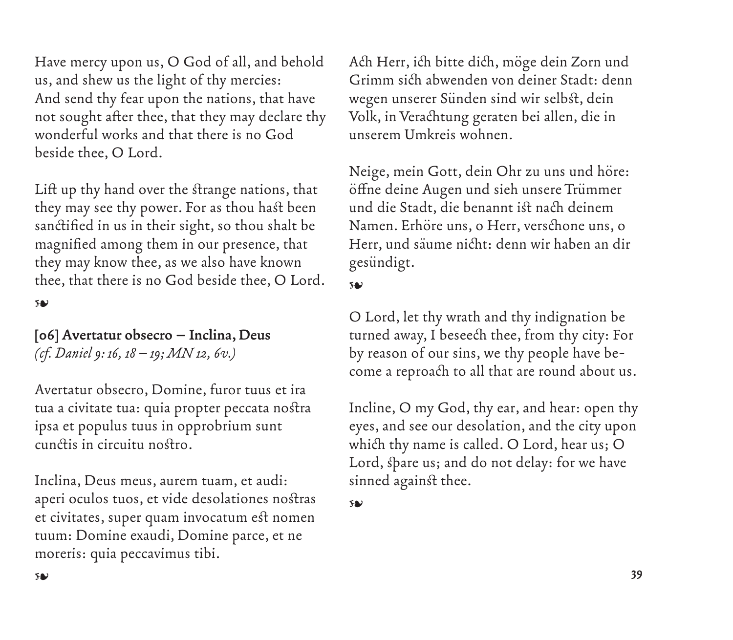Have mercy upon us, O God of all, and behold us, and shew us the light of thy mercies: And send thy fear upon the nations, that have not sought after thee, that they may declare thy wonderful works and that there is no God beside thee, O Lord.

Lift up thy hand over the strange nations, that they may see thy power. For as thou hast been sanctified in us in their sight, so thou shalt be magnified among them in our presence, that they may know thee, as we also have known thee, that there is no God beside thee, O Lord.

❧

**[06] Avertatur obsecro – Inclina, Deus**
*(cf. Daniel 9: 16, 18 – 19; MN 12, 6v.)*

Avertatur obsecro, Domine, furor tuus et ira tua a civitate tua: quia propter peccata nostra ipsa et populus tuus in opprobrium sunt cunctis in circuitu nostro.

Inclina, Deus meus, aurem tuam, et audi: aperi oculos tuos, et vide desolationes nostras et civitates, super quam invocatum est nomen tuum: Domine exaudi, Domine parce, et ne moreris: quia peccavimus tibi.

❧

Ach Herr, ich bitte dich, möge dein Zorn und Grimm sich abwenden von deiner Stadt: denn wegen unserer Sünden sind wir selbst, dein Volk, in Verachtung geraten bei allen, die in unserem Umkreis wohnen.

Neige, mein Gott, dein Ohr zu uns und höre: öffne deine Augen und sieh unsere Trümmer und die Stadt, die benannt ist nach deinem Namen. Erhöre uns, o Herr, verschone uns, o Herr, und säume nicht: denn wir haben an dir gesündigt.

❧

O Lord, let thy wrath and thy indignation be turned away, I beseech thee, from thy city: For by reason of our sins, we thy people have become a reproach to all that are round about us.

Incline, O my God, thy ear, and hear: open thy eyes, and see our desolation, and the city upon which thy name is called. O Lord, hear us; O Lord, spare us; and do not delay: for we have sinned against thee.

❧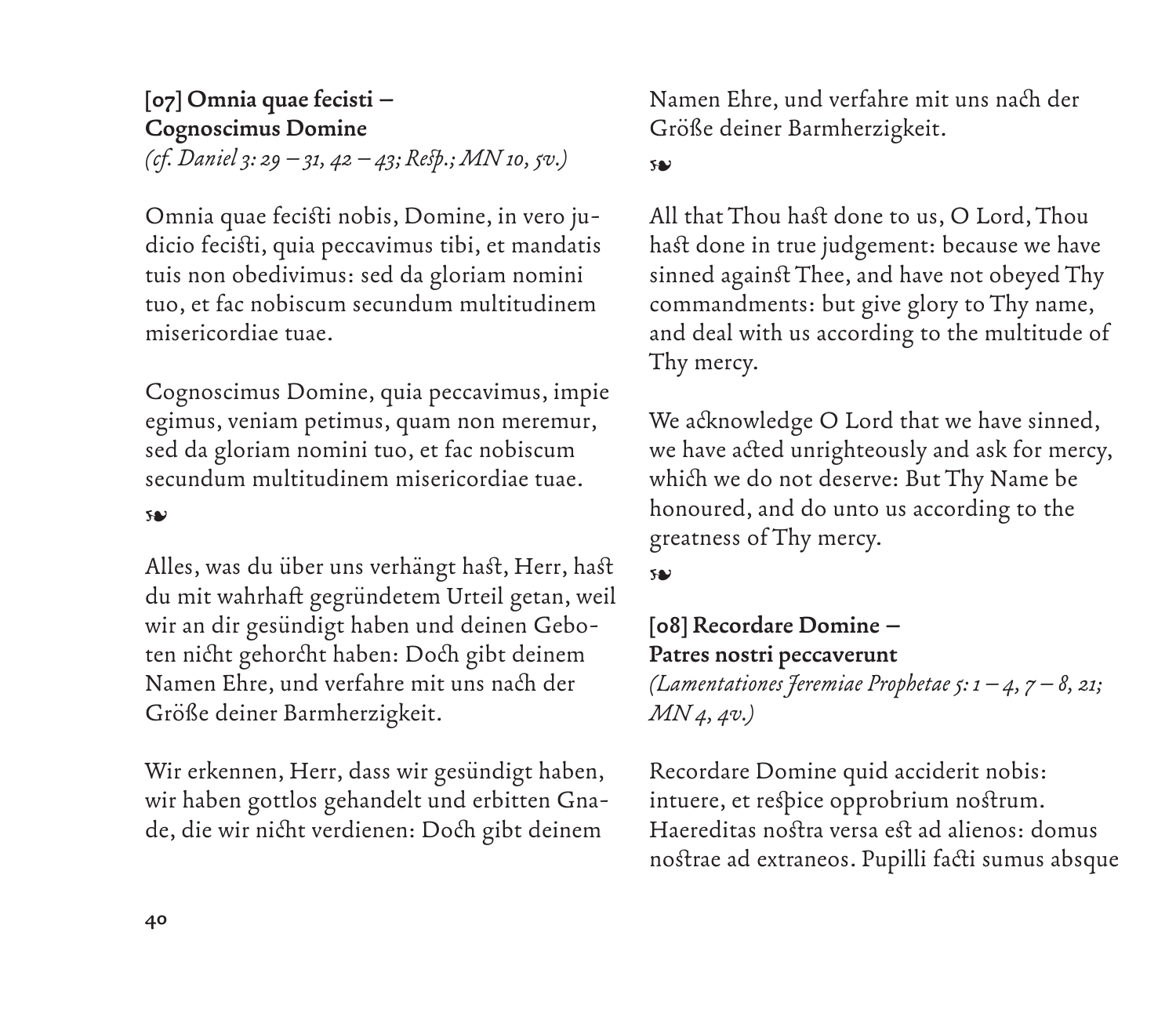**[07] Omnia quae fecisti – Cognoscimus Domine**
*(cf. Daniel 3: 29 – 31, 42 – 43; Resp.; MN 10, 5v.)*

Omnia quae fecisti nobis, Domine, in vero judicio fecisti, quia peccavimus tibi, et mandatis tuis non obedivimus: sed da gloriam nomini tuo, et fac nobiscum secundum multitudinem misericordiae tuae.

Cognoscimus Domine, quia peccavimus, impie egimus, veniam petimus, quam non meremur, sed da gloriam nomini tuo, et fac nobiscum secundum multitudinem misericordiae tuae.

❧

Alles, was du über uns verhängt hast, Herr, hast du mit wahrhaft gegründetem Urteil getan, weil wir an dir gesündigt haben und deinen Geboten nicht gehorcht haben: Doch gibt deinem Namen Ehre, und verfahre mit uns nach der Größe deiner Barmherzigkeit.

Wir erkennen, Herr, dass wir gesündigt haben, wir haben gottlos gehandelt und erbitten Gnade, die wir nicht verdienen: Doch gibt deinem Namen Ehre, und verfahre mit uns nach der Größe deiner Barmherzigkeit.

❧

All that Thou hast done to us, O Lord, Thou hast done in true judgement: because we have sinned against Thee, and have not obeyed Thy commandments: but give glory to Thy name, and deal with us according to the multitude of Thy mercy.

We acknowledge O Lord that we have sinned, we have acted unrighteously and ask for mercy, which we do not deserve: But Thy Name be honoured, and do unto us according to the greatness of Thy mercy.

❧

**[08] Recordare Domine – Patres nostri peccaverunt**
*(Lamentationes Jeremiae Prophetae 5: 1 – 4, 7 – 8, 21; MN 4, 4v.)*

Recordare Domine quid acciderit nobis: intuere, et respice opprobrium nostrum. Haereditas nostra versa est ad alienos: domus nostrae ad extraneos. Pupilli facti sumus absque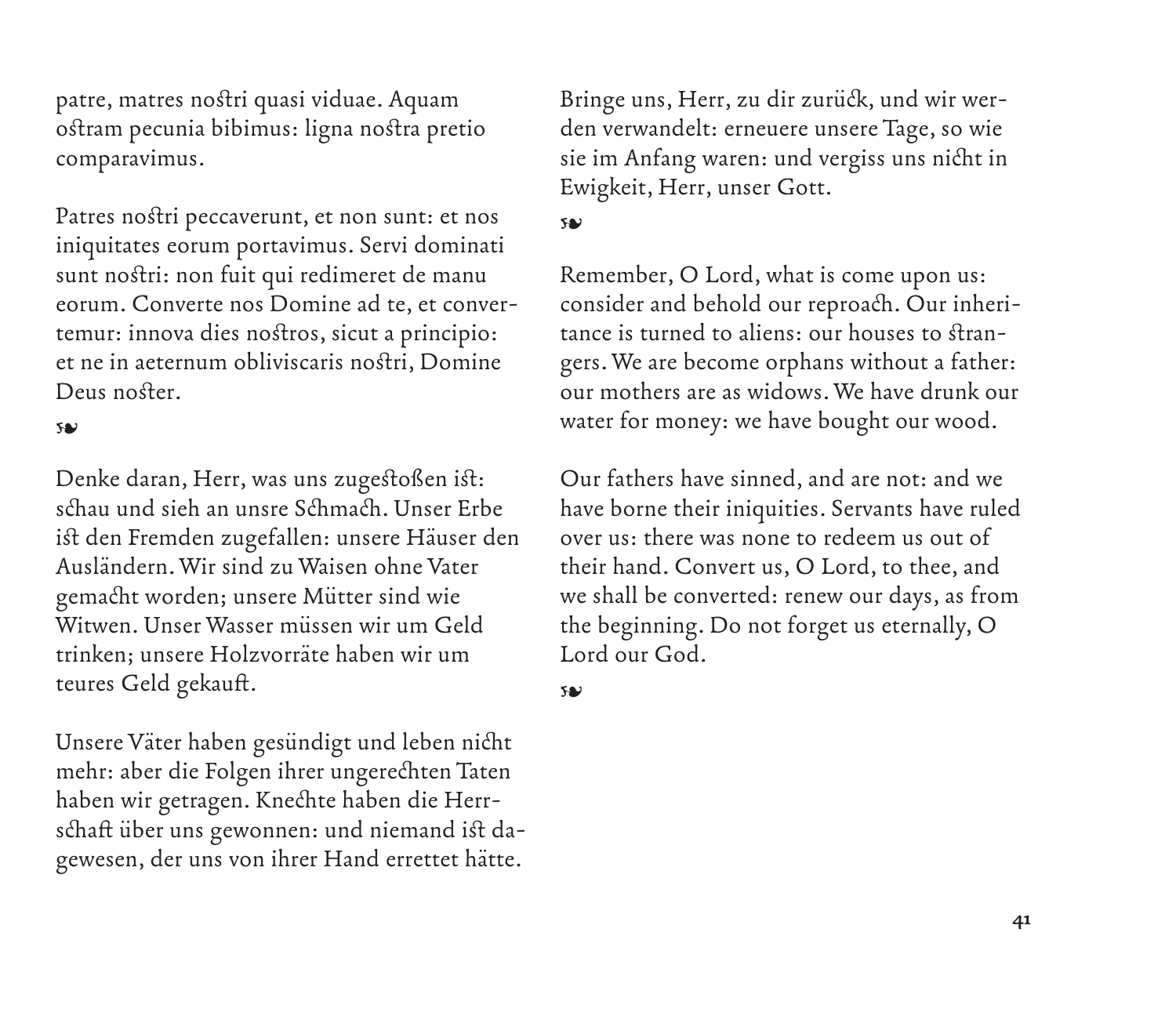patre, matres nostri quasi viduae. Aquam ostram pecunia bibimus: ligna nostra pretio comparavimus.

Patres nostri peccaverunt, et non sunt: et nos iniquitates eorum portavimus. Servi dominati sunt nostri: non fuit qui redimeret de manu eorum. Converte nos Domine ad te, et convertemur: innova dies nostros, sicut a principio: et ne in aeternum obliviscaris nostri, Domine Deus noster.

❧

Denke daran, Herr, was uns zugestoßen ist: schau und sieh an unsre Schmach. Unser Erbe ist den Fremden zugefallen: unsere Häuser den Ausländern. Wir sind zu Waisen ohne Vater gemacht worden; unsere Mütter sind wie Witwen. Unser Wasser müssen wir um Geld trinken; unsere Holzvorräte haben wir um teures Geld gekauft.

Unsere Väter haben gesündigt und leben nicht mehr: aber die Folgen ihrer ungerechten Taten haben wir getragen. Knechte haben die Herrschaft über uns gewonnen: und niemand ist dagewesen, der uns von ihrer Hand errettet hätte. Bringe uns, Herr, zu dir zurück, und wir werden verwandelt: erneuere unsere Tage, so wie sie im Anfang waren: und vergiss uns nicht in Ewigkeit, Herr, unser Gott.

❧

Remember, O Lord, what is come upon us: consider and behold our reproach. Our inheritance is turned to aliens: our houses to strangers. We are become orphans without a father: our mothers are as widows. We have drunk our water for money: we have bought our wood.

Our fathers have sinned, and are not: and we have borne their iniquities. Servants have ruled over us: there was none to redeem us out of their hand. Convert us, O Lord, to thee, and we shall be converted: renew our days, as from the beginning. Do not forget us eternally, O Lord our God.

❧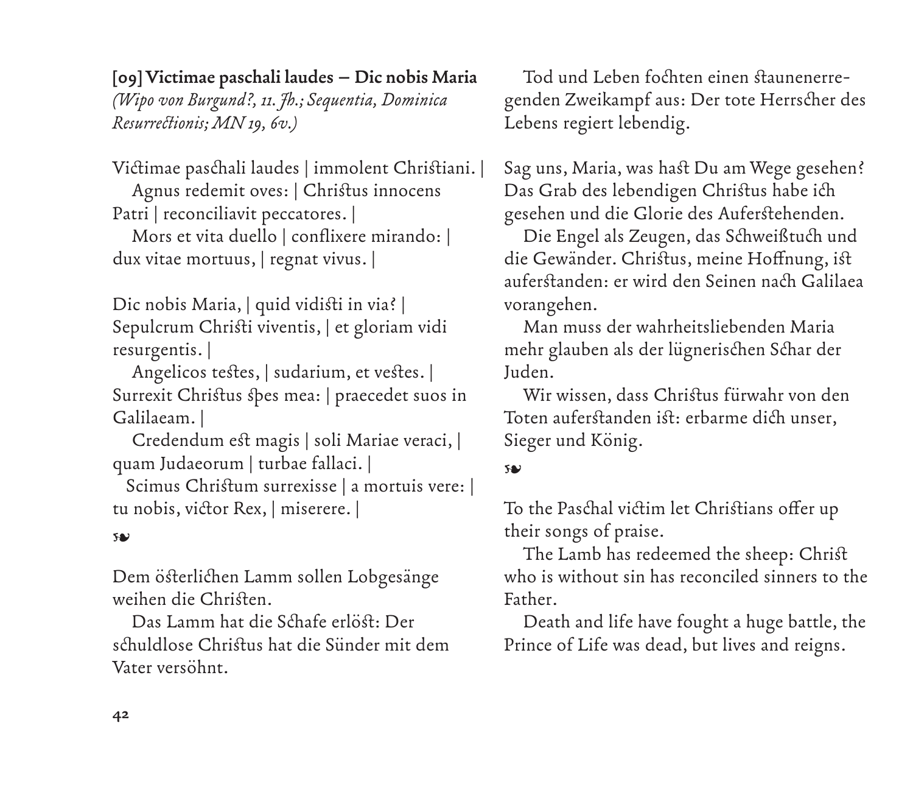**[09] Victimae paschali laudes – Dic nobis Maria**
*(Wipo von Burgund?, 11. Jh.; Sequentia, Dominica Resurrectionis; MN 19, 6v.)*

Victimae paschali laudes | immolent Christiani. |
Agnus redemit oves: | Christus innocens Patri | reconciliavit peccatores. |
Mors et vita duello | conflixere mirando: | dux vitae mortuus, | regnat vivus. |

Dic nobis Maria, | quid vidisti in via? |
Sepulcrum Christi viventis, | et gloriam vidi resurgentis. |
Angelicos testes, | sudarium, et vestes. |
Surrexit Christus spes mea: | praecedet suos in Galilaeam. |
Credendum est magis | soli Mariae veraci, | quam Judaeorum | turbae fallaci. |
Scimus Christum surrexisse | a mortuis vere: | tu nobis, victor Rex, | miserere. |

❧

Dem österlichen Lamm sollen Lobgesänge weihen die Christen.
Das Lamm hat die Schafe erlöst: Der schuldlose Christus hat die Sünder mit dem Vater versöhnt.
Tod und Leben fochten einen staunenerregenden Zweikampf aus: Der tote Herrscher des Lebens regiert lebendig.

Sag uns, Maria, was hast Du am Wege gesehen? Das Grab des lebendigen Christus habe ich gesehen und die Glorie des Auferstehenden.
Die Engel als Zeugen, das Schweißtuch und die Gewänder. Christus, meine Hoffnung, ist auferstanden: er wird den Seinen nach Galilaea vorangehen.
Man muss der wahrheitsliebenden Maria mehr glauben als der lügnerischen Schar der Juden.
Wir wissen, dass Christus fürwahr von den Toten auferstanden ist: erbarme dich unser, Sieger und König.

❧

To the Paschal victim let Christians offer up their songs of praise.
The Lamb has redeemed the sheep: Christ who is without sin has reconciled sinners to the Father.
Death and life have fought a huge battle, the Prince of Life was dead, but lives and reigns.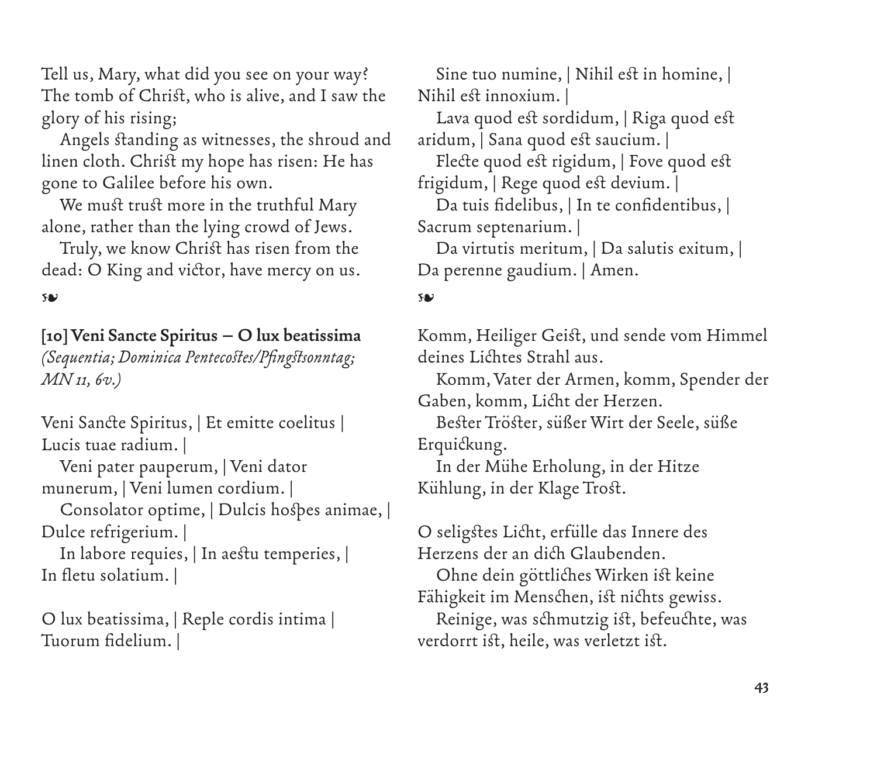Tell us, Mary, what did you see on your way? The tomb of Christ, who is alive, and I saw the glory of his rising;

Angels standing as witnesses, the shroud and linen cloth. Christ my hope has risen: He has gone to Galilee before his own.

We must trust more in the truthful Mary alone, rather than the lying crowd of Jews.

Truly, we know Christ has risen from the dead: O King and victor, have mercy on us.

❧

**[10] Veni Sancte Spiritus – O lux beatissima**
*(Sequentia; Dominica Pentecostes/Pfingstsonntag; MN 11, 6v.)*

Veni Sancte Spiritus, | Et emitte coelitus | Lucis tuae radium. |

Veni pater pauperum, | Veni dator munerum, | Veni lumen cordium. |

Consolator optime, | Dulcis hospes animae, | Dulce refrigerium. |

In labore requies, | In aestu temperies, | In fletu solatium. |

O lux beatissima, | Reple cordis intima | Tuorum fidelium. |

Sine tuo numine, | Nihil est in homine, | Nihil est innoxium. |

Lava quod est sordidum, | Riga quod est aridum, | Sana quod est saucium. |

Flecte quod est rigidum, | Fove quod est frigidum, | Rege quod est devium. |

Da tuis fidelibus, | In te confidentibus, | Sacrum septenarium. |

Da virtutis meritum, | Da salutis exitum, | Da perenne gaudium. | Amen.

❧

Komm, Heiliger Geist, und sende vom Himmel deines Lichtes Strahl aus.

Komm, Vater der Armen, komm, Spender der Gaben, komm, Licht der Herzen.

Bester Tröster, süßer Wirt der Seele, süße Erquickung.

In der Mühe Erholung, in der Hitze Kühlung, in der Klage Trost.

O seligstes Licht, erfülle das Innere des Herzens der an dich Glaubenden.

Ohne dein göttliches Wirken ist keine Fähigkeit im Menschen, ist nichts gewiss.

Reinige, was schmutzig ist, befeuchte, was verdorrt ist, heile, was verletzt ist.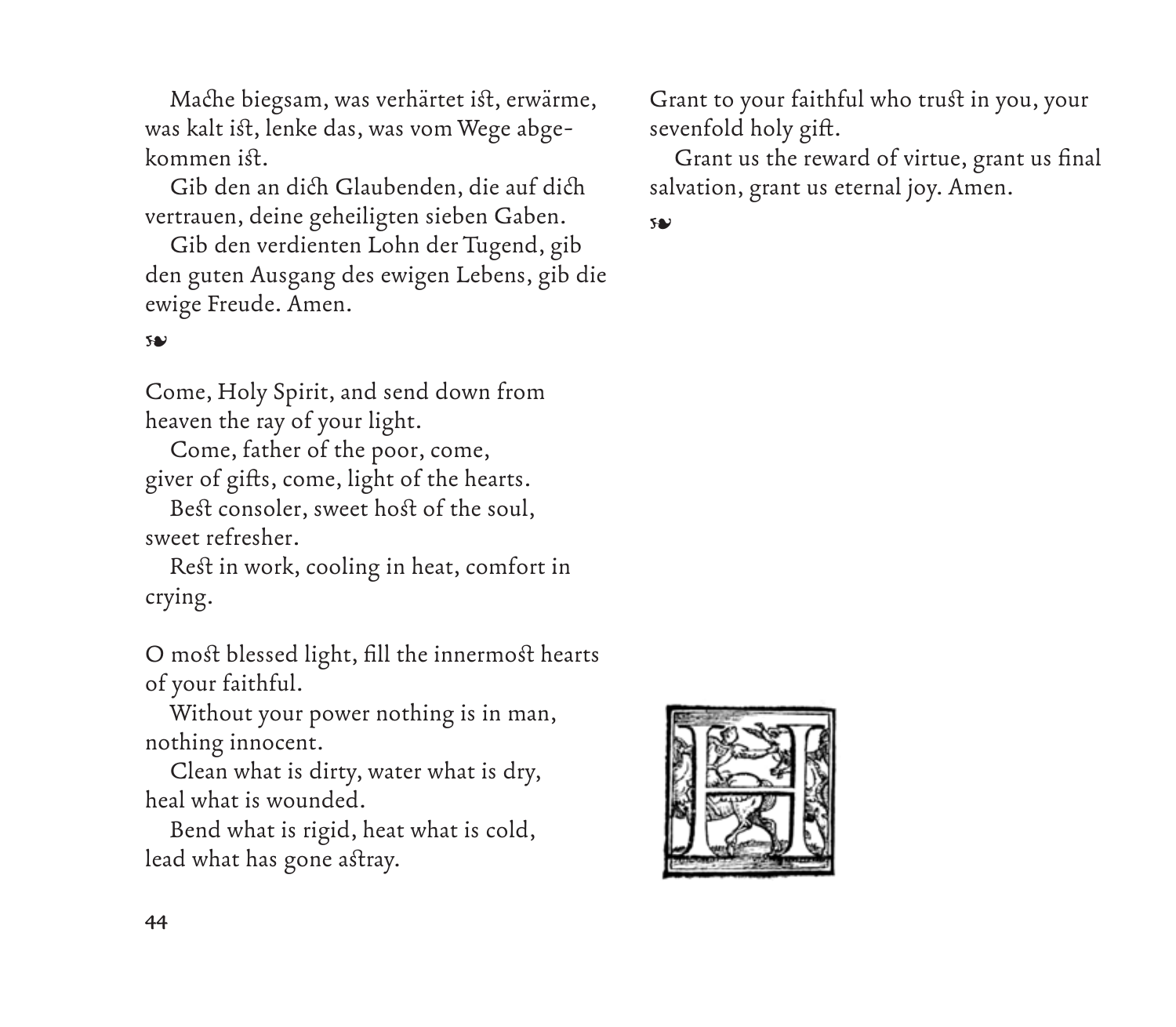Mache biegsam, was verhärtet ist, erwärme, was kalt ist, lenke das, was vom Wege abgekommen ist.

Gib den an dich Glaubenden, die auf dich vertrauen, deine geheiligten sieben Gaben.

Gib den verdienten Lohn der Tugend, gib den guten Ausgang des ewigen Lebens, gib die ewige Freude. Amen.

❧

Come, Holy Spirit, and send down from heaven the ray of your light.

Come, father of the poor, come, giver of gifts, come, light of the hearts.

Best consoler, sweet host of the soul, sweet refresher.

Rest in work, cooling in heat, comfort in crying.

O most blessed light, fill the innermost hearts of your faithful.

Without your power nothing is in man, nothing innocent.

Clean what is dirty, water what is dry, heal what is wounded.

Bend what is rigid, heat what is cold, lead what has gone astray.

Grant to your faithful who trust in you, your sevenfold holy gift.

Grant us the reward of virtue, grant us final salvation, grant us eternal joy. Amen.

❧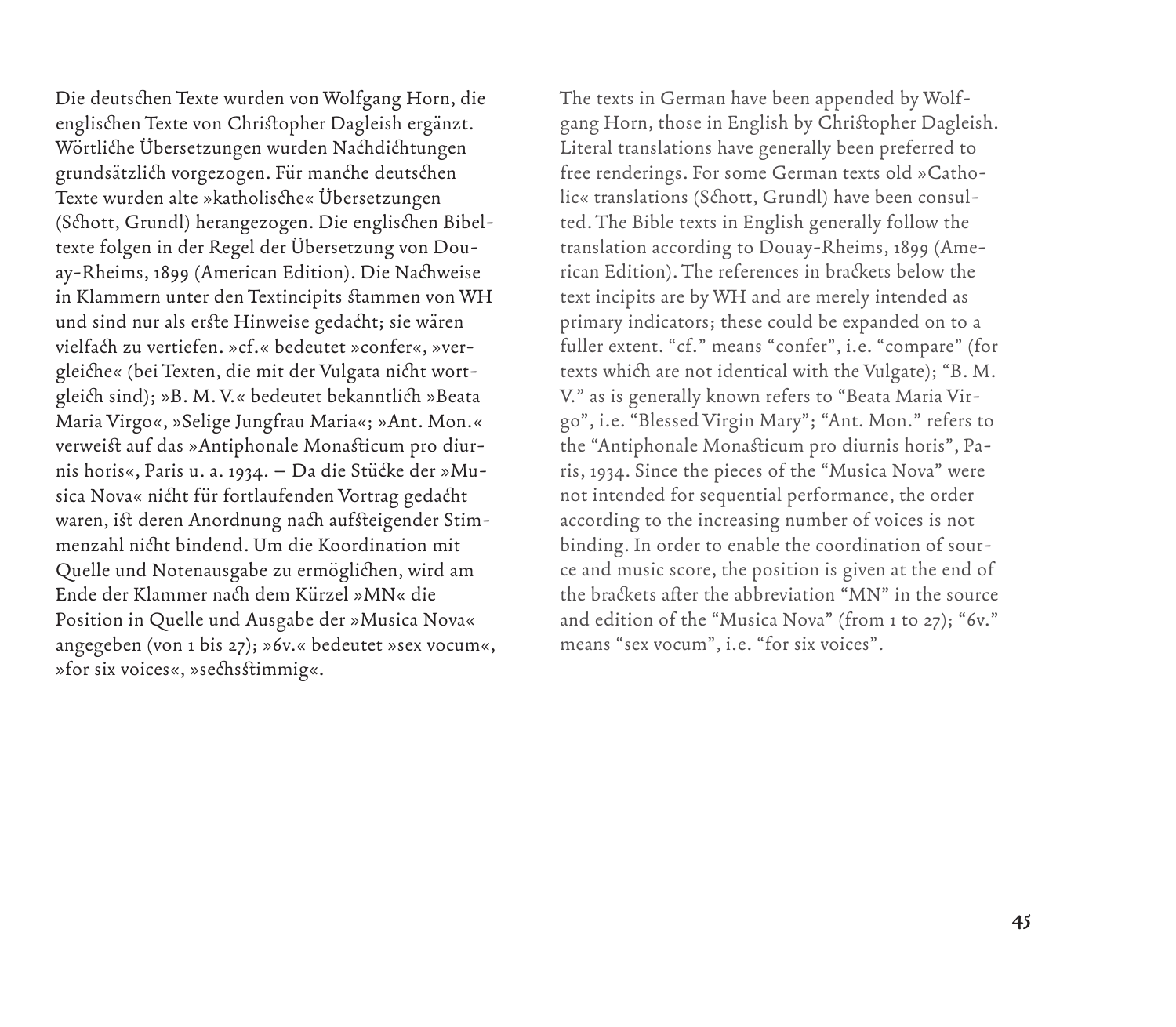Die deutschen Texte wurden von Wolfgang Horn, die englischen Texte von Christopher Dagleish ergänzt. Wörtliche Übersetzungen wurden Nachdichtungen grundsätzlich vorgezogen. Für manche deutschen Texte wurden alte »katholische« Übersetzungen (Schott, Grundl) herangezogen. Die englischen Bibeltexte folgen in der Regel der Übersetzung von Douay-Rheims, 1899 (American Edition). Die Nachweise in Klammern unter den Textincipits stammen von WH und sind nur als erste Hinweise gedacht; sie wären vielfach zu vertiefen. »cf.« bedeutet »confer«, »vergleiche« (bei Texten, die mit der Vulgata nicht wortgleich sind); »B. M. V.« bedeutet bekanntlich »Beata Maria Virgo«, »Selige Jungfrau Maria«; »Ant. Mon.« verweist auf das »Antiphonale Monasticum pro diurnis horis«, Paris u. a. 1934. – Da die Stücke der »Musica Nova« nicht für fortlaufenden Vortrag gedacht waren, ist deren Anordnung nach aufsteigender Stimmenzahl nicht bindend. Um die Koordination mit Quelle und Notenausgabe zu ermöglichen, wird am Ende der Klammer nach dem Kürzel »MN« die Position in Quelle und Ausgabe der »Musica Nova« angegeben (von 1 bis 27); »6v.« bedeutet »sex vocum«, »for six voices«, »sechsstimmig«.

The texts in German have been appended by Wolfgang Horn, those in English by Christopher Dagleish. Literal translations have generally been preferred to free renderings. For some German texts old »Catholic« translations (Schott, Grundl) have been consulted. The Bible texts in English generally follow the translation according to Douay-Rheims, 1899 (American Edition). The references in brackets below the text incipits are by WH and are merely intended as primary indicators; these could be expanded on to a fuller extent. "cf." means "confer", i.e. "compare" (for texts which are not identical with the Vulgate); "B. M. V." as is generally known refers to "Beata Maria Virgo", i.e. "Blessed Virgin Mary"; "Ant. Mon." refers to the "Antiphonale Monasticum pro diurnis horis", Paris, 1934. Since the pieces of the "Musica Nova" were not intended for sequential performance, the order according to the increasing number of voices is not binding. In order to enable the coordination of source and music score, the position is given at the end of the brackets after the abbreviation "MN" in the source and edition of the "Musica Nova" (from 1 to 27); "6v." means "sex vocum", i.e. "for six voices".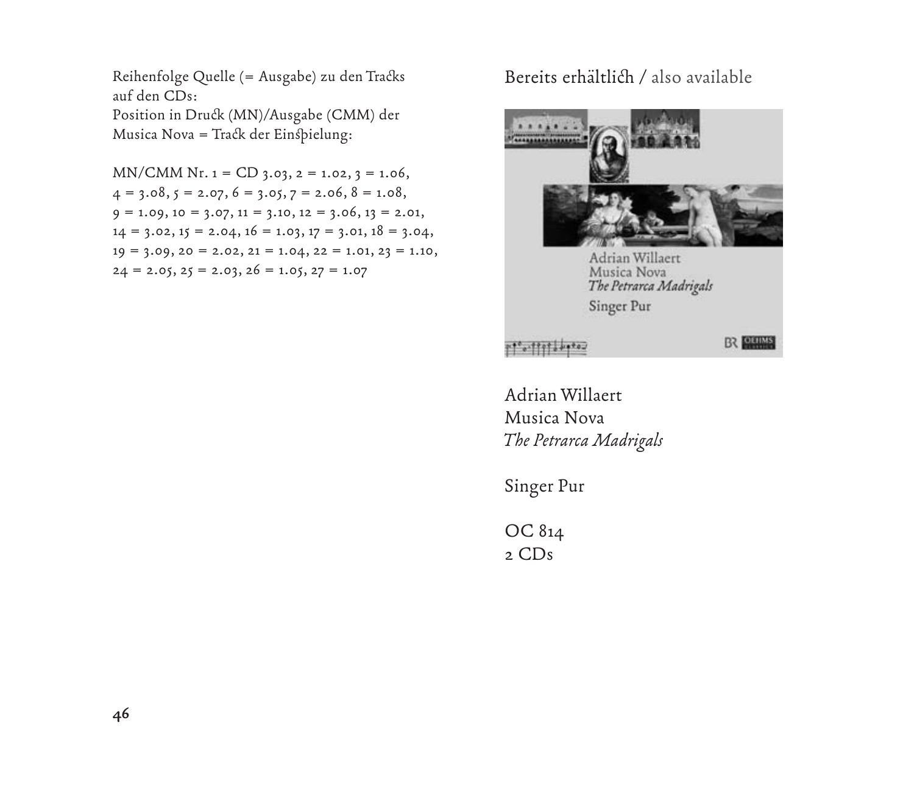Reihenfolge Quelle (= Ausgabe) zu den Tracks auf den CDs:
Position in Druck (MN)/Ausgabe (CMM) der Musica Nova = Track der Einspielung:

MN/CMM Nr. 1 = CD 3.03, 2 = 1.02, 3 = 1.06, 4 = 3.08, 5 = 2.07, 6 = 3.05, 7 = 2.06, 8 = 1.08, 9 = 1.09, 10 = 3.07, 11 = 3.10, 12 = 3.06, 13 = 2.01, 14 = 3.02, 15 = 2.04, 16 = 1.03, 17 = 3.01, 18 = 3.04, 19 = 3.09, 20 = 2.02, 21 = 1.04, 22 = 1.01, 23 = 1.10, 24 = 2.05, 25 = 2.03, 26 = 1.05, 27 = 1.07

## Bereits erhältlich / also available

Adrian Willaert
Musica Nova
*The Petrarca Madrigals*

Singer Pur

OC 814
2 CDs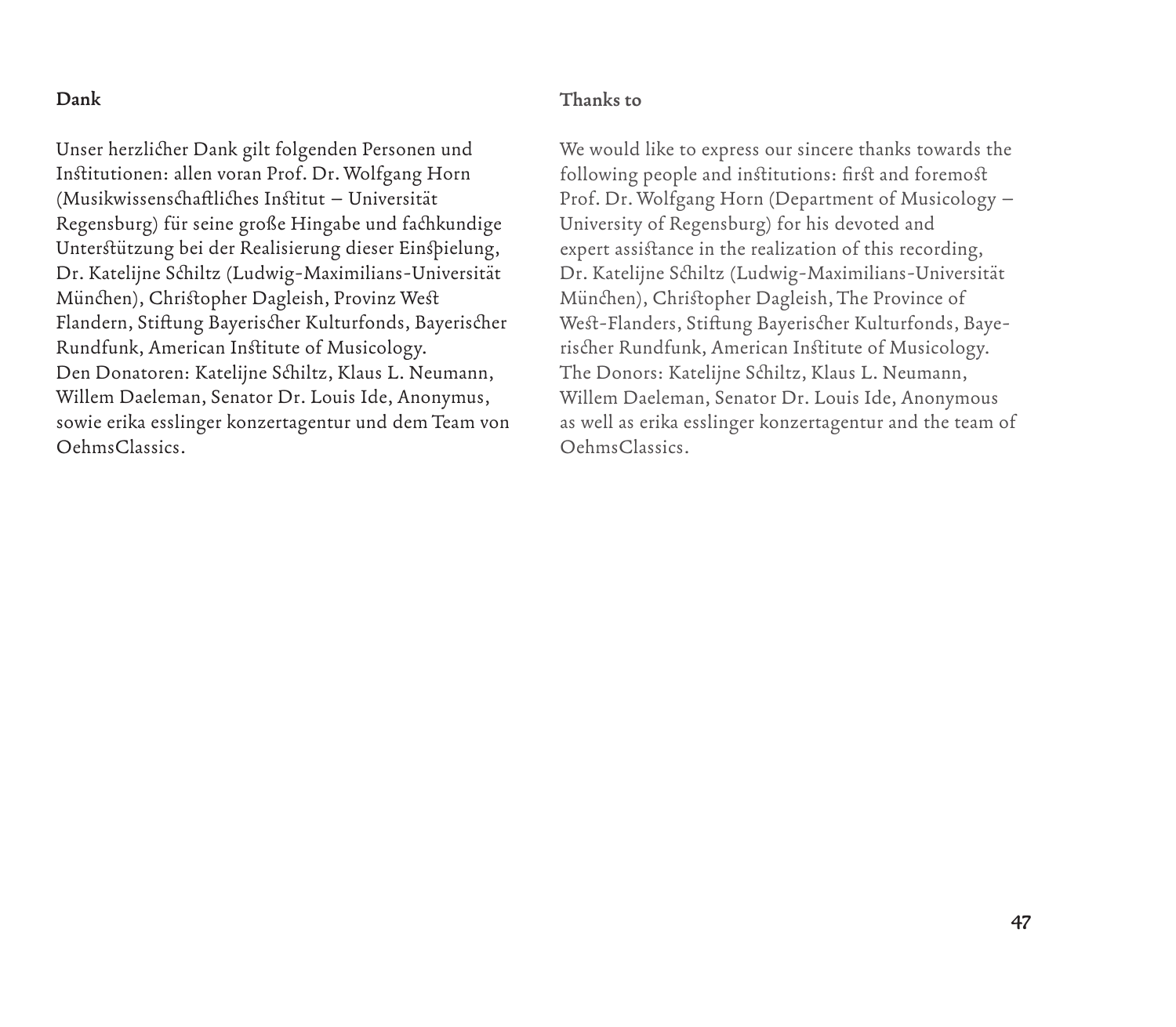## Dank

Unser herzlicher Dank gilt folgenden Personen und Institutionen: allen voran Prof. Dr. Wolfgang Horn (Musikwissenschaftliches Institut – Universität Regensburg) für seine große Hingabe und fachkundige Unterstützung bei der Realisierung dieser Einspielung, Dr. Katelijne Schiltz (Ludwig-Maximilians-Universität München), Christopher Dagleish, Provinz West Flandern, Stiftung Bayerischer Kulturfonds, Bayerischer Rundfunk, American Institute of Musicology.
Den Donatoren: Katelijne Schiltz, Klaus L. Neumann, Willem Daeleman, Senator Dr. Louis Ide, Anonymus, sowie erika esslinger konzertagentur und dem Team von OehmsClassics.

## Thanks to

We would like to express our sincere thanks towards the following people and institutions: first and foremost Prof. Dr. Wolfgang Horn (Department of Musicology – University of Regensburg) for his devoted and expert assistance in the realization of this recording, Dr. Katelijne Schiltz (Ludwig-Maximilians-Universität München), Christopher Dagleish, The Province of West-Flanders, Stiftung Bayerischer Kulturfonds, Bayerischer Rundfunk, American Institute of Musicology.
The Donors: Katelijne Schiltz, Klaus L. Neumann, Willem Daeleman, Senator Dr. Louis Ide, Anonymous as well as erika esslinger konzertagentur and the team of OehmsClassics.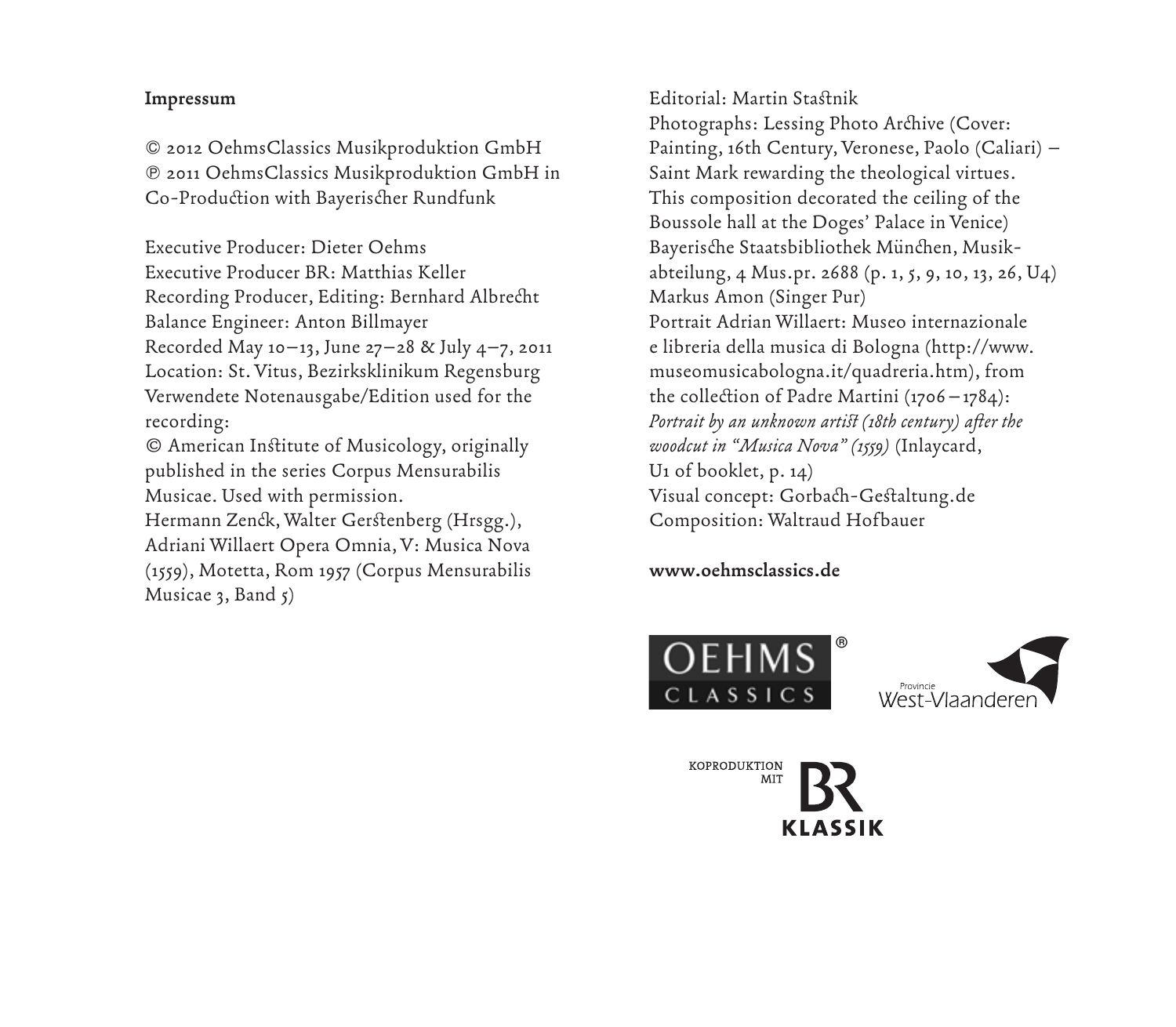**Impressum**

© 2012 OehmsClassics Musikproduktion GmbH
℗ 2011 OehmsClassics Musikproduktion GmbH in Co-Production with Bayerischer Rundfunk

Executive Producer: Dieter Oehms
Executive Producer BR: Matthias Keller
Recording Producer, Editing: Bernhard Albrecht
Balance Engineer: Anton Billmayer
Recorded May 10–13, June 27–28 & July 4–7, 2011
Location: St. Vitus, Bezirksklinikum Regensburg
Verwendete Notenausgabe/Edition used for the recording:
© American Institute of Musicology, originally published in the series Corpus Mensurabilis Musicae. Used with permission.
Hermann Zenck, Walter Gerstenberg (Hrsgg.), Adriani Willaert Opera Omnia, V: Musica Nova (1559), Motetta, Rom 1957 (Corpus Mensurabilis Musicae 3, Band 5)

Editorial: Martin Stastnik
Photographs: Lessing Photo Archive (Cover: Painting, 16th Century, Veronese, Paolo (Caliari) – Saint Mark rewarding the theological virtues. This composition decorated the ceiling of the Boussole hall at the Doges' Palace in Venice)
Bayerische Staatsbibliothek München, Musikabteilung, 4 Mus.pr. 2688 (p. 1, 5, 9, 10, 13, 26, U4)
Markus Amon (Singer Pur)
Portrait Adrian Willaert: Museo internazionale e libreria della musica di Bologna (http://www.museomusicabologna.it/quadreria.htm), from the collection of Padre Martini (1706 – 1784): *Portrait by an unknown artist (18th century) after the woodcut in "Musica Nova" (1559)* (Inlaycard, U1 of booklet, p. 14)
Visual concept: Gorbach-Gestaltung.de
Composition: Waltraud Hofbauer

**www.oehmsclassics.de**

OEHMS CLASSICS ®

Provincie West-Vlaanderen

KOPRODUKTION MIT BR KLASSIK